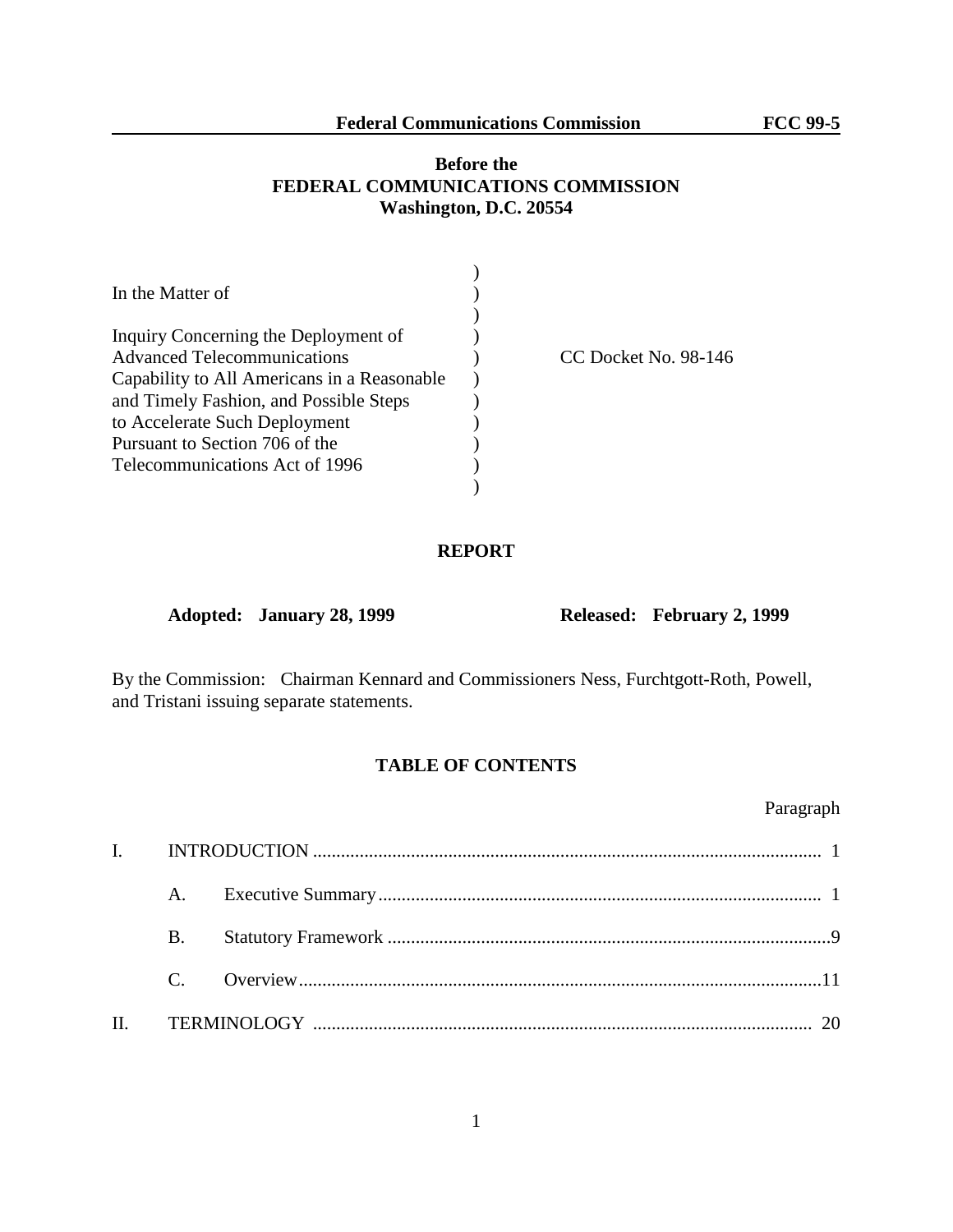**Before the**
**FEDERAL COMMUNICATIONS COMMISSION**
**Washington, D.C. 20554**

| | |
|---|---|
| In the Matter of<br><br>Inquiry Concerning the Deployment of Advanced Telecommunications Capability to All Americans in a Reasonable and Timely Fashion, and Possible Steps to Accelerate Such Deployment Pursuant to Section 706 of the Telecommunications Act of 1996 | CC Docket No. 98-146 |

# REPORT

**Adopted: January 28, 1999** **Released: February 2, 1999**

By the Commission: Chairman Kennard and Commissioners Ness, Furchtgott-Roth, Powell, and Tristani issuing separate statements.

## TABLE OF CONTENTS

| | | | Paragraph |
|---|---|---|---|
| I. | INTRODUCTION | | 1 |
| | A. | Executive Summary | 1 |
| | B. | Statutory Framework | 9 |
| | C. | Overview | 11 |
| II. | TERMINOLOGY | | 20 |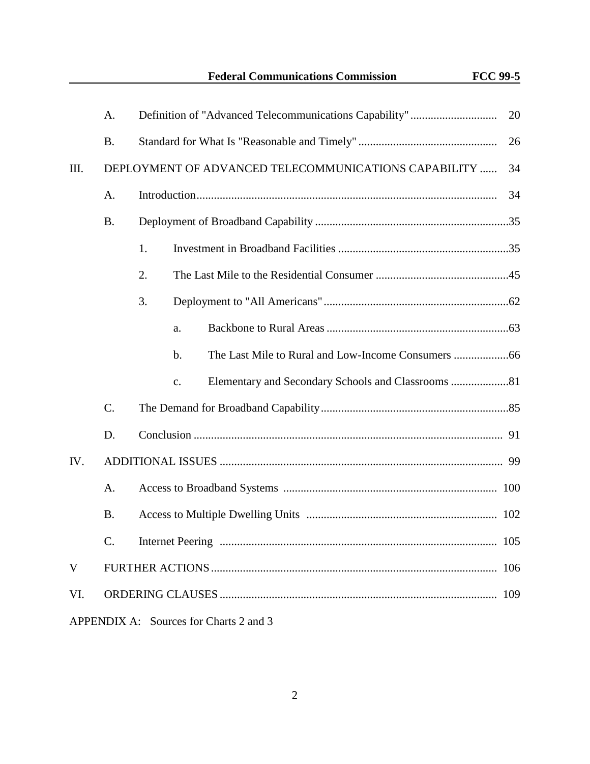| | | | | |
|---|---|---|---|---|
| | A. | Definition of "Advanced Telecommunications Capability" | | 20 |
| | B. | Standard for What Is "Reasonable and Timely" | | 26 |
| III. | DEPLOYMENT OF ADVANCED TELECOMMUNICATIONS CAPABILITY | | | 34 |
| | A. | Introduction | | 34 |
| | B. | Deployment of Broadband Capability | | 35 |
| | | 1. Investment in Broadband Facilities | | 35 |
| | | 2. The Last Mile to the Residential Consumer | | 45 |
| | | 3. Deployment to "All Americans" | | 62 |
| | | | a. Backbone to Rural Areas | 63 |
| | | | b. The Last Mile to Rural and Low-Income Consumers | 66 |
| | | | c. Elementary and Secondary Schools and Classrooms | 81 |
| | C. | The Demand for Broadband Capability | | 85 |
| | D. | Conclusion | | 91 |
| IV. | ADDITIONAL ISSUES | | | 99 |
| | A. | Access to Broadband Systems | | 100 |
| | B. | Access to Multiple Dwelling Units | | 102 |
| | C. | Internet Peering | | 105 |
| V | FURTHER ACTIONS | | | 106 |
| VI. | ORDERING CLAUSES | | | 109 |

APPENDIX A: Sources for Charts 2 and 3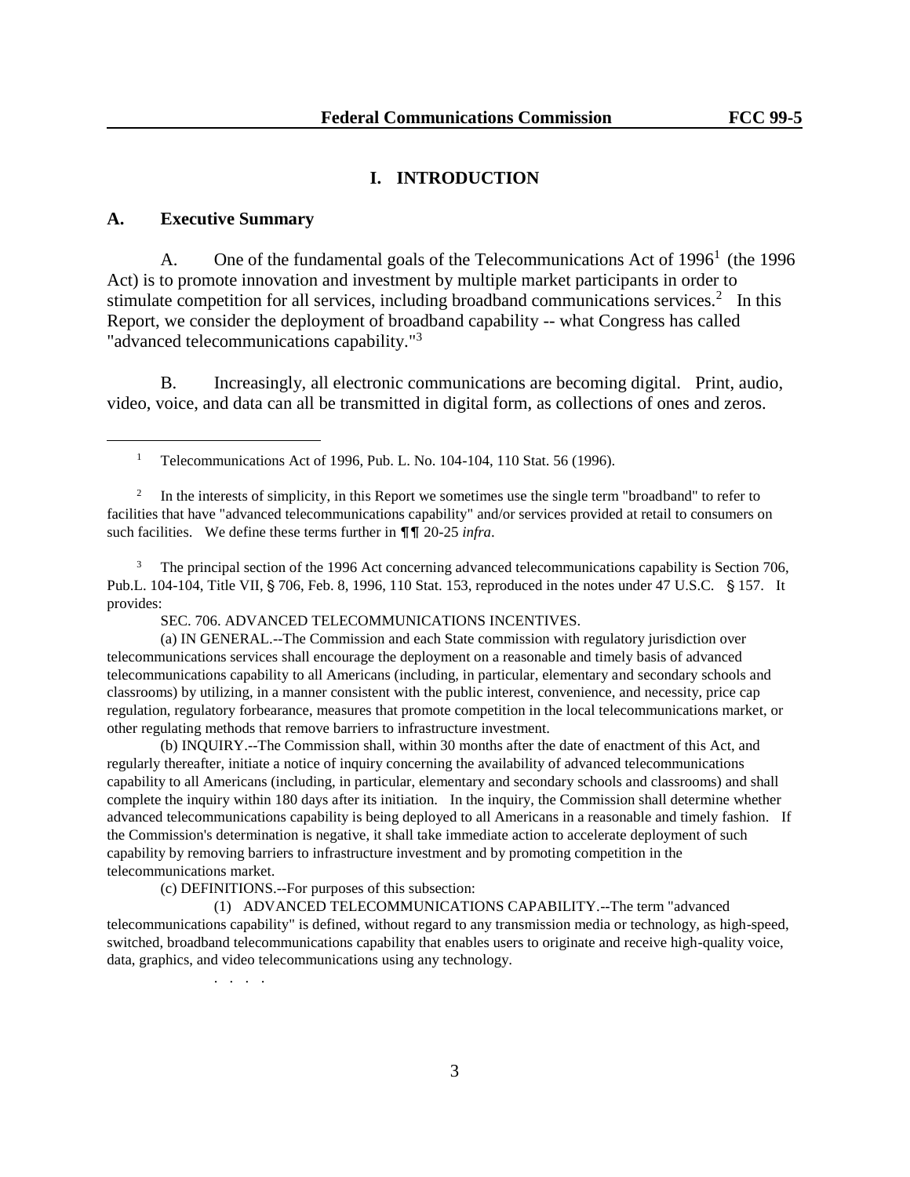# I. INTRODUCTION

## A. Executive Summary

A. One of the fundamental goals of the Telecommunications Act of 1996[1] (the 1996 Act) is to promote innovation and investment by multiple market participants in order to stimulate competition for all services, including broadband communications services.[2] In this Report, we consider the deployment of broadband capability -- what Congress has called "advanced telecommunications capability."[3]

B. Increasingly, all electronic communications are becoming digital. Print, audio, video, voice, and data can all be transmitted in digital form, as collections of ones and zeros.

---

[1] Telecommunications Act of 1996, Pub. L. No. 104-104, 110 Stat. 56 (1996).

[2] In the interests of simplicity, in this Report we sometimes use the single term "broadband" to refer to facilities that have "advanced telecommunications capability" and/or services provided at retail to consumers on such facilities. We define these terms further in ¶¶ 20-25 *infra*.

[3] The principal section of the 1996 Act concerning advanced telecommunications capability is Section 706, Pub.L. 104-104, Title VII, § 706, Feb. 8, 1996, 110 Stat. 153, reproduced in the notes under 47 U.S.C. § 157. It provides:

SEC. 706. ADVANCED TELECOMMUNICATIONS INCENTIVES.

(a) IN GENERAL.--The Commission and each State commission with regulatory jurisdiction over telecommunications services shall encourage the deployment on a reasonable and timely basis of advanced telecommunications capability to all Americans (including, in particular, elementary and secondary schools and classrooms) by utilizing, in a manner consistent with the public interest, convenience, and necessity, price cap regulation, regulatory forbearance, measures that promote competition in the local telecommunications market, or other regulating methods that remove barriers to infrastructure investment.

(b) INQUIRY.--The Commission shall, within 30 months after the date of enactment of this Act, and regularly thereafter, initiate a notice of inquiry concerning the availability of advanced telecommunications capability to all Americans (including, in particular, elementary and secondary schools and classrooms) and shall complete the inquiry within 180 days after its initiation. In the inquiry, the Commission shall determine whether advanced telecommunications capability is being deployed to all Americans in a reasonable and timely fashion. If the Commission's determination is negative, it shall take immediate action to accelerate deployment of such capability by removing barriers to infrastructure investment and by promoting competition in the telecommunications market.

(c) DEFINITIONS.--For purposes of this subsection:

(1) ADVANCED TELECOMMUNICATIONS CAPABILITY.--The term "advanced telecommunications capability" is defined, without regard to any transmission media or technology, as high-speed, switched, broadband telecommunications capability that enables users to originate and receive high-quality voice, data, graphics, and video telecommunications using any technology.

. . . .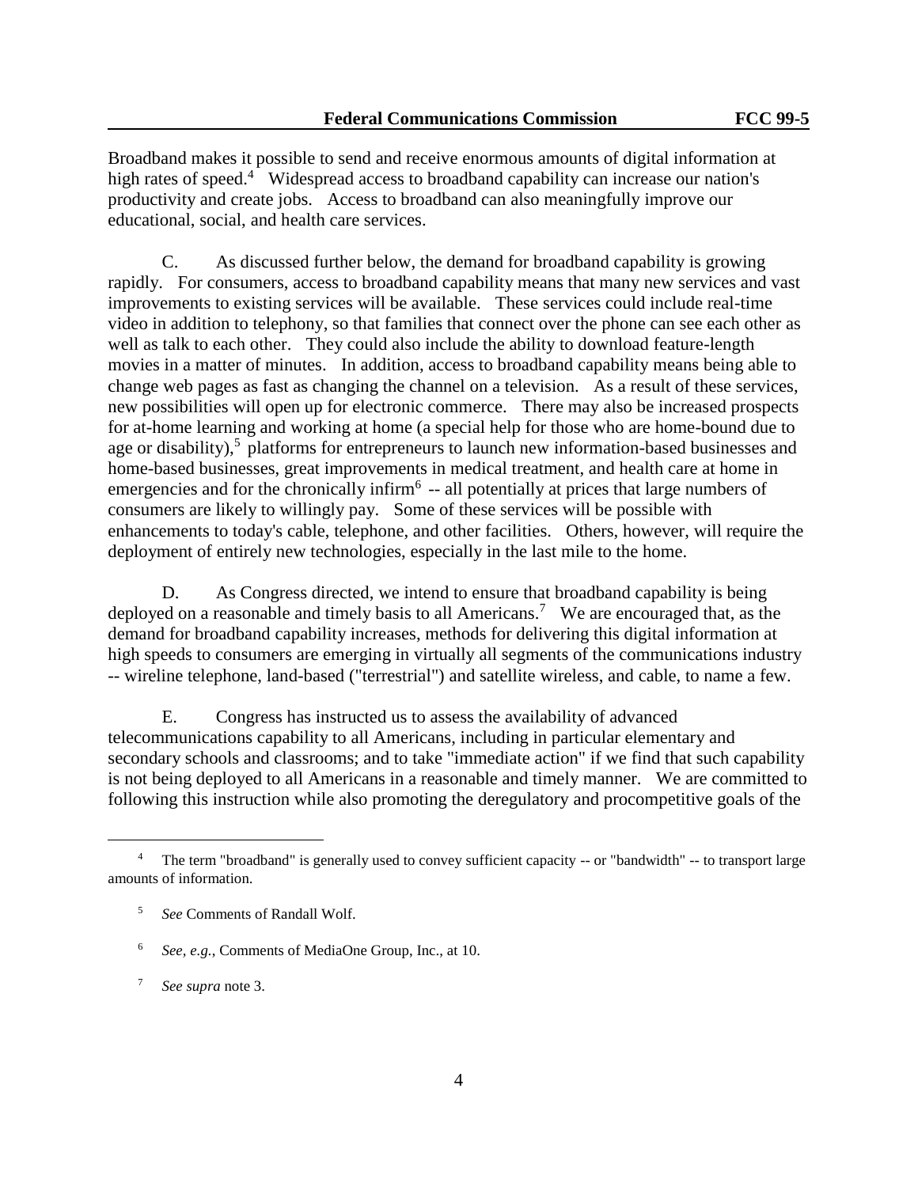Broadband makes it possible to send and receive enormous amounts of digital information at high rates of speed.[4] Widespread access to broadband capability can increase our nation's productivity and create jobs. Access to broadband can also meaningfully improve our educational, social, and health care services.

C. As discussed further below, the demand for broadband capability is growing rapidly. For consumers, access to broadband capability means that many new services and vast improvements to existing services will be available. These services could include real-time video in addition to telephony, so that families that connect over the phone can see each other as well as talk to each other. They could also include the ability to download feature-length movies in a matter of minutes. In addition, access to broadband capability means being able to change web pages as fast as changing the channel on a television. As a result of these services, new possibilities will open up for electronic commerce. There may also be increased prospects for at-home learning and working at home (a special help for those who are home-bound due to age or disability),[5] platforms for entrepreneurs to launch new information-based businesses and home-based businesses, great improvements in medical treatment, and health care at home in emergencies and for the chronically infirm[6] -- all potentially at prices that large numbers of consumers are likely to willingly pay. Some of these services will be possible with enhancements to today's cable, telephone, and other facilities. Others, however, will require the deployment of entirely new technologies, especially in the last mile to the home.

D. As Congress directed, we intend to ensure that broadband capability is being deployed on a reasonable and timely basis to all Americans.[7] We are encouraged that, as the demand for broadband capability increases, methods for delivering this digital information at high speeds to consumers are emerging in virtually all segments of the communications industry -- wireline telephone, land-based ("terrestrial") and satellite wireless, and cable, to name a few.

E. Congress has instructed us to assess the availability of advanced telecommunications capability to all Americans, including in particular elementary and secondary schools and classrooms; and to take "immediate action" if we find that such capability is not being deployed to all Americans in a reasonable and timely manner. We are committed to following this instruction while also promoting the deregulatory and procompetitive goals of the

---

[4] The term "broadband" is generally used to convey sufficient capacity -- or "bandwidth" -- to transport large amounts of information.

[5] *See* Comments of Randall Wolf.

[6] *See, e.g.,* Comments of MediaOne Group, Inc., at 10.

[7] *See supra* note 3.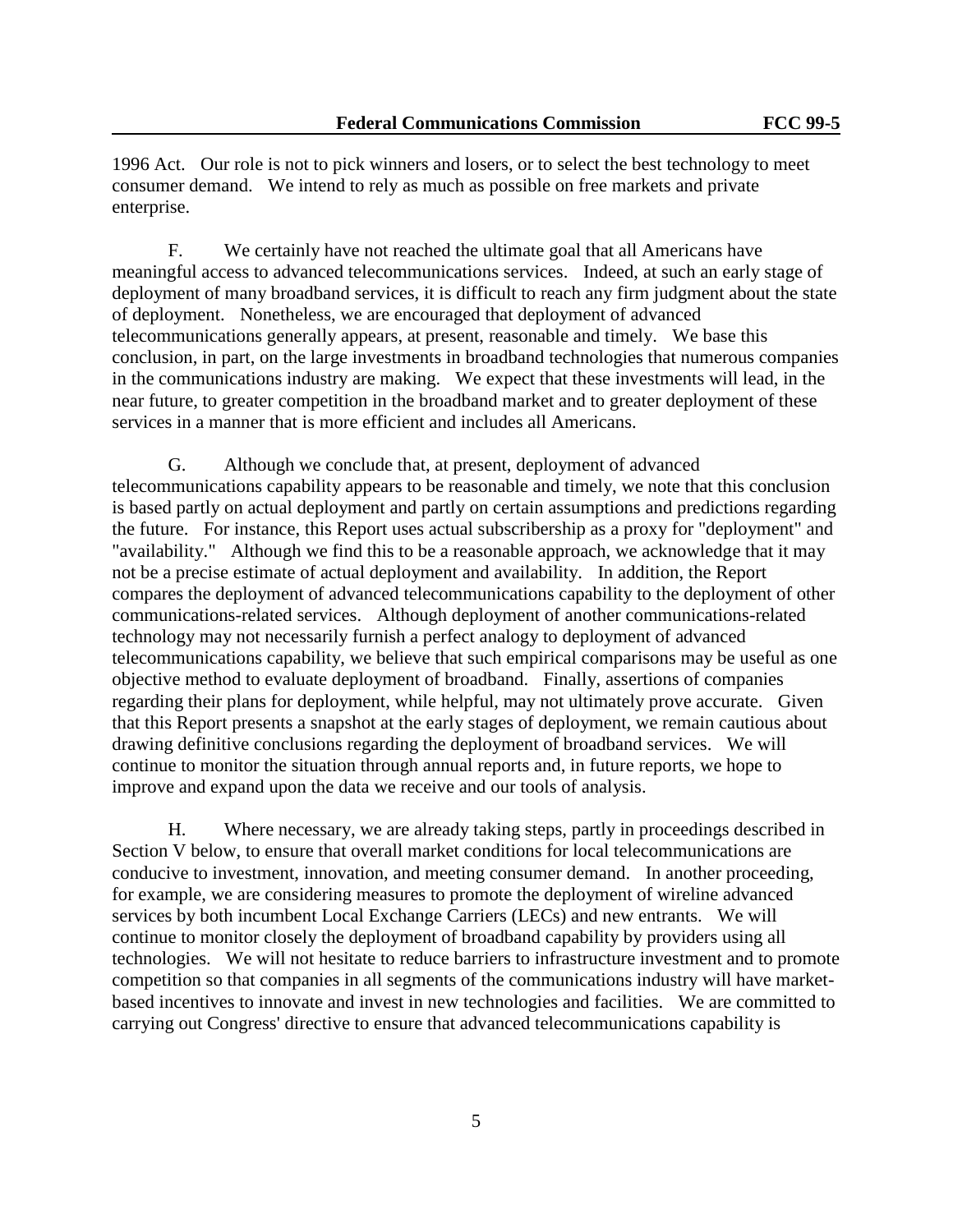1996 Act. Our role is not to pick winners and losers, or to select the best technology to meet consumer demand. We intend to rely as much as possible on free markets and private enterprise.

F. We certainly have not reached the ultimate goal that all Americans have meaningful access to advanced telecommunications services. Indeed, at such an early stage of deployment of many broadband services, it is difficult to reach any firm judgment about the state of deployment. Nonetheless, we are encouraged that deployment of advanced telecommunications generally appears, at present, reasonable and timely. We base this conclusion, in part, on the large investments in broadband technologies that numerous companies in the communications industry are making. We expect that these investments will lead, in the near future, to greater competition in the broadband market and to greater deployment of these services in a manner that is more efficient and includes all Americans.

G. Although we conclude that, at present, deployment of advanced telecommunications capability appears to be reasonable and timely, we note that this conclusion is based partly on actual deployment and partly on certain assumptions and predictions regarding the future. For instance, this Report uses actual subscribership as a proxy for "deployment" and "availability." Although we find this to be a reasonable approach, we acknowledge that it may not be a precise estimate of actual deployment and availability. In addition, the Report compares the deployment of advanced telecommunications capability to the deployment of other communications-related services. Although deployment of another communications-related technology may not necessarily furnish a perfect analogy to deployment of advanced telecommunications capability, we believe that such empirical comparisons may be useful as one objective method to evaluate deployment of broadband. Finally, assertions of companies regarding their plans for deployment, while helpful, may not ultimately prove accurate. Given that this Report presents a snapshot at the early stages of deployment, we remain cautious about drawing definitive conclusions regarding the deployment of broadband services. We will continue to monitor the situation through annual reports and, in future reports, we hope to improve and expand upon the data we receive and our tools of analysis.

H. Where necessary, we are already taking steps, partly in proceedings described in Section V below, to ensure that overall market conditions for local telecommunications are conducive to investment, innovation, and meeting consumer demand. In another proceeding, for example, we are considering measures to promote the deployment of wireline advanced services by both incumbent Local Exchange Carriers (LECs) and new entrants. We will continue to monitor closely the deployment of broadband capability by providers using all technologies. We will not hesitate to reduce barriers to infrastructure investment and to promote competition so that companies in all segments of the communications industry will have market-based incentives to innovate and invest in new technologies and facilities. We are committed to carrying out Congress' directive to ensure that advanced telecommunications capability is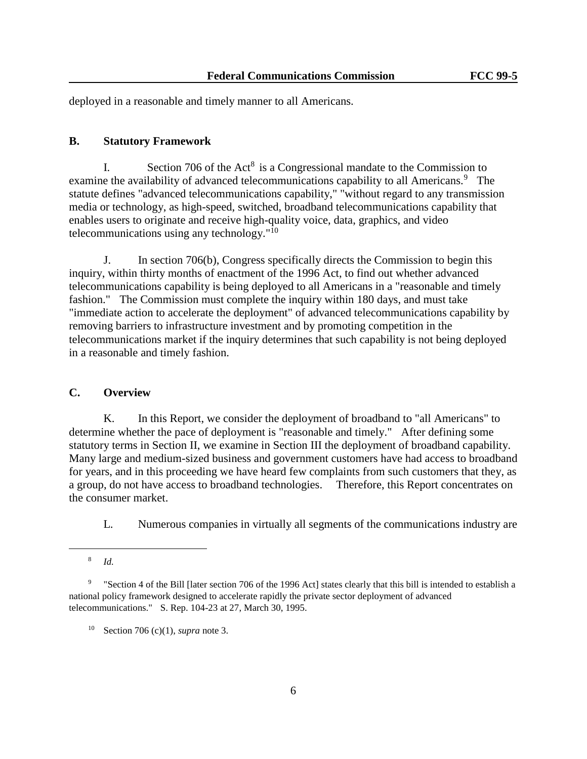deployed in a reasonable and timely manner to all Americans.

### B. Statutory Framework

I. Section 706 of the Act[8] is a Congressional mandate to the Commission to examine the availability of advanced telecommunications capability to all Americans.[9] The statute defines "advanced telecommunications capability," "without regard to any transmission media or technology, as high-speed, switched, broadband telecommunications capability that enables users to originate and receive high-quality voice, data, graphics, and video telecommunications using any technology."[10]

J. In section 706(b), Congress specifically directs the Commission to begin this inquiry, within thirty months of enactment of the 1996 Act, to find out whether advanced telecommunications capability is being deployed to all Americans in a "reasonable and timely fashion." The Commission must complete the inquiry within 180 days, and must take "immediate action to accelerate the deployment" of advanced telecommunications capability by removing barriers to infrastructure investment and by promoting competition in the telecommunications market if the inquiry determines that such capability is not being deployed in a reasonable and timely fashion.

### C. Overview

K. In this Report, we consider the deployment of broadband to "all Americans" to determine whether the pace of deployment is "reasonable and timely." After defining some statutory terms in Section II, we examine in Section III the deployment of broadband capability. Many large and medium-sized business and government customers have had access to broadband for years, and in this proceeding we have heard few complaints from such customers that they, as a group, do not have access to broadband technologies. Therefore, this Report concentrates on the consumer market.

L. Numerous companies in virtually all segments of the communications industry are

---

[8] *Id.*

[9] "Section 4 of the Bill [later section 706 of the 1996 Act] states clearly that this bill is intended to establish a national policy framework designed to accelerate rapidly the private sector deployment of advanced telecommunications." S. Rep. 104-23 at 27, March 30, 1995.

[10] Section 706 (c)(1), *supra* note 3.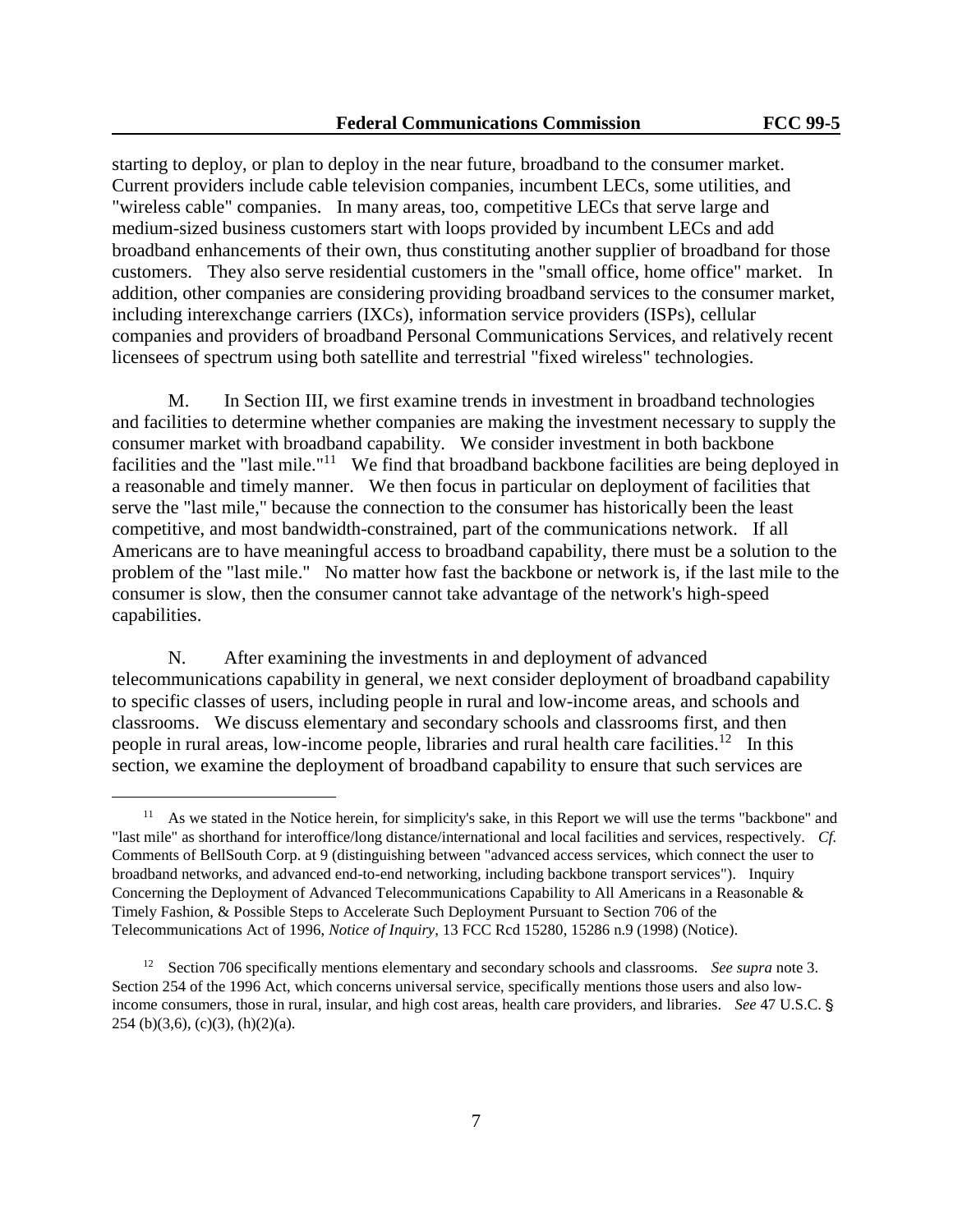starting to deploy, or plan to deploy in the near future, broadband to the consumer market. Current providers include cable television companies, incumbent LECs, some utilities, and "wireless cable" companies. In many areas, too, competitive LECs that serve large and medium-sized business customers start with loops provided by incumbent LECs and add broadband enhancements of their own, thus constituting another supplier of broadband for those customers. They also serve residential customers in the "small office, home office" market. In addition, other companies are considering providing broadband services to the consumer market, including interexchange carriers (IXCs), information service providers (ISPs), cellular companies and providers of broadband Personal Communications Services, and relatively recent licensees of spectrum using both satellite and terrestrial "fixed wireless" technologies.

M. In Section III, we first examine trends in investment in broadband technologies and facilities to determine whether companies are making the investment necessary to supply the consumer market with broadband capability. We consider investment in both backbone facilities and the "last mile."[11] We find that broadband backbone facilities are being deployed in a reasonable and timely manner. We then focus in particular on deployment of facilities that serve the "last mile," because the connection to the consumer has historically been the least competitive, and most bandwidth-constrained, part of the communications network. If all Americans are to have meaningful access to broadband capability, there must be a solution to the problem of the "last mile." No matter how fast the backbone or network is, if the last mile to the consumer is slow, then the consumer cannot take advantage of the network's high-speed capabilities.

N. After examining the investments in and deployment of advanced telecommunications capability in general, we next consider deployment of broadband capability to specific classes of users, including people in rural and low-income areas, and schools and classrooms. We discuss elementary and secondary schools and classrooms first, and then people in rural areas, low-income people, libraries and rural health care facilities.[12] In this section, we examine the deployment of broadband capability to ensure that such services are

---

[11] As we stated in the Notice herein, for simplicity's sake, in this Report we will use the terms "backbone" and "last mile" as shorthand for interoffice/long distance/international and local facilities and services, respectively. *Cf.* Comments of BellSouth Corp. at 9 (distinguishing between "advanced access services, which connect the user to broadband networks, and advanced end-to-end networking, including backbone transport services"). Inquiry Concerning the Deployment of Advanced Telecommunications Capability to All Americans in a Reasonable & Timely Fashion, & Possible Steps to Accelerate Such Deployment Pursuant to Section 706 of the Telecommunications Act of 1996, *Notice of Inquiry*, 13 FCC Rcd 15280, 15286 n.9 (1998) (Notice).

[12] Section 706 specifically mentions elementary and secondary schools and classrooms. *See supra* note 3. Section 254 of the 1996 Act, which concerns universal service, specifically mentions those users and also low-income consumers, those in rural, insular, and high cost areas, health care providers, and libraries. *See* 47 U.S.C. § 254 (b)(3,6), (c)(3), (h)(2)(a).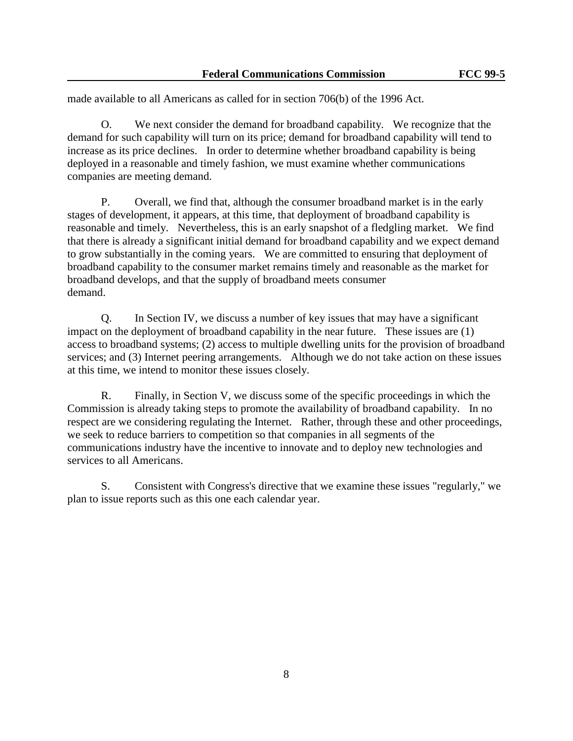made available to all Americans as called for in section 706(b) of the 1996 Act.

O. We next consider the demand for broadband capability. We recognize that the demand for such capability will turn on its price; demand for broadband capability will tend to increase as its price declines. In order to determine whether broadband capability is being deployed in a reasonable and timely fashion, we must examine whether communications companies are meeting demand.

P. Overall, we find that, although the consumer broadband market is in the early stages of development, it appears, at this time, that deployment of broadband capability is reasonable and timely. Nevertheless, this is an early snapshot of a fledgling market. We find that there is already a significant initial demand for broadband capability and we expect demand to grow substantially in the coming years. We are committed to ensuring that deployment of broadband capability to the consumer market remains timely and reasonable as the market for broadband develops, and that the supply of broadband meets consumer demand.

Q. In Section IV, we discuss a number of key issues that may have a significant impact on the deployment of broadband capability in the near future. These issues are (1) access to broadband systems; (2) access to multiple dwelling units for the provision of broadband services; and (3) Internet peering arrangements. Although we do not take action on these issues at this time, we intend to monitor these issues closely.

R. Finally, in Section V, we discuss some of the specific proceedings in which the Commission is already taking steps to promote the availability of broadband capability. In no respect are we considering regulating the Internet. Rather, through these and other proceedings, we seek to reduce barriers to competition so that companies in all segments of the communications industry have the incentive to innovate and to deploy new technologies and services to all Americans.

S. Consistent with Congress's directive that we examine these issues "regularly," we plan to issue reports such as this one each calendar year.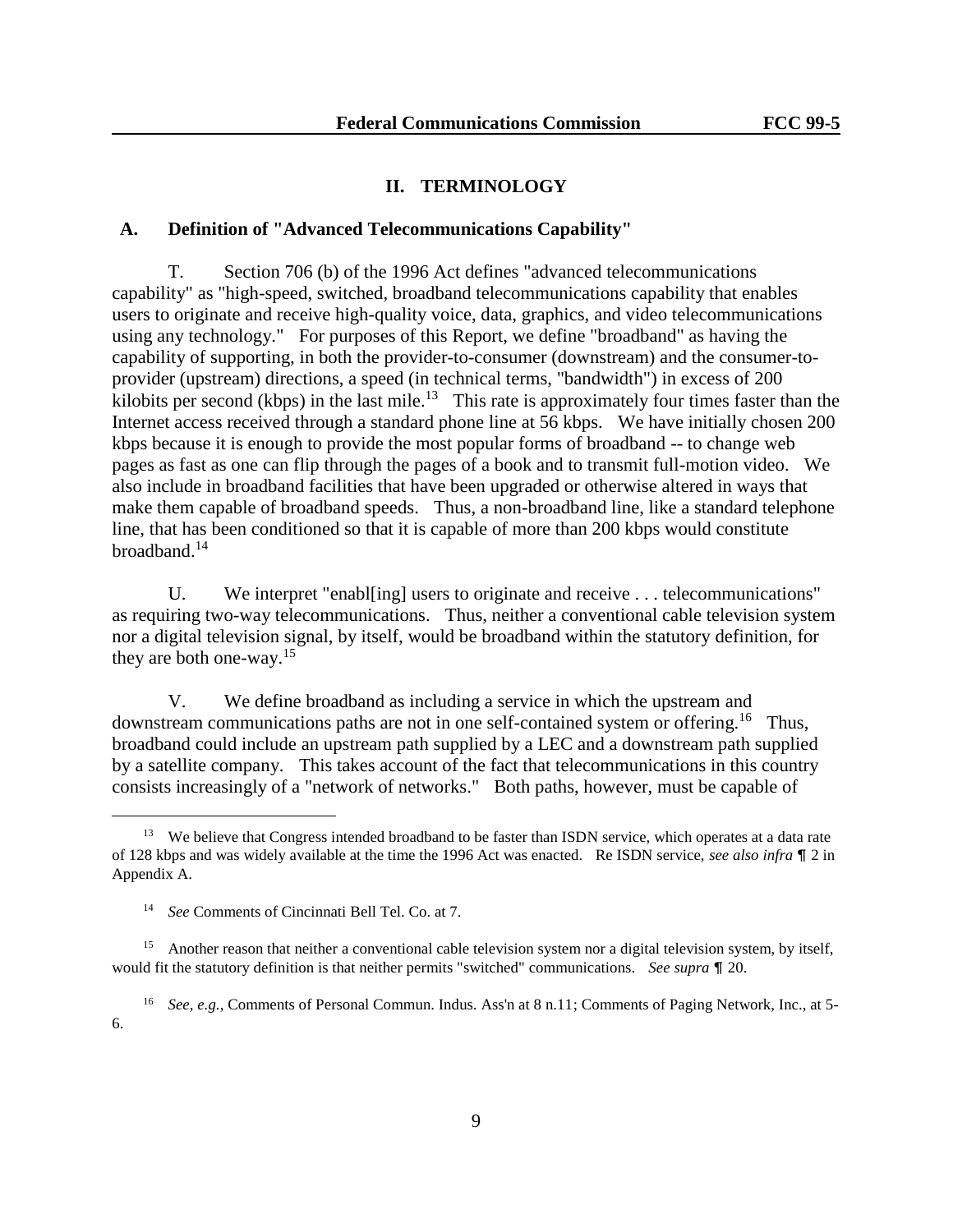## II. TERMINOLOGY

### A. Definition of "Advanced Telecommunications Capability"

T. Section 706 (b) of the 1996 Act defines "advanced telecommunications capability" as "high-speed, switched, broadband telecommunications capability that enables users to originate and receive high-quality voice, data, graphics, and video telecommunications using any technology." For purposes of this Report, we define "broadband" as having the capability of supporting, in both the provider-to-consumer (downstream) and the consumer-to-provider (upstream) directions, a speed (in technical terms, "bandwidth") in excess of 200 kilobits per second (kbps) in the last mile.[13] This rate is approximately four times faster than the Internet access received through a standard phone line at 56 kbps. We have initially chosen 200 kbps because it is enough to provide the most popular forms of broadband -- to change web pages as fast as one can flip through the pages of a book and to transmit full-motion video. We also include in broadband facilities that have been upgraded or otherwise altered in ways that make them capable of broadband speeds. Thus, a non-broadband line, like a standard telephone line, that has been conditioned so that it is capable of more than 200 kbps would constitute broadband.[14]

U. We interpret "enabl[ing] users to originate and receive . . . telecommunications" as requiring two-way telecommunications. Thus, neither a conventional cable television system nor a digital television signal, by itself, would be broadband within the statutory definition, for they are both one-way.[15]

V. We define broadband as including a service in which the upstream and downstream communications paths are not in one self-contained system or offering.[16] Thus, broadband could include an upstream path supplied by a LEC and a downstream path supplied by a satellite company. This takes account of the fact that telecommunications in this country consists increasingly of a "network of networks." Both paths, however, must be capable of

---

[13] We believe that Congress intended broadband to be faster than ISDN service, which operates at a data rate of 128 kbps and was widely available at the time the 1996 Act was enacted. Re ISDN service, *see also infra* ¶ 2 in Appendix A.

[14] *See* Comments of Cincinnati Bell Tel. Co. at 7.

[15] Another reason that neither a conventional cable television system nor a digital television system, by itself, would fit the statutory definition is that neither permits "switched" communications. *See supra* ¶ 20.

[16] *See, e.g.*, Comments of Personal Commun. Indus. Ass'n at 8 n.11; Comments of Paging Network, Inc., at 5-6.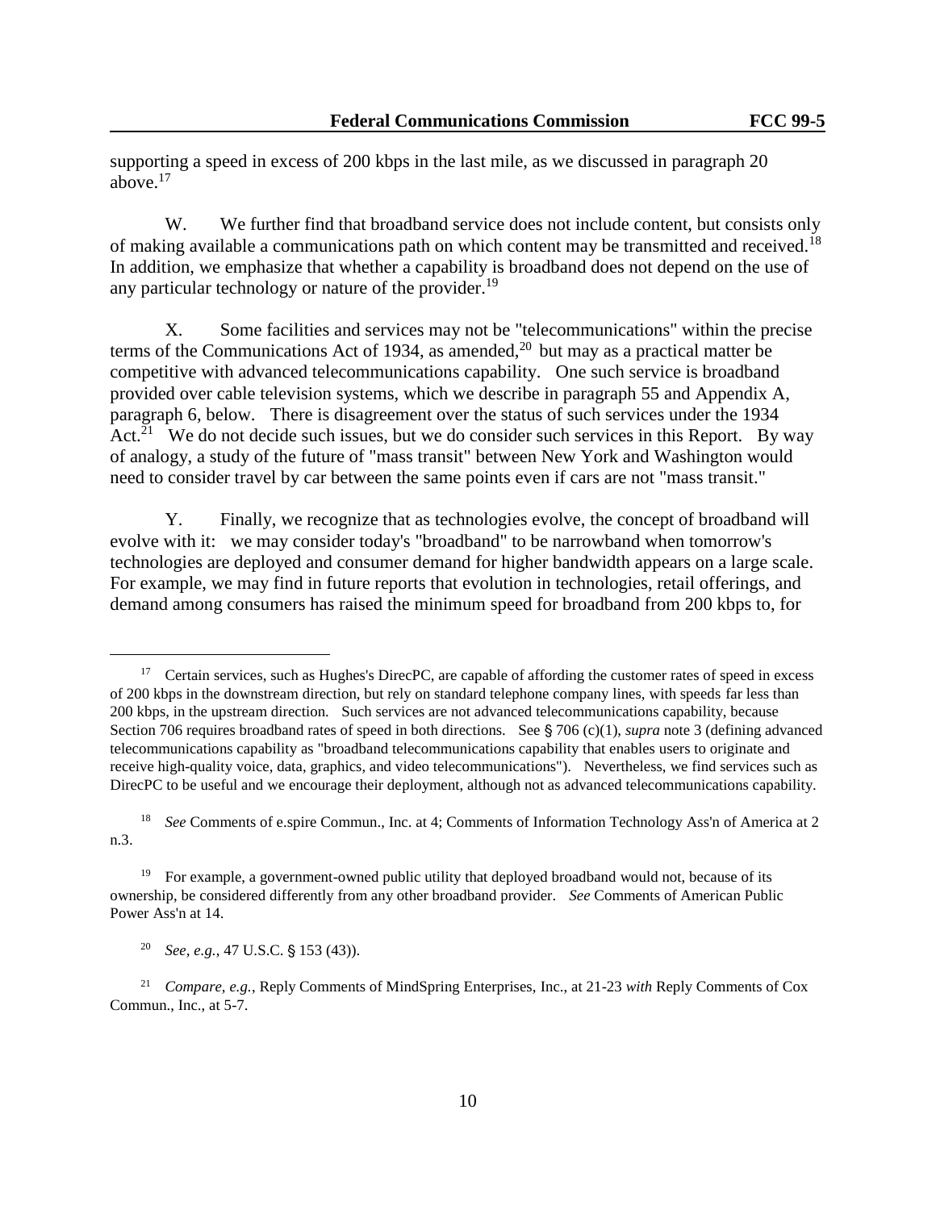supporting a speed in excess of 200 kbps in the last mile, as we discussed in paragraph 20 above.[17]

W. We further find that broadband service does not include content, but consists only of making available a communications path on which content may be transmitted and received.[18] In addition, we emphasize that whether a capability is broadband does not depend on the use of any particular technology or nature of the provider.[19]

X. Some facilities and services may not be "telecommunications" within the precise terms of the Communications Act of 1934, as amended,[20] but may as a practical matter be competitive with advanced telecommunications capability. One such service is broadband provided over cable television systems, which we describe in paragraph 55 and Appendix A, paragraph 6, below. There is disagreement over the status of such services under the 1934 Act.[21] We do not decide such issues, but we do consider such services in this Report. By way of analogy, a study of the future of "mass transit" between New York and Washington would need to consider travel by car between the same points even if cars are not "mass transit."

Y. Finally, we recognize that as technologies evolve, the concept of broadband will evolve with it: we may consider today's "broadband" to be narrowband when tomorrow's technologies are deployed and consumer demand for higher bandwidth appears on a large scale. For example, we may find in future reports that evolution in technologies, retail offerings, and demand among consumers has raised the minimum speed for broadband from 200 kbps to, for

---

[17] Certain services, such as Hughes's DirecPC, are capable of affording the customer rates of speed in excess of 200 kbps in the downstream direction, but rely on standard telephone company lines, with speeds far less than 200 kbps, in the upstream direction. Such services are not advanced telecommunications capability, because Section 706 requires broadband rates of speed in both directions. See § 706 (c)(1), *supra* note 3 (defining advanced telecommunications capability as "broadband telecommunications capability that enables users to originate and receive high-quality voice, data, graphics, and video telecommunications"). Nevertheless, we find services such as DirecPC to be useful and we encourage their deployment, although not as advanced telecommunications capability.

[18] *See* Comments of e.spire Commun., Inc. at 4; Comments of Information Technology Ass'n of America at 2 n.3.

[19] For example, a government-owned public utility that deployed broadband would not, because of its ownership, be considered differently from any other broadband provider. *See* Comments of American Public Power Ass'n at 14.

[20] *See, e.g.*, 47 U.S.C. § 153 (43)).

[21] *Compare, e.g.*, Reply Comments of MindSpring Enterprises, Inc., at 21-23 *with* Reply Comments of Cox Commun., Inc., at 5-7.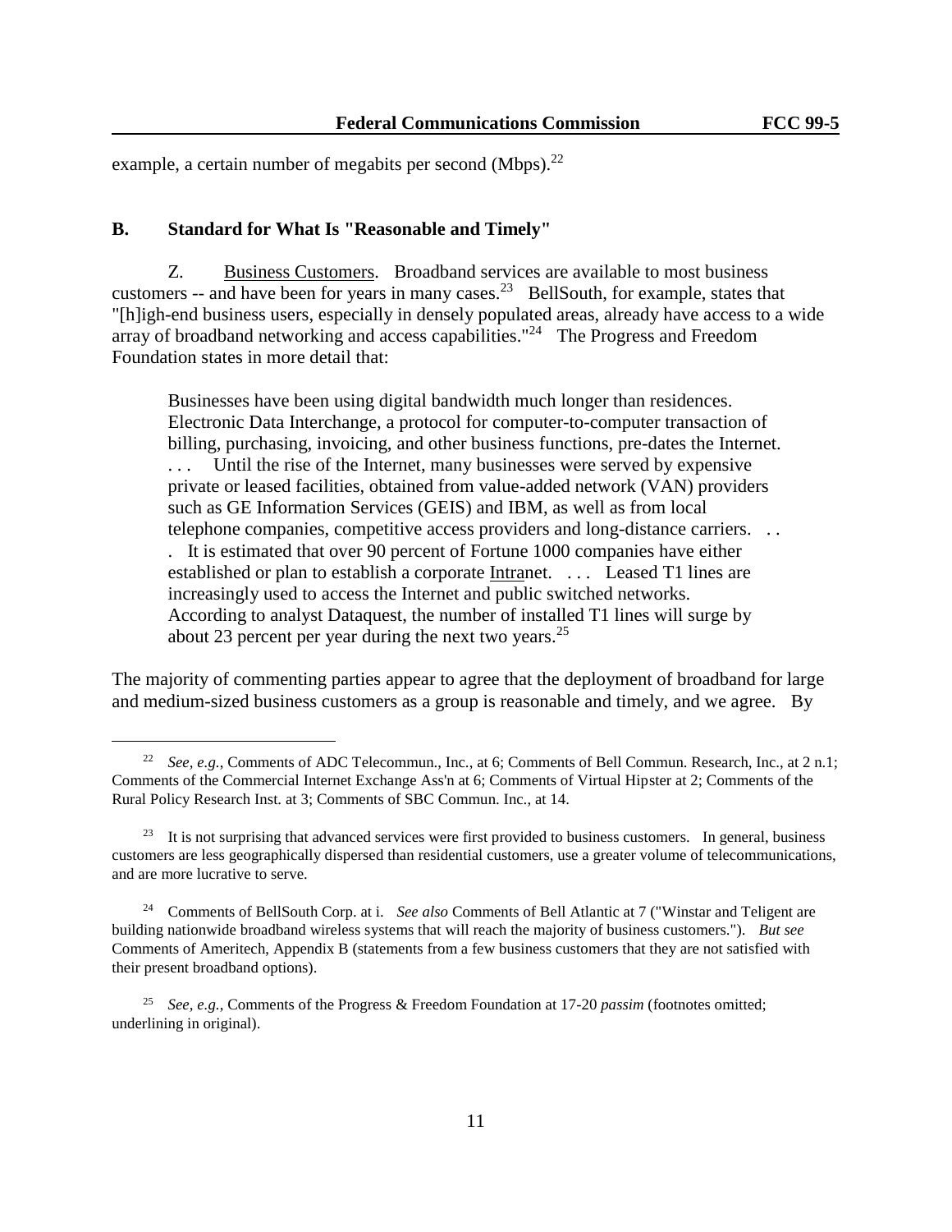example, a certain number of megabits per second (Mbps).[22]

## B. Standard for What Is "Reasonable and Timely"

Z. Business Customers. Broadband services are available to most business customers -- and have been for years in many cases.[23] BellSouth, for example, states that "[h]igh-end business users, especially in densely populated areas, already have access to a wide array of broadband networking and access capabilities."[24] The Progress and Freedom Foundation states in more detail that:

> Businesses have been using digital bandwidth much longer than residences. Electronic Data Interchange, a protocol for computer-to-computer transaction of billing, purchasing, invoicing, and other business functions, pre-dates the Internet. . . . Until the rise of the Internet, many businesses were served by expensive private or leased facilities, obtained from value-added network (VAN) providers such as GE Information Services (GEIS) and IBM, as well as from local telephone companies, competitive access providers and long-distance carriers. . . . It is estimated that over 90 percent of Fortune 1000 companies have either established or plan to establish a corporate Intranet. . . . Leased T1 lines are increasingly used to access the Internet and public switched networks. According to analyst Dataquest, the number of installed T1 lines will surge by about 23 percent per year during the next two years.[25]

The majority of commenting parties appear to agree that the deployment of broadband for large and medium-sized business customers as a group is reasonable and timely, and we agree. By

---

[22] *See, e.g.*, Comments of ADC Telecommun., Inc., at 6; Comments of Bell Commun. Research, Inc., at 2 n.1; Comments of the Commercial Internet Exchange Ass'n at 6; Comments of Virtual Hipster at 2; Comments of the Rural Policy Research Inst. at 3; Comments of SBC Commun. Inc., at 14.

[23] It is not surprising that advanced services were first provided to business customers. In general, business customers are less geographically dispersed than residential customers, use a greater volume of telecommunications, and are more lucrative to serve.

[24] Comments of BellSouth Corp. at i. *See also* Comments of Bell Atlantic at 7 ("Winstar and Teligent are building nationwide broadband wireless systems that will reach the majority of business customers."). *But see* Comments of Ameritech, Appendix B (statements from a few business customers that they are not satisfied with their present broadband options).

[25] *See, e.g.*, Comments of the Progress & Freedom Foundation at 17-20 *passim* (footnotes omitted; underlining in original).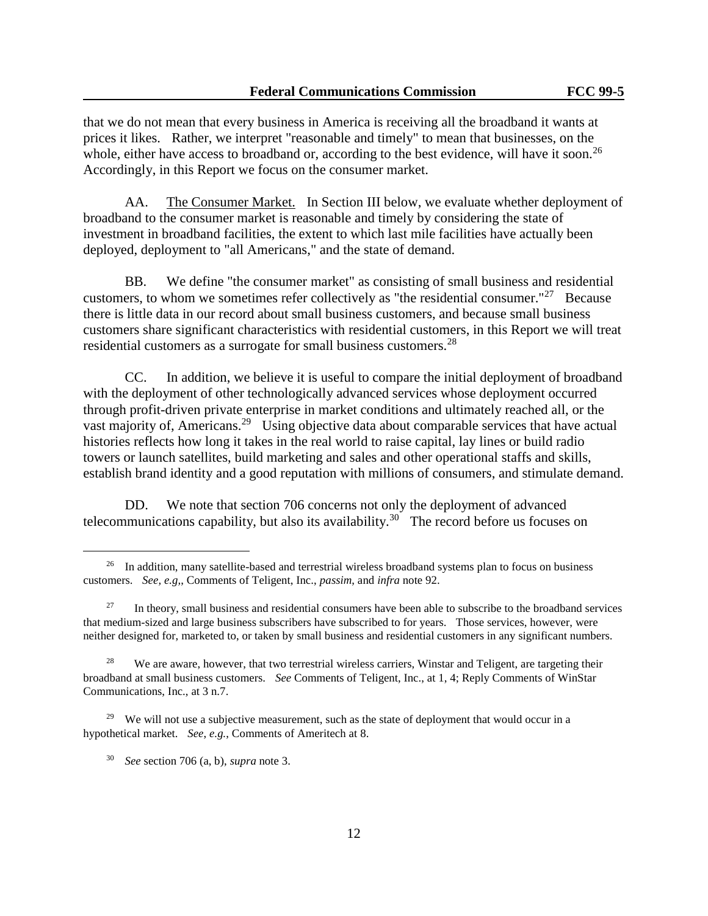that we do not mean that every business in America is receiving all the broadband it wants at prices it likes. Rather, we interpret "reasonable and timely" to mean that businesses, on the whole, either have access to broadband or, according to the best evidence, will have it soon.[26] Accordingly, in this Report we focus on the consumer market.

AA. The Consumer Market. In Section III below, we evaluate whether deployment of broadband to the consumer market is reasonable and timely by considering the state of investment in broadband facilities, the extent to which last mile facilities have actually been deployed, deployment to "all Americans," and the state of demand.

BB. We define "the consumer market" as consisting of small business and residential customers, to whom we sometimes refer collectively as "the residential consumer."[27] Because there is little data in our record about small business customers, and because small business customers share significant characteristics with residential customers, in this Report we will treat residential customers as a surrogate for small business customers.[28]

CC. In addition, we believe it is useful to compare the initial deployment of broadband with the deployment of other technologically advanced services whose deployment occurred through profit-driven private enterprise in market conditions and ultimately reached all, or the vast majority of, Americans.[29] Using objective data about comparable services that have actual histories reflects how long it takes in the real world to raise capital, lay lines or build radio towers or launch satellites, build marketing and sales and other operational staffs and skills, establish brand identity and a good reputation with millions of consumers, and stimulate demand.

DD. We note that section 706 concerns not only the deployment of advanced telecommunications capability, but also its availability.[30] The record before us focuses on

---

[26] In addition, many satellite-based and terrestrial wireless broadband systems plan to focus on business customers. *See, e.g.,*, Comments of Teligent, Inc., *passim*, and *infra* note 92.

[27] In theory, small business and residential consumers have been able to subscribe to the broadband services that medium-sized and large business subscribers have subscribed to for years. Those services, however, were neither designed for, marketed to, or taken by small business and residential customers in any significant numbers.

[28] We are aware, however, that two terrestrial wireless carriers, Winstar and Teligent, are targeting their broadband at small business customers. *See* Comments of Teligent, Inc., at 1, 4; Reply Comments of WinStar Communications, Inc., at 3 n.7.

[29] We will not use a subjective measurement, such as the state of deployment that would occur in a hypothetical market. *See, e.g.*, Comments of Ameritech at 8.

[30] *See* section 706 (a, b), *supra* note 3.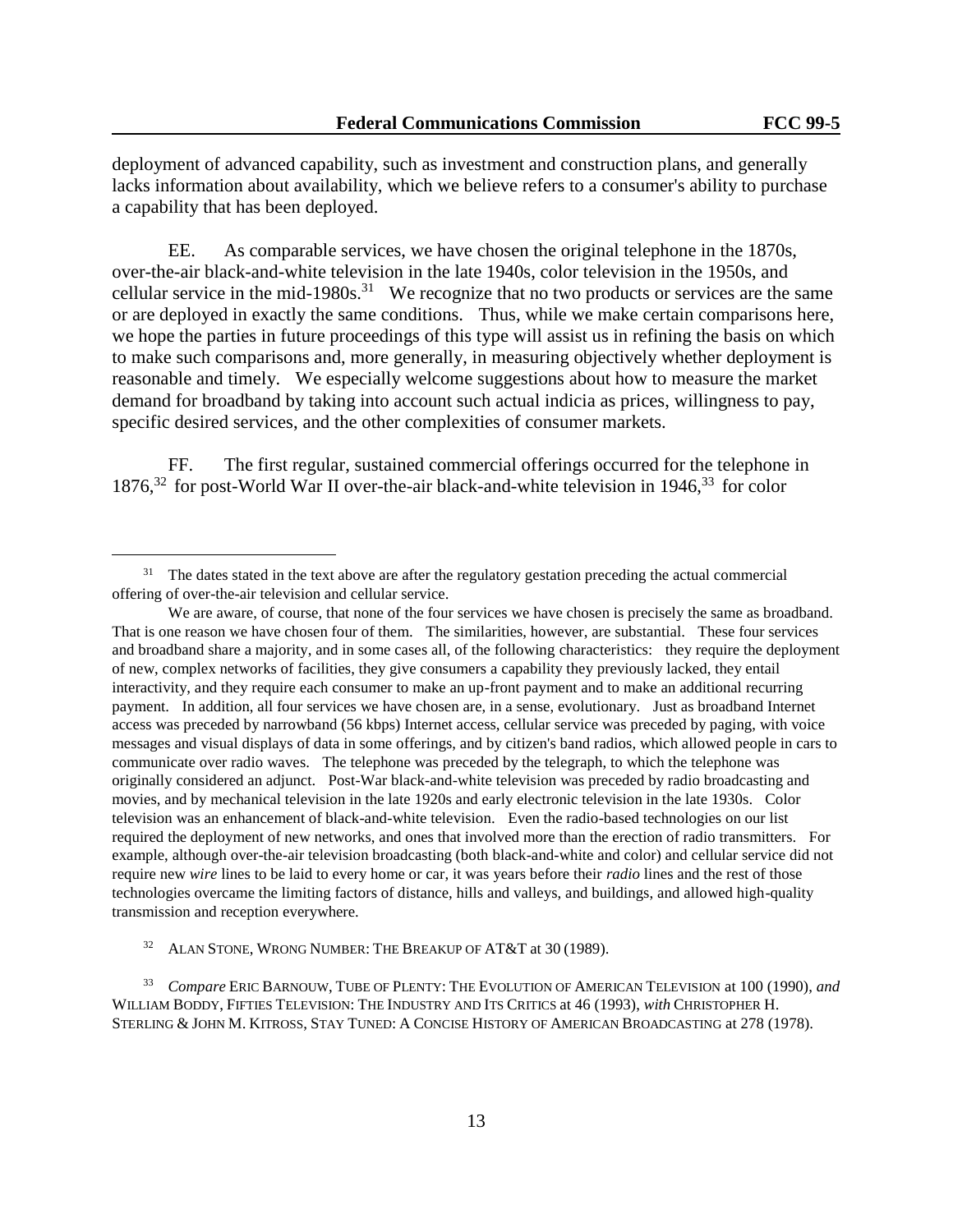deployment of advanced capability, such as investment and construction plans, and generally lacks information about availability, which we believe refers to a consumer's ability to purchase a capability that has been deployed.

EE. As comparable services, we have chosen the original telephone in the 1870s, over-the-air black-and-white television in the late 1940s, color television in the 1950s, and cellular service in the mid-1980s.[31] We recognize that no two products or services are the same or are deployed in exactly the same conditions. Thus, while we make certain comparisons here, we hope the parties in future proceedings of this type will assist us in refining the basis on which to make such comparisons and, more generally, in measuring objectively whether deployment is reasonable and timely. We especially welcome suggestions about how to measure the market demand for broadband by taking into account such actual indicia as prices, willingness to pay, specific desired services, and the other complexities of consumer markets.

FF. The first regular, sustained commercial offerings occurred for the telephone in 1876,[32] for post-World War II over-the-air black-and-white television in 1946,[33] for color

---

[31] The dates stated in the text above are after the regulatory gestation preceding the actual commercial offering of over-the-air television and cellular service.

We are aware, of course, that none of the four services we have chosen is precisely the same as broadband. That is one reason we have chosen four of them. The similarities, however, are substantial. These four services and broadband share a majority, and in some cases all, of the following characteristics: they require the deployment of new, complex networks of facilities, they give consumers a capability they previously lacked, they entail interactivity, and they require each consumer to make an up-front payment and to make an additional recurring payment. In addition, all four services we have chosen are, in a sense, evolutionary. Just as broadband Internet access was preceded by narrowband (56 kbps) Internet access, cellular service was preceded by paging, with voice messages and visual displays of data in some offerings, and by citizen's band radios, which allowed people in cars to communicate over radio waves. The telephone was preceded by the telegraph, to which the telephone was originally considered an adjunct. Post-War black-and-white television was preceded by radio broadcasting and movies, and by mechanical television in the late 1920s and early electronic television in the late 1930s. Color television was an enhancement of black-and-white television. Even the radio-based technologies on our list required the deployment of new networks, and ones that involved more than the erection of radio transmitters. For example, although over-the-air television broadcasting (both black-and-white and color) and cellular service did not require new *wire* lines to be laid to every home or car, it was years before their *radio* lines and the rest of those technologies overcame the limiting factors of distance, hills and valleys, and buildings, and allowed high-quality transmission and reception everywhere.

[32] ALAN STONE, WRONG NUMBER: THE BREAKUP OF AT&T at 30 (1989).

[33] *Compare* ERIC BARNOUW, TUBE OF PLENTY: THE EVOLUTION OF AMERICAN TELEVISION at 100 (1990), *and* WILLIAM BODDY, FIFTIES TELEVISION: THE INDUSTRY AND ITS CRITICS at 46 (1993), *with* CHRISTOPHER H. STERLING & JOHN M. KITROSS, STAY TUNED: A CONCISE HISTORY OF AMERICAN BROADCASTING at 278 (1978).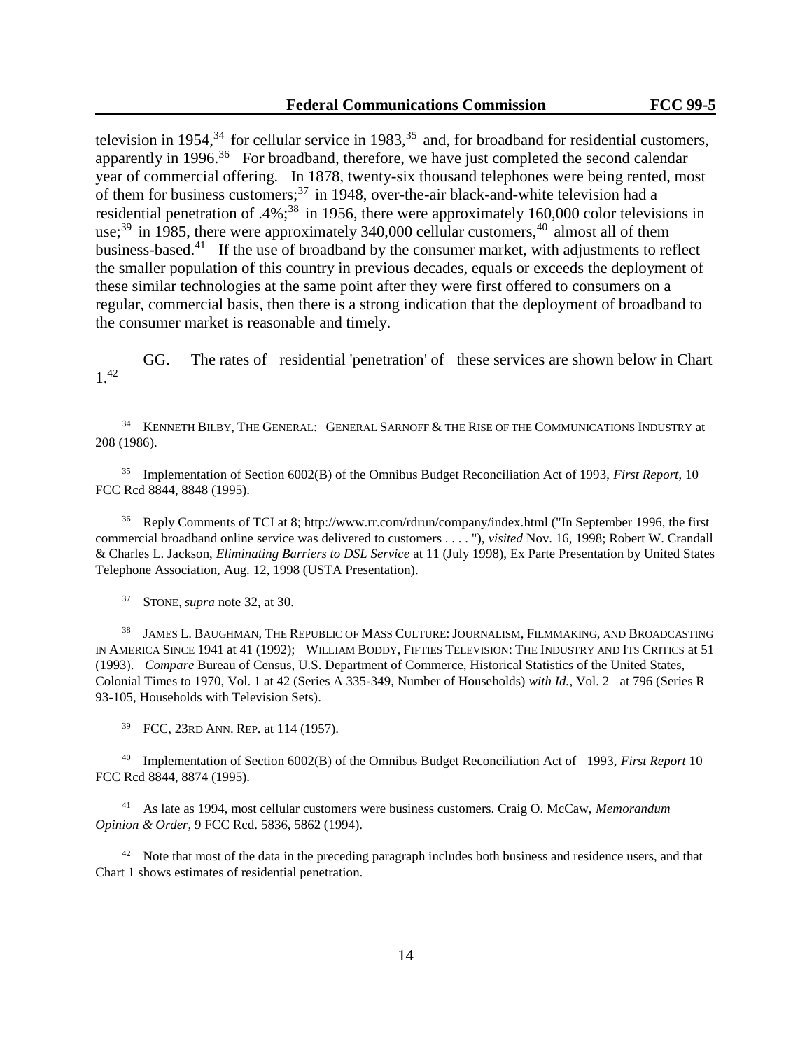television in 1954,[34] for cellular service in 1983,[35] and, for broadband for residential customers, apparently in 1996.[36] For broadband, therefore, we have just completed the second calendar year of commercial offering. In 1878, twenty-six thousand telephones were being rented, most of them for business customers;[37] in 1948, over-the-air black-and-white television had a residential penetration of .4%;[38] in 1956, there were approximately 160,000 color televisions in use;[39] in 1985, there were approximately 340,000 cellular customers,[40] almost all of them business-based.[41] If the use of broadband by the consumer market, with adjustments to reflect the smaller population of this country in previous decades, equals or exceeds the deployment of these similar technologies at the same point after they were first offered to consumers on a regular, commercial basis, then there is a strong indication that the deployment of broadband to the consumer market is reasonable and timely.

GG. The rates of residential 'penetration' of these services are shown below in Chart 1.[42]

---

[34] KENNETH BILBY, THE GENERAL: GENERAL SARNOFF & THE RISE OF THE COMMUNICATIONS INDUSTRY at 208 (1986).

[35] Implementation of Section 6002(B) of the Omnibus Budget Reconciliation Act of 1993, *First Report*, 10 FCC Rcd 8844, 8848 (1995).

[36] Reply Comments of TCI at 8; http://www.rr.com/rdrun/company/index.html ("In September 1996, the first commercial broadband online service was delivered to customers . . . . "), *visited* Nov. 16, 1998; Robert W. Crandall & Charles L. Jackson, *Eliminating Barriers to DSL Service* at 11 (July 1998), Ex Parte Presentation by United States Telephone Association, Aug. 12, 1998 (USTA Presentation).

[37] STONE, *supra* note 32, at 30.

[38] JAMES L. BAUGHMAN, THE REPUBLIC OF MASS CULTURE: JOURNALISM, FILMMAKING, AND BROADCASTING IN AMERICA SINCE 1941 at 41 (1992); WILLIAM BODDY, FIFTIES TELEVISION: THE INDUSTRY AND ITS CRITICS at 51 (1993). *Compare* Bureau of Census, U.S. Department of Commerce, Historical Statistics of the United States, Colonial Times to 1970, Vol. 1 at 42 (Series A 335-349, Number of Households) *with Id.*, Vol. 2 at 796 (Series R 93-105, Households with Television Sets).

[39] FCC, 23RD ANN. REP. at 114 (1957).

[40] Implementation of Section 6002(B) of the Omnibus Budget Reconciliation Act of 1993, *First Report* 10 FCC Rcd 8844, 8874 (1995).

[41] As late as 1994, most cellular customers were business customers. Craig O. McCaw, *Memorandum Opinion & Order*, 9 FCC Rcd. 5836, 5862 (1994).

[42] Note that most of the data in the preceding paragraph includes both business and residence users, and that Chart 1 shows estimates of residential penetration.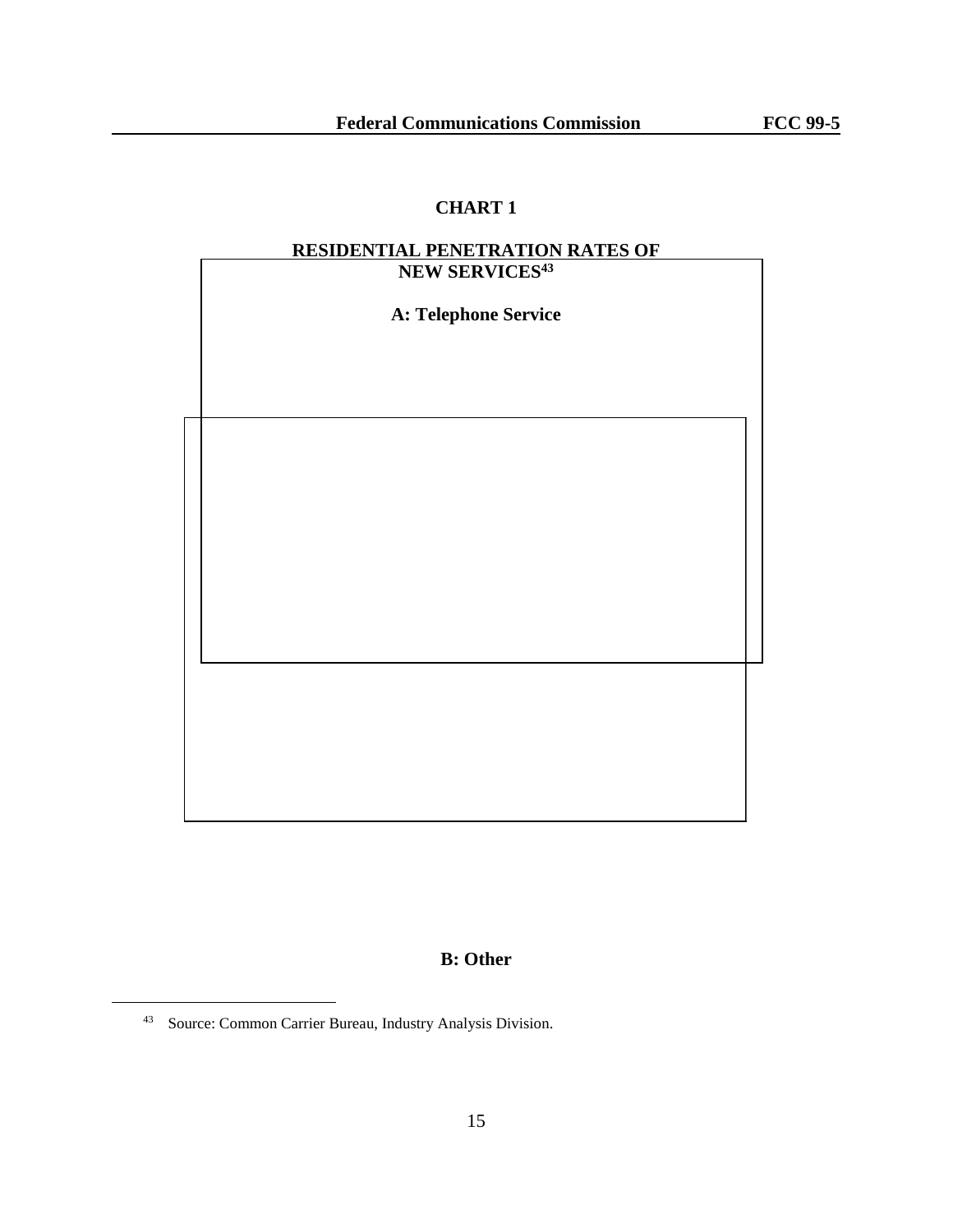## CHART 1

### RESIDENTIAL PENETRATION RATES OF NEW SERVICES[43]

**A: Telephone Service**

**B: Other**

[43] Source: Common Carrier Bureau, Industry Analysis Division.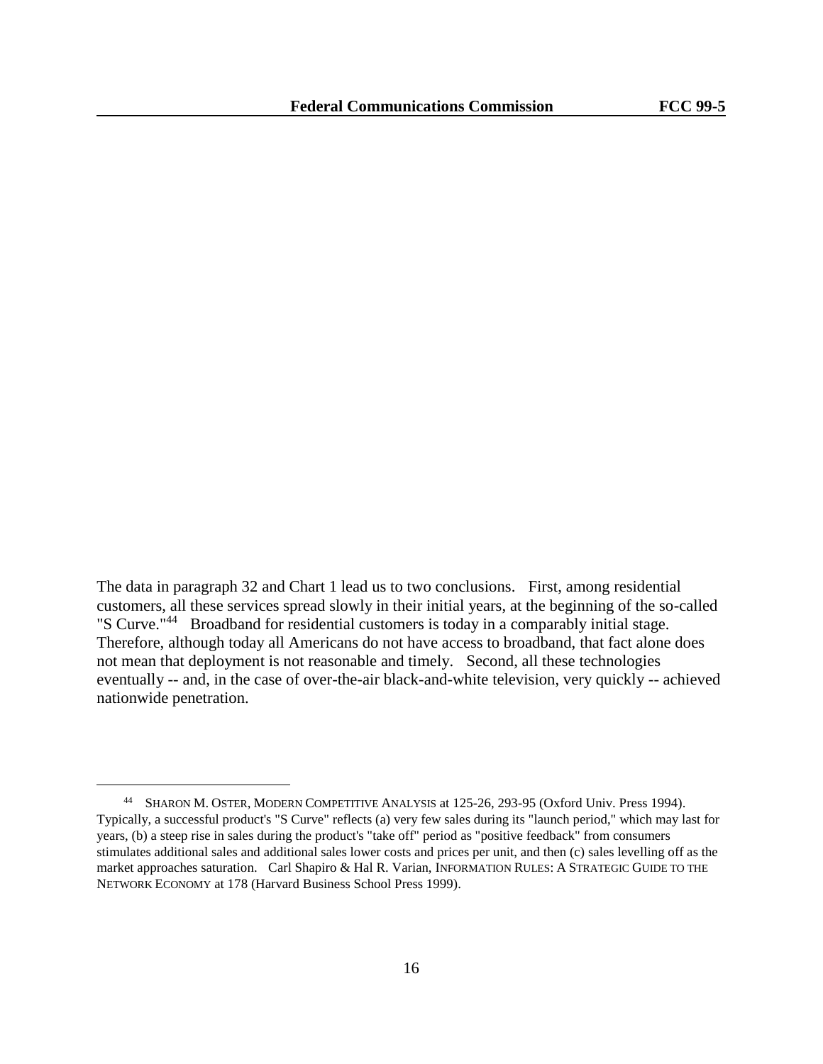The data in paragraph 32 and Chart 1 lead us to two conclusions. First, among residential customers, all these services spread slowly in their initial years, at the beginning of the so-called "S Curve."[44] Broadband for residential customers is today in a comparably initial stage. Therefore, although today all Americans do not have access to broadband, that fact alone does not mean that deployment is not reasonable and timely. Second, all these technologies eventually -- and, in the case of over-the-air black-and-white television, very quickly -- achieved nationwide penetration.

---

[44] SHARON M. OSTER, MODERN COMPETITIVE ANALYSIS at 125-26, 293-95 (Oxford Univ. Press 1994). Typically, a successful product's "S Curve" reflects (a) very few sales during its "launch period," which may last for years, (b) a steep rise in sales during the product's "take off" period as "positive feedback" from consumers stimulates additional sales and additional sales lower costs and prices per unit, and then (c) sales levelling off as the market approaches saturation. Carl Shapiro & Hal R. Varian, INFORMATION RULES: A STRATEGIC GUIDE TO THE NETWORK ECONOMY at 178 (Harvard Business School Press 1999).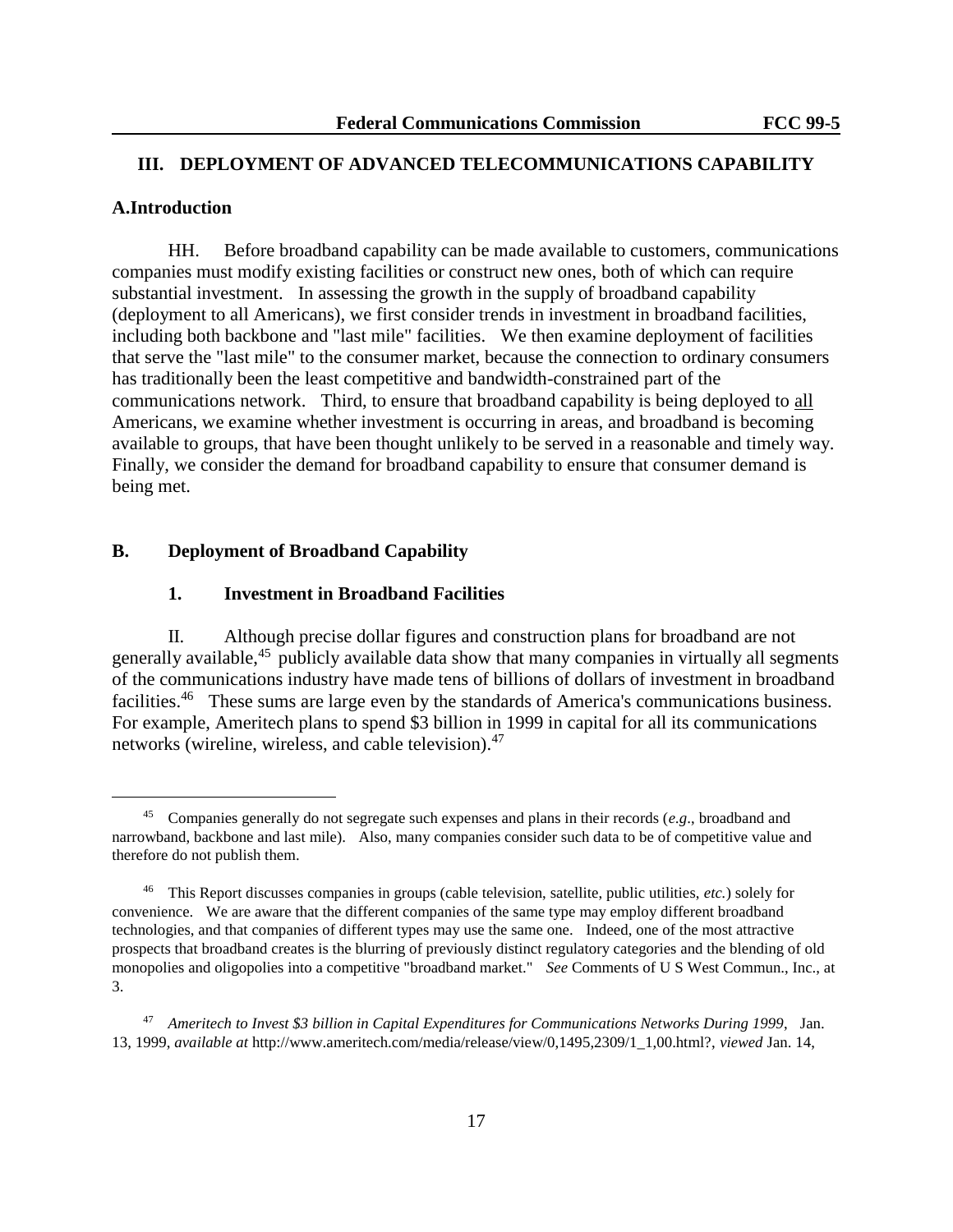## III. DEPLOYMENT OF ADVANCED TELECOMMUNICATIONS CAPABILITY

### A. Introduction

HH. Before broadband capability can be made available to customers, communications companies must modify existing facilities or construct new ones, both of which can require substantial investment. In assessing the growth in the supply of broadband capability (deployment to all Americans), we first consider trends in investment in broadband facilities, including both backbone and "last mile" facilities. We then examine deployment of facilities that serve the "last mile" to the consumer market, because the connection to ordinary consumers has traditionally been the least competitive and bandwidth-constrained part of the communications network. Third, to ensure that broadband capability is being deployed to all Americans, we examine whether investment is occurring in areas, and broadband is becoming available to groups, that have been thought unlikely to be served in a reasonable and timely way. Finally, we consider the demand for broadband capability to ensure that consumer demand is being met.

### B. Deployment of Broadband Capability

#### 1. Investment in Broadband Facilities

II. Although precise dollar figures and construction plans for broadband are not generally available,[45] publicly available data show that many companies in virtually all segments of the communications industry have made tens of billions of dollars of investment in broadband facilities.[46] These sums are large even by the standards of America's communications business. For example, Ameritech plans to spend $3 billion in 1999 in capital for all its communications networks (wireline, wireless, and cable television).[47]

---

[45] Companies generally do not segregate such expenses and plans in their records (*e.g*., broadband and narrowband, backbone and last mile). Also, many companies consider such data to be of competitive value and therefore do not publish them.

[46] This Report discusses companies in groups (cable television, satellite, public utilities, *etc.*) solely for convenience. We are aware that the different companies of the same type may employ different broadband technologies, and that companies of different types may use the same one. Indeed, one of the most attractive prospects that broadband creates is the blurring of previously distinct regulatory categories and the blending of old monopolies and oligopolies into a competitive "broadband market." *See* Comments of U S West Commun., Inc., at 3.

[47] *Ameritech to Invest $3 billion in Capital Expenditures for Communications Networks During 1999*, Jan. 13, 1999, *available at* http://www.ameritech.com/media/release/view/0,1495,2309/1_1,00.html?, *viewed* Jan. 14,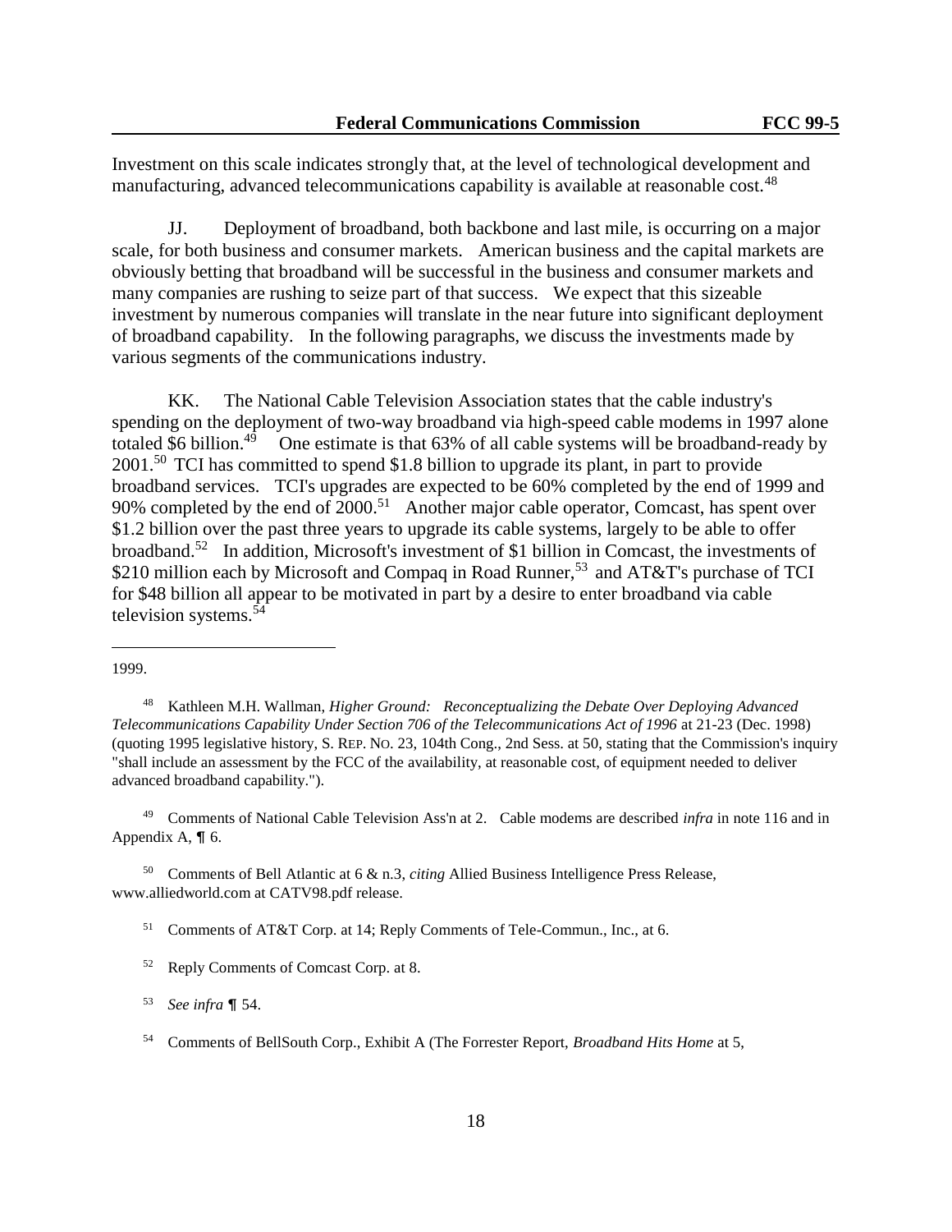Investment on this scale indicates strongly that, at the level of technological development and manufacturing, advanced telecommunications capability is available at reasonable cost.[48]

JJ. Deployment of broadband, both backbone and last mile, is occurring on a major scale, for both business and consumer markets. American business and the capital markets are obviously betting that broadband will be successful in the business and consumer markets and many companies are rushing to seize part of that success. We expect that this sizeable investment by numerous companies will translate in the near future into significant deployment of broadband capability. In the following paragraphs, we discuss the investments made by various segments of the communications industry.

KK. The National Cable Television Association states that the cable industry's spending on the deployment of two-way broadband via high-speed cable modems in 1997 alone totaled $6 billion.[49] One estimate is that 63% of all cable systems will be broadband-ready by 2001.[50] TCI has committed to spend $1.8 billion to upgrade its plant, in part to provide broadband services. TCI's upgrades are expected to be 60% completed by the end of 1999 and 90% completed by the end of 2000.[51] Another major cable operator, Comcast, has spent over $1.2 billion over the past three years to upgrade its cable systems, largely to be able to offer broadband.[52] In addition, Microsoft's investment of $1 billion in Comcast, the investments of $210 million each by Microsoft and Compaq in Road Runner,[53] and AT&T's purchase of TCI for $48 billion all appear to be motivated in part by a desire to enter broadband via cable television systems.[54]

---

1999.

[48] Kathleen M.H. Wallman, *Higher Ground: Reconceptualizing the Debate Over Deploying Advanced Telecommunications Capability Under Section 706 of the Telecommunications Act of 1996* at 21-23 (Dec. 1998) (quoting 1995 legislative history, S. REP. NO. 23, 104th Cong., 2nd Sess. at 50, stating that the Commission's inquiry "shall include an assessment by the FCC of the availability, at reasonable cost, of equipment needed to deliver advanced broadband capability.").

[49] Comments of National Cable Television Ass'n at 2. Cable modems are described *infra* in note 116 and in Appendix A, ¶ 6.

[50] Comments of Bell Atlantic at 6 & n.3, *citing* Allied Business Intelligence Press Release, www.alliedworld.com at CATV98.pdf release.

[51] Comments of AT&T Corp. at 14; Reply Comments of Tele-Commun., Inc., at 6.

[52] Reply Comments of Comcast Corp. at 8.

[53] *See infra* ¶ 54.

[54] Comments of BellSouth Corp., Exhibit A (The Forrester Report, *Broadband Hits Home* at 5,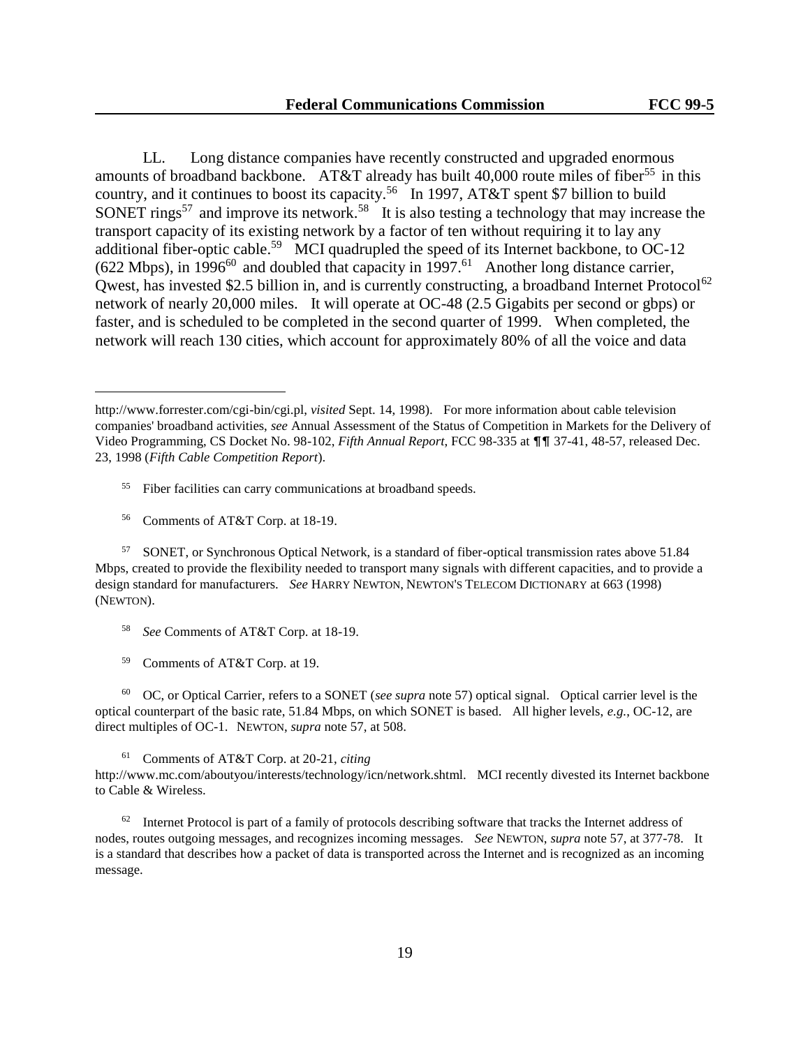LL. Long distance companies have recently constructed and upgraded enormous amounts of broadband backbone. AT&T already has built 40,000 route miles of fiber[55] in this country, and it continues to boost its capacity.[56] In 1997, AT&T spent $7 billion to build SONET rings[57] and improve its network.[58] It is also testing a technology that may increase the transport capacity of its existing network by a factor of ten without requiring it to lay any additional fiber-optic cable.[59] MCI quadrupled the speed of its Internet backbone, to OC-12 (622 Mbps), in 1996[60] and doubled that capacity in 1997.[61] Another long distance carrier, Qwest, has invested $2.5 billion in, and is currently constructing, a broadband Internet Protocol[62] network of nearly 20,000 miles. It will operate at OC-48 (2.5 Gigabits per second or gbps) or faster, and is scheduled to be completed in the second quarter of 1999. When completed, the network will reach 130 cities, which account for approximately 80% of all the voice and data

---

http://www.forrester.com/cgi-bin/cgi.pl, *visited* Sept. 14, 1998). For more information about cable television companies' broadband activities, *see* Annual Assessment of the Status of Competition in Markets for the Delivery of Video Programming, CS Docket No. 98-102, *Fifth Annual Report*, FCC 98-335 at ¶¶ 37-41, 48-57, released Dec. 23, 1998 (*Fifth Cable Competition Report*).

[55] Fiber facilities can carry communications at broadband speeds.

[56] Comments of AT&T Corp. at 18-19.

[57] SONET, or Synchronous Optical Network, is a standard of fiber-optical transmission rates above 51.84 Mbps, created to provide the flexibility needed to transport many signals with different capacities, and to provide a design standard for manufacturers. *See* HARRY NEWTON, NEWTON'S TELECOM DICTIONARY at 663 (1998) (NEWTON).

[58] *See* Comments of AT&T Corp. at 18-19.

[59] Comments of AT&T Corp. at 19.

[60] OC, or Optical Carrier, refers to a SONET (*see supra* note 57) optical signal. Optical carrier level is the optical counterpart of the basic rate, 51.84 Mbps, on which SONET is based. All higher levels, *e.g.*, OC-12, are direct multiples of OC-1. NEWTON, *supra* note 57, at 508.

[61] Comments of AT&T Corp. at 20-21, *citing* http://www.mc.com/aboutyou/interests/technology/icn/network.shtml. MCI recently divested its Internet backbone to Cable & Wireless.

[62] Internet Protocol is part of a family of protocols describing software that tracks the Internet address of nodes, routes outgoing messages, and recognizes incoming messages. *See* NEWTON, *supra* note 57, at 377-78. It is a standard that describes how a packet of data is transported across the Internet and is recognized as an incoming message.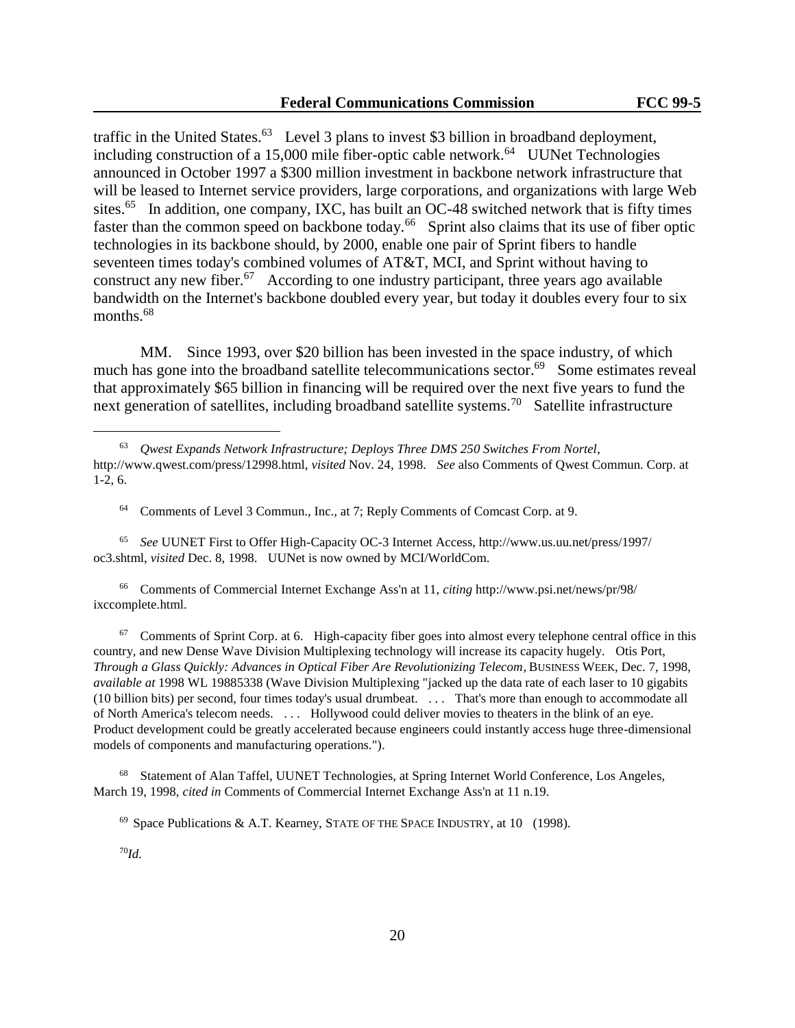traffic in the United States.[63] Level 3 plans to invest $3 billion in broadband deployment, including construction of a 15,000 mile fiber-optic cable network.[64] UUNet Technologies announced in October 1997 a $300 million investment in backbone network infrastructure that will be leased to Internet service providers, large corporations, and organizations with large Web sites.[65] In addition, one company, IXC, has built an OC-48 switched network that is fifty times faster than the common speed on backbone today.[66] Sprint also claims that its use of fiber optic technologies in its backbone should, by 2000, enable one pair of Sprint fibers to handle seventeen times today's combined volumes of AT&T, MCI, and Sprint without having to construct any new fiber.[67] According to one industry participant, three years ago available bandwidth on the Internet's backbone doubled every year, but today it doubles every four to six months.[68]

MM. Since 1993, over $20 billion has been invested in the space industry, of which much has gone into the broadband satellite telecommunications sector.[69] Some estimates reveal that approximately $65 billion in financing will be required over the next five years to fund the next generation of satellites, including broadband satellite systems.[70] Satellite infrastructure

---

[63] *Qwest Expands Network Infrastructure; Deploys Three DMS 250 Switches From Nortel*, http://www.qwest.com/press/12998.html, *visited* Nov. 24, 1998. *See* also Comments of Qwest Commun. Corp. at 1-2, 6.

[64] Comments of Level 3 Commun., Inc., at 7; Reply Comments of Comcast Corp. at 9.

[65] *See* UUNET First to Offer High-Capacity OC-3 Internet Access, http://www.us.uu.net/press/1997/oc3.shtml, *visited* Dec. 8, 1998. UUNet is now owned by MCI/WorldCom.

[66] Comments of Commercial Internet Exchange Ass'n at 11, *citing* http://www.psi.net/news/pr/98/ixccomplete.html.

[67] Comments of Sprint Corp. at 6. High-capacity fiber goes into almost every telephone central office in this country, and new Dense Wave Division Multiplexing technology will increase its capacity hugely. Otis Port, *Through a Glass Quickly: Advances in Optical Fiber Are Revolutionizing Telecom*, BUSINESS WEEK, Dec. 7, 1998, *available at* 1998 WL 19885338 (Wave Division Multiplexing "jacked up the data rate of each laser to 10 gigabits (10 billion bits) per second, four times today's usual drumbeat. . . . That's more than enough to accommodate all of North America's telecom needs. . . . Hollywood could deliver movies to theaters in the blink of an eye. Product development could be greatly accelerated because engineers could instantly access huge three-dimensional models of components and manufacturing operations.").

[68] Statement of Alan Taffel, UUNET Technologies, at Spring Internet World Conference, Los Angeles, March 19, 1998, *cited in* Comments of Commercial Internet Exchange Ass'n at 11 n.19.

[69] Space Publications & A.T. Kearney, STATE OF THE SPACE INDUSTRY, at 10 (1998).

[70] *Id.*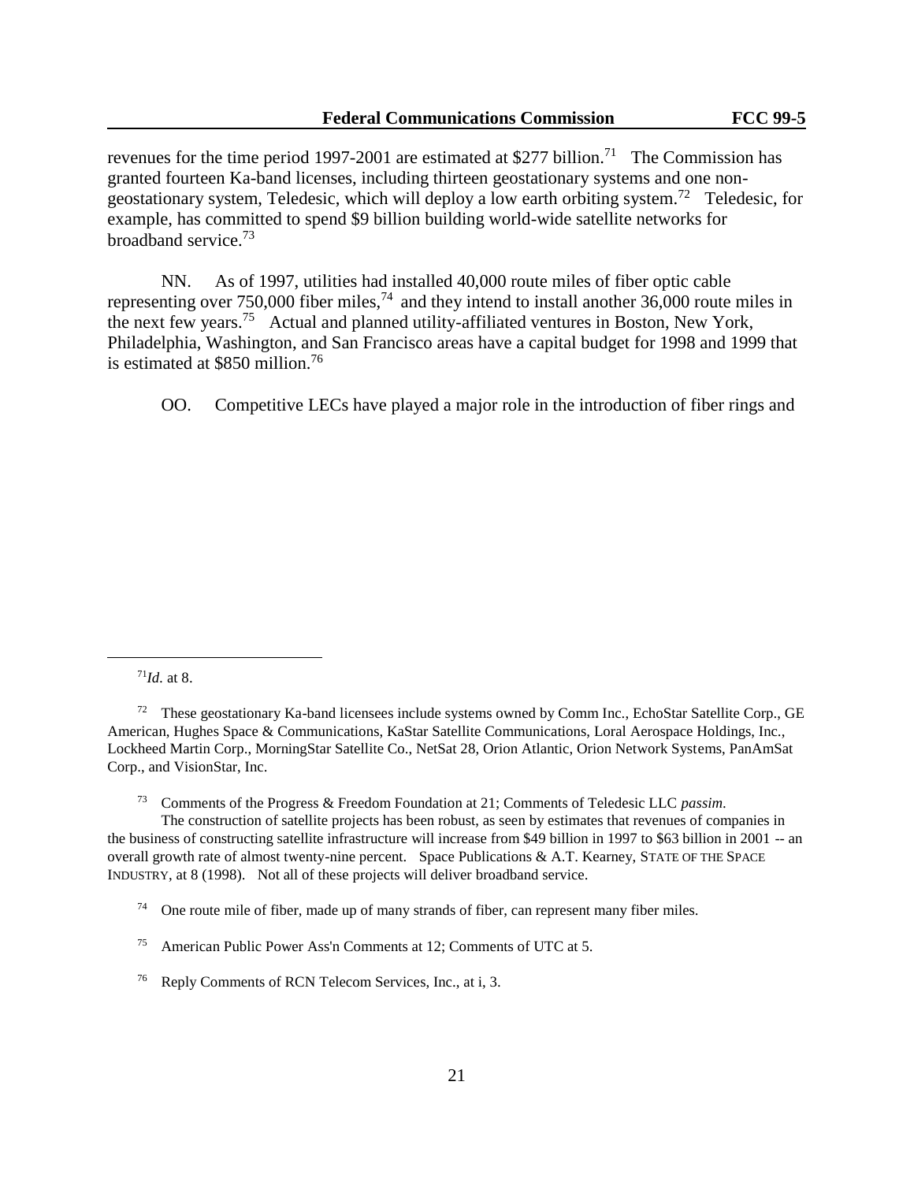revenues for the time period 1997-2001 are estimated at $277 billion.[71] The Commission has granted fourteen Ka-band licenses, including thirteen geostationary systems and one non-geostationary system, Teledesic, which will deploy a low earth orbiting system.[72] Teledesic, for example, has committed to spend $9 billion building world-wide satellite networks for broadband service.[73]

NN. As of 1997, utilities had installed 40,000 route miles of fiber optic cable representing over 750,000 fiber miles,[74] and they intend to install another 36,000 route miles in the next few years.[75] Actual and planned utility-affiliated ventures in Boston, New York, Philadelphia, Washington, and San Francisco areas have a capital budget for 1998 and 1999 that is estimated at $850 million.[76]

OO. Competitive LECs have played a major role in the introduction of fiber rings and

---

[71] *Id.* at 8.

[72] These geostationary Ka-band licensees include systems owned by Comm Inc., EchoStar Satellite Corp., GE American, Hughes Space & Communications, KaStar Satellite Communications, Loral Aerospace Holdings, Inc., Lockheed Martin Corp., MorningStar Satellite Co., NetSat 28, Orion Atlantic, Orion Network Systems, PanAmSat Corp., and VisionStar, Inc.

[73] Comments of the Progress & Freedom Foundation at 21; Comments of Teledesic LLC *passim*. The construction of satellite projects has been robust, as seen by estimates that revenues of companies in the business of constructing satellite infrastructure will increase from $49 billion in 1997 to $63 billion in 2001 -- an overall growth rate of almost twenty-nine percent. Space Publications & A.T. Kearney, STATE OF THE SPACE INDUSTRY, at 8 (1998). Not all of these projects will deliver broadband service.

[74] One route mile of fiber, made up of many strands of fiber, can represent many fiber miles.

[75] American Public Power Ass'n Comments at 12; Comments of UTC at 5.

[76] Reply Comments of RCN Telecom Services, Inc., at i, 3.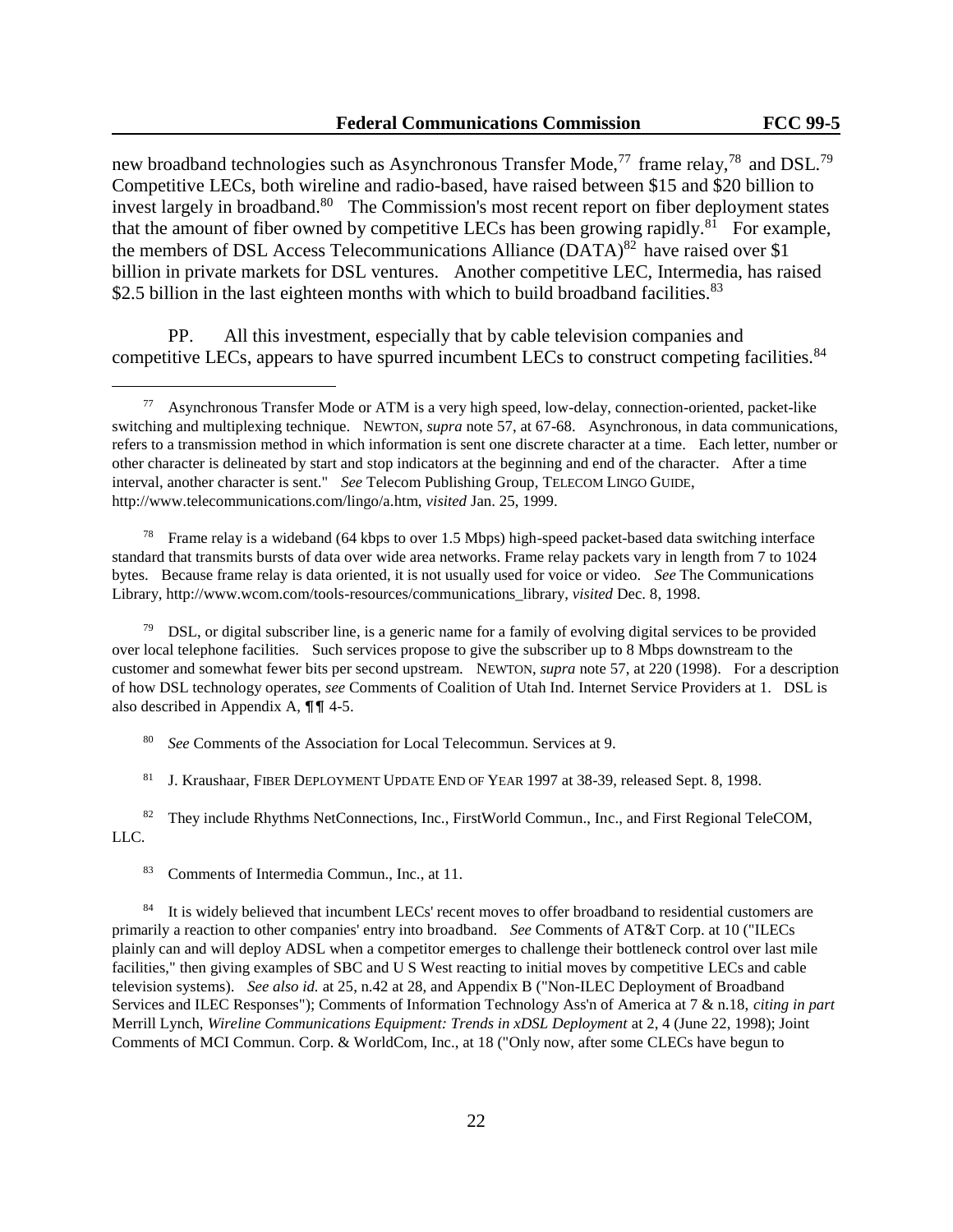new broadband technologies such as Asynchronous Transfer Mode,[77] frame relay,[78] and DSL.[79] Competitive LECs, both wireline and radio-based, have raised between $15 and $20 billion to invest largely in broadband.[80] The Commission's most recent report on fiber deployment states that the amount of fiber owned by competitive LECs has been growing rapidly.[81] For example, the members of DSL Access Telecommunications Alliance (DATA)[82] have raised over $1 billion in private markets for DSL ventures. Another competitive LEC, Intermedia, has raised $2.5 billion in the last eighteen months with which to build broadband facilities.[83]

PP. All this investment, especially that by cable television companies and competitive LECs, appears to have spurred incumbent LECs to construct competing facilities.[84]

---

[77] Asynchronous Transfer Mode or ATM is a very high speed, low-delay, connection-oriented, packet-like switching and multiplexing technique. NEWTON, *supra* note 57, at 67-68. Asynchronous, in data communications, refers to a transmission method in which information is sent one discrete character at a time. Each letter, number or other character is delineated by start and stop indicators at the beginning and end of the character. After a time interval, another character is sent." *See* Telecom Publishing Group, TELECOM LINGO GUIDE, http://www.telecommunications.com/lingo/a.htm, *visited* Jan. 25, 1999.

[78] Frame relay is a wideband (64 kbps to over 1.5 Mbps) high-speed packet-based data switching interface standard that transmits bursts of data over wide area networks. Frame relay packets vary in length from 7 to 1024 bytes. Because frame relay is data oriented, it is not usually used for voice or video. *See* The Communications Library, http://www.wcom.com/tools-resources/communications_library, *visited* Dec. 8, 1998.

[79] DSL, or digital subscriber line, is a generic name for a family of evolving digital services to be provided over local telephone facilities. Such services propose to give the subscriber up to 8 Mbps downstream to the customer and somewhat fewer bits per second upstream. NEWTON, *supra* note 57, at 220 (1998). For a description of how DSL technology operates, *see* Comments of Coalition of Utah Ind. Internet Service Providers at 1. DSL is also described in Appendix A, ¶¶ 4-5.

[80] *See* Comments of the Association for Local Telecommun. Services at 9.

[81] J. Kraushaar, FIBER DEPLOYMENT UPDATE END OF YEAR 1997 at 38-39, released Sept. 8, 1998.

[82] They include Rhythms NetConnections, Inc., FirstWorld Commun., Inc., and First Regional TeleCOM, LLC.

[83] Comments of Intermedia Commun., Inc., at 11.

[84] It is widely believed that incumbent LECs' recent moves to offer broadband to residential customers are primarily a reaction to other companies' entry into broadband. *See* Comments of AT&T Corp. at 10 ("ILECs plainly can and will deploy ADSL when a competitor emerges to challenge their bottleneck control over last mile facilities," then giving examples of SBC and U S West reacting to initial moves by competitive LECs and cable television systems). *See also id.* at 25, n.42 at 28, and Appendix B ("Non-ILEC Deployment of Broadband Services and ILEC Responses"); Comments of Information Technology Ass'n of America at 7 & n.18, *citing in part* Merrill Lynch, *Wireline Communications Equipment: Trends in xDSL Deployment* at 2, 4 (June 22, 1998); Joint Comments of MCI Commun. Corp. & WorldCom, Inc., at 18 ("Only now, after some CLECs have begun to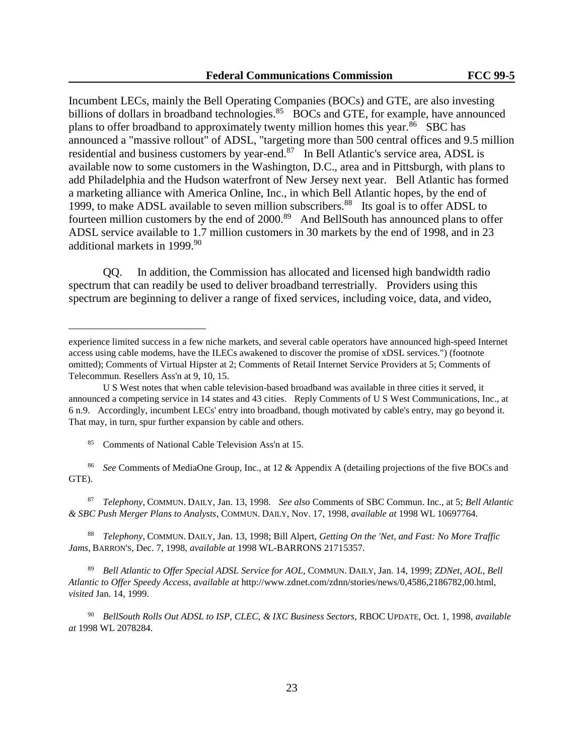Incumbent LECs, mainly the Bell Operating Companies (BOCs) and GTE, are also investing billions of dollars in broadband technologies.[85] BOCs and GTE, for example, have announced plans to offer broadband to approximately twenty million homes this year.[86] SBC has announced a "massive rollout" of ADSL, "targeting more than 500 central offices and 9.5 million residential and business customers by year-end.[87] In Bell Atlantic's service area, ADSL is available now to some customers in the Washington, D.C., area and in Pittsburgh, with plans to add Philadelphia and the Hudson waterfront of New Jersey next year. Bell Atlantic has formed a marketing alliance with America Online, Inc., in which Bell Atlantic hopes, by the end of 1999, to make ADSL available to seven million subscribers.[88] Its goal is to offer ADSL to fourteen million customers by the end of 2000.[89] And BellSouth has announced plans to offer ADSL service available to 1.7 million customers in 30 markets by the end of 1998, and in 23 additional markets in 1999.[90]

QQ. In addition, the Commission has allocated and licensed high bandwidth radio spectrum that can readily be used to deliver broadband terrestrially. Providers using this spectrum are beginning to deliver a range of fixed services, including voice, data, and video,

---

experience limited success in a few niche markets, and several cable operators have announced high-speed Internet access using cable modems, have the ILECs awakened to discover the promise of xDSL services.") (footnote omitted); Comments of Virtual Hipster at 2; Comments of Retail Internet Service Providers at 5; Comments of Telecommun. Resellers Ass'n at 9, 10, 15.

U S West notes that when cable television-based broadband was available in three cities it served, it announced a competing service in 14 states and 43 cities. Reply Comments of U S West Communications, Inc., at 6 n.9. Accordingly, incumbent LECs' entry into broadband, though motivated by cable's entry, may go beyond it. That may, in turn, spur further expansion by cable and others.

[85] Comments of National Cable Television Ass'n at 15.

[86] *See* Comments of MediaOne Group, Inc., at 12 & Appendix A (detailing projections of the five BOCs and GTE).

[87] *Telephony*, COMMUN. DAILY, Jan. 13, 1998. *See also* Comments of SBC Commun. Inc., at 5; *Bell Atlantic & SBC Push Merger Plans to Analysts*, COMMUN. DAILY, Nov. 17, 1998, *available at* 1998 WL 10697764.

[88] *Telephony*, COMMUN. DAILY, Jan. 13, 1998; Bill Alpert, *Getting On the 'Net, and Fast: No More Traffic Jams*, BARRON'S, Dec. 7, 1998, *available at* 1998 WL-BARRONS 21715357.

[89] *Bell Atlantic to Offer Special ADSL Service for AOL*, COMMUN. DAILY, Jan. 14, 1999; *ZDNet, AOL, Bell Atlantic to Offer Speedy Access*, *available at* http://www.zdnet.com/zdnn/stories/news/0,4586,2186782,00.html, *visited* Jan. 14, 1999.

[90] *BellSouth Rolls Out ADSL to ISP, CLEC, & IXC Business Sectors,* RBOC UPDATE, Oct. 1, 1998, *available at* 1998 WL 2078284.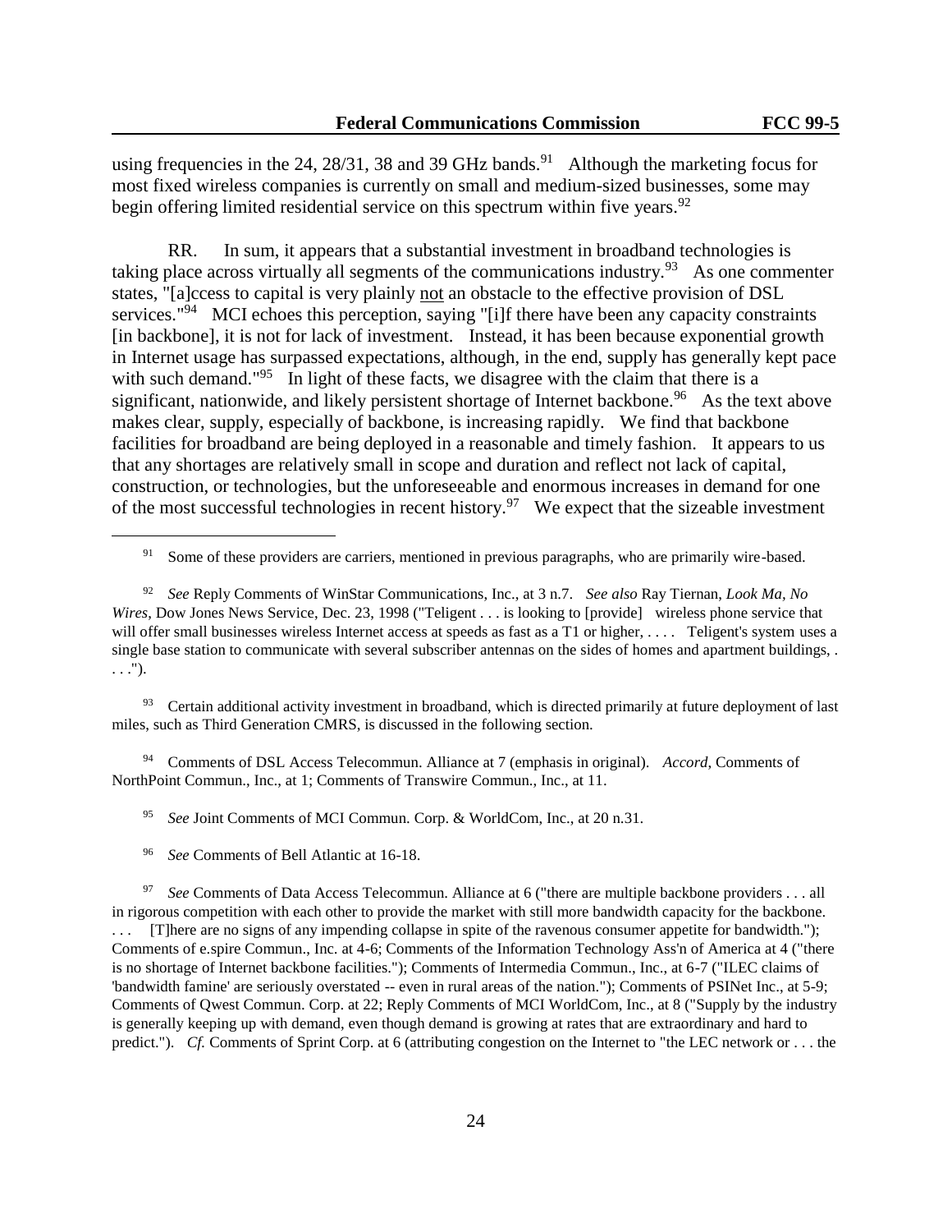using frequencies in the 24, 28/31, 38 and 39 GHz bands.[91] Although the marketing focus for most fixed wireless companies is currently on small and medium-sized businesses, some may begin offering limited residential service on this spectrum within five years.[92]

RR. In sum, it appears that a substantial investment in broadband technologies is taking place across virtually all segments of the communications industry.[93] As one commenter states, "[a]ccess to capital is very plainly not an obstacle to the effective provision of DSL services."[94] MCI echoes this perception, saying "[i]f there have been any capacity constraints [in backbone], it is not for lack of investment. Instead, it has been because exponential growth in Internet usage has surpassed expectations, although, in the end, supply has generally kept pace with such demand."[95] In light of these facts, we disagree with the claim that there is a significant, nationwide, and likely persistent shortage of Internet backbone.[96] As the text above makes clear, supply, especially of backbone, is increasing rapidly. We find that backbone facilities for broadband are being deployed in a reasonable and timely fashion. It appears to us that any shortages are relatively small in scope and duration and reflect not lack of capital, construction, or technologies, but the unforeseeable and enormous increases in demand for one of the most successful technologies in recent history.[97] We expect that the sizeable investment

---

[91] Some of these providers are carriers, mentioned in previous paragraphs, who are primarily wire-based.

[92] *See* Reply Comments of WinStar Communications, Inc., at 3 n.7. *See also* Ray Tiernan, *Look Ma, No Wires*, Dow Jones News Service, Dec. 23, 1998 ("Teligent . . . is looking to [provide] wireless phone service that will offer small businesses wireless Internet access at speeds as fast as a T1 or higher, . . . . Teligent's system uses a single base station to communicate with several subscriber antennas on the sides of homes and apartment buildings, . . . .").

[93] Certain additional activity investment in broadband, which is directed primarily at future deployment of last miles, such as Third Generation CMRS, is discussed in the following section.

[94] Comments of DSL Access Telecommun. Alliance at 7 (emphasis in original). *Accord*, Comments of NorthPoint Commun., Inc., at 1; Comments of Transwire Commun., Inc., at 11.

[95] *See* Joint Comments of MCI Commun. Corp. & WorldCom, Inc., at 20 n.31.

[96] *See* Comments of Bell Atlantic at 16-18.

[97] *See* Comments of Data Access Telecommun. Alliance at 6 ("there are multiple backbone providers . . . all in rigorous competition with each other to provide the market with still more bandwidth capacity for the backbone. . . . [T]here are no signs of any impending collapse in spite of the ravenous consumer appetite for bandwidth."); Comments of e.spire Commun., Inc. at 4-6; Comments of the Information Technology Ass'n of America at 4 ("there is no shortage of Internet backbone facilities."); Comments of Intermedia Commun., Inc., at 6-7 ("ILEC claims of 'bandwidth famine' are seriously overstated -- even in rural areas of the nation."); Comments of PSINet Inc., at 5-9; Comments of Qwest Commun. Corp. at 22; Reply Comments of MCI WorldCom, Inc., at 8 ("Supply by the industry is generally keeping up with demand, even though demand is growing at rates that are extraordinary and hard to predict."). *Cf.* Comments of Sprint Corp. at 6 (attributing congestion on the Internet to "the LEC network or . . . the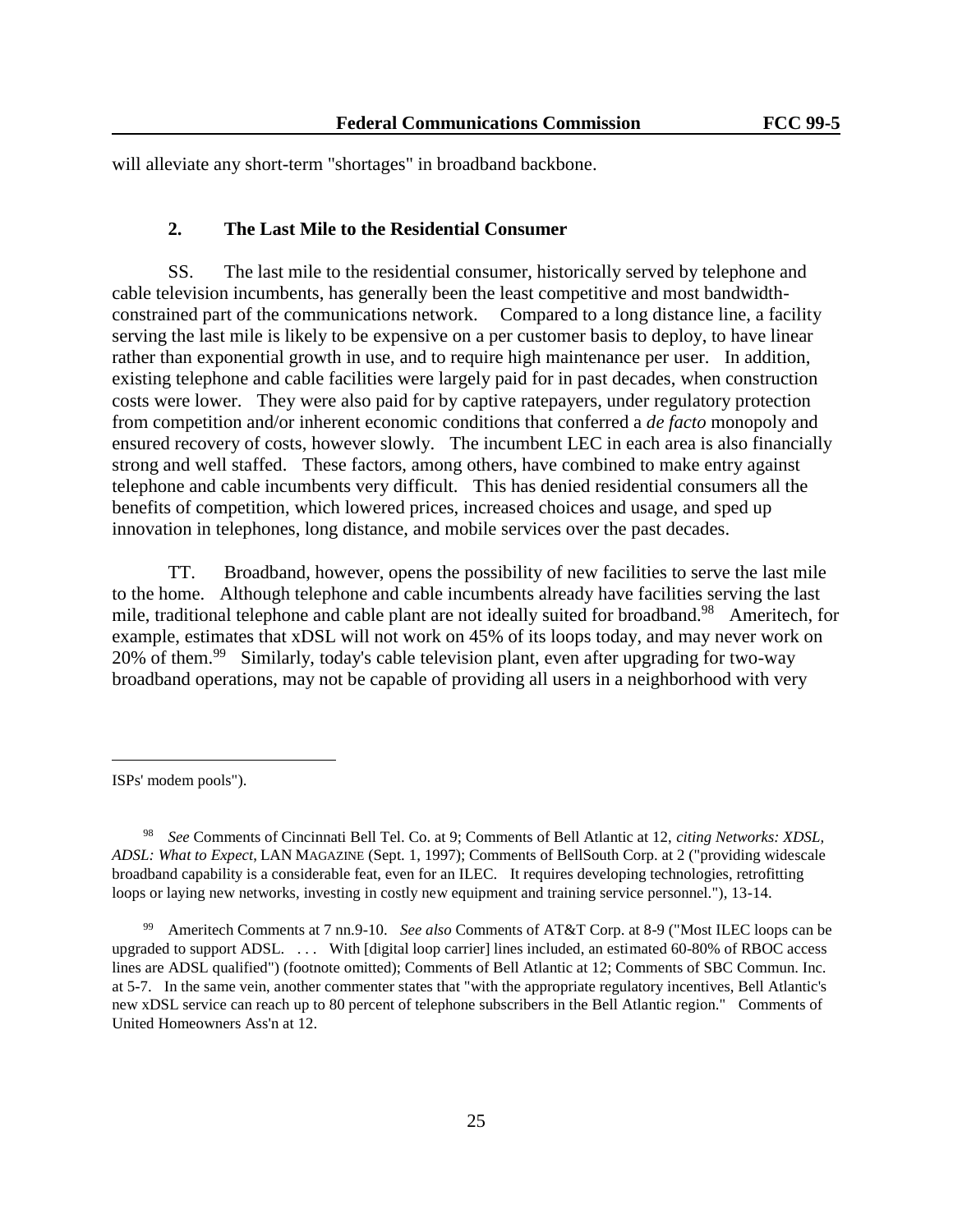will alleviate any short-term "shortages" in broadband backbone.

### 2. The Last Mile to the Residential Consumer

SS. The last mile to the residential consumer, historically served by telephone and cable television incumbents, has generally been the least competitive and most bandwidth-constrained part of the communications network. Compared to a long distance line, a facility serving the last mile is likely to be expensive on a per customer basis to deploy, to have linear rather than exponential growth in use, and to require high maintenance per user. In addition, existing telephone and cable facilities were largely paid for in past decades, when construction costs were lower. They were also paid for by captive ratepayers, under regulatory protection from competition and/or inherent economic conditions that conferred a *de facto* monopoly and ensured recovery of costs, however slowly. The incumbent LEC in each area is also financially strong and well staffed. These factors, among others, have combined to make entry against telephone and cable incumbents very difficult. This has denied residential consumers all the benefits of competition, which lowered prices, increased choices and usage, and sped up innovation in telephones, long distance, and mobile services over the past decades.

TT. Broadband, however, opens the possibility of new facilities to serve the last mile to the home. Although telephone and cable incumbents already have facilities serving the last mile, traditional telephone and cable plant are not ideally suited for broadband.[98] Ameritech, for example, estimates that xDSL will not work on 45% of its loops today, and may never work on 20% of them.[99] Similarly, today's cable television plant, even after upgrading for two-way broadband operations, may not be capable of providing all users in a neighborhood with very

---

ISPs' modem pools").

[98] *See* Comments of Cincinnati Bell Tel. Co. at 9; Comments of Bell Atlantic at 12, *citing Networks: XDSL, ADSL: What to Expect*, LAN MAGAZINE (Sept. 1, 1997); Comments of BellSouth Corp. at 2 ("providing widescale broadband capability is a considerable feat, even for an ILEC. It requires developing technologies, retrofitting loops or laying new networks, investing in costly new equipment and training service personnel."), 13-14.

[99] Ameritech Comments at 7 nn.9-10. *See also* Comments of AT&T Corp. at 8-9 ("Most ILEC loops can be upgraded to support ADSL. . . . With [digital loop carrier] lines included, an estimated 60-80% of RBOC access lines are ADSL qualified") (footnote omitted); Comments of Bell Atlantic at 12; Comments of SBC Commun. Inc. at 5-7. In the same vein, another commenter states that "with the appropriate regulatory incentives, Bell Atlantic's new xDSL service can reach up to 80 percent of telephone subscribers in the Bell Atlantic region." Comments of United Homeowners Ass'n at 12.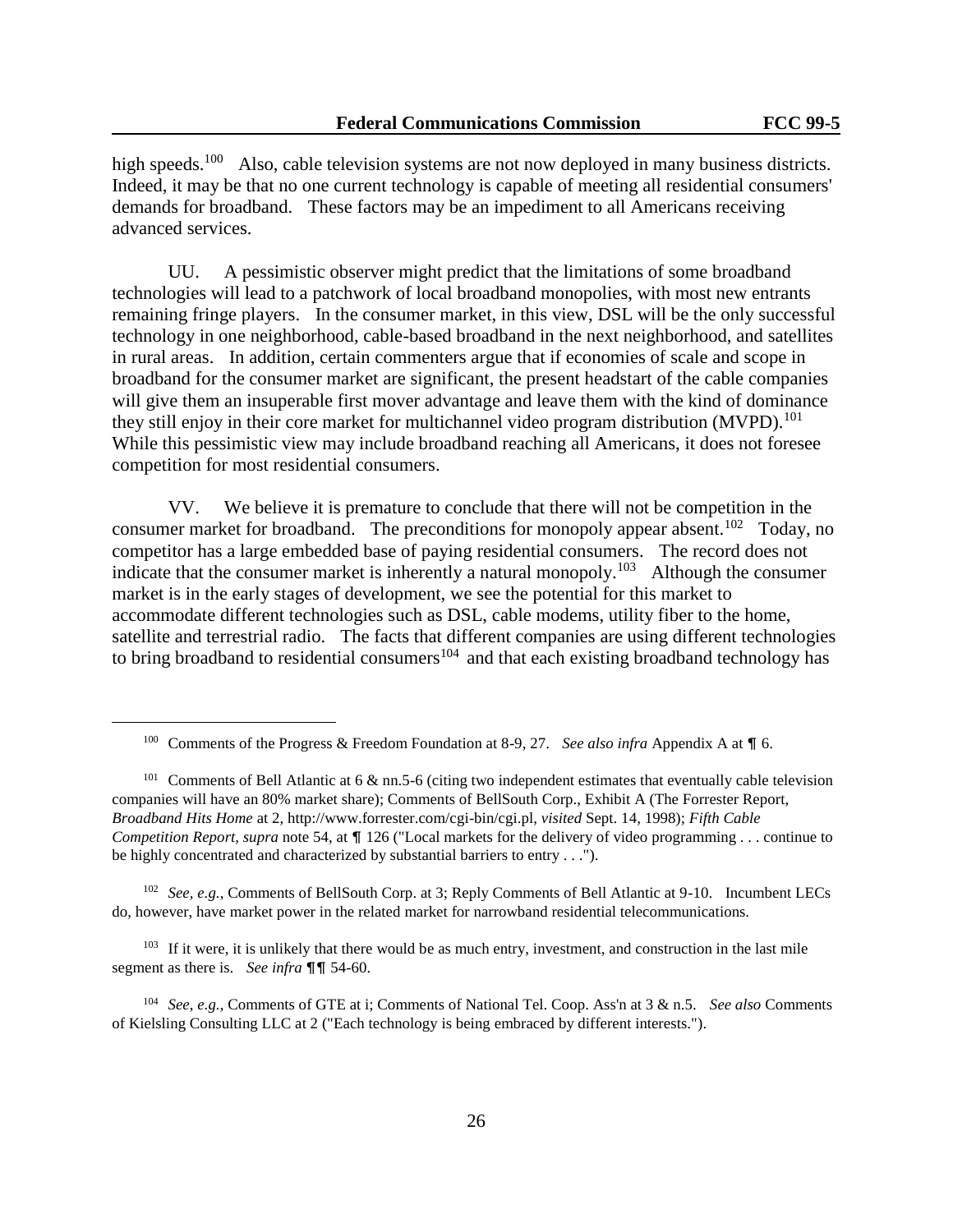high speeds.[100] Also, cable television systems are not now deployed in many business districts. Indeed, it may be that no one current technology is capable of meeting all residential consumers' demands for broadband. These factors may be an impediment to all Americans receiving advanced services.

UU. A pessimistic observer might predict that the limitations of some broadband technologies will lead to a patchwork of local broadband monopolies, with most new entrants remaining fringe players. In the consumer market, in this view, DSL will be the only successful technology in one neighborhood, cable-based broadband in the next neighborhood, and satellites in rural areas. In addition, certain commenters argue that if economies of scale and scope in broadband for the consumer market are significant, the present headstart of the cable companies will give them an insuperable first mover advantage and leave them with the kind of dominance they still enjoy in their core market for multichannel video program distribution (MVPD).[101] While this pessimistic view may include broadband reaching all Americans, it does not foresee competition for most residential consumers.

VV. We believe it is premature to conclude that there will not be competition in the consumer market for broadband. The preconditions for monopoly appear absent.[102] Today, no competitor has a large embedded base of paying residential consumers. The record does not indicate that the consumer market is inherently a natural monopoly.[103] Although the consumer market is in the early stages of development, we see the potential for this market to accommodate different technologies such as DSL, cable modems, utility fiber to the home, satellite and terrestrial radio. The facts that different companies are using different technologies to bring broadband to residential consumers[104] and that each existing broadband technology has

---

[100] Comments of the Progress & Freedom Foundation at 8-9, 27. *See also infra* Appendix A at ¶ 6.

[101] Comments of Bell Atlantic at 6 & nn.5-6 (citing two independent estimates that eventually cable television companies will have an 80% market share); Comments of BellSouth Corp., Exhibit A (The Forrester Report, *Broadband Hits Home* at 2, http://www.forrester.com/cgi-bin/cgi.pl, *visited* Sept. 14, 1998); *Fifth Cable Competition Report*, *supra* note 54, at ¶ 126 ("Local markets for the delivery of video programming . . . continue to be highly concentrated and characterized by substantial barriers to entry . . .").

[102] *See, e.g.*, Comments of BellSouth Corp. at 3; Reply Comments of Bell Atlantic at 9-10. Incumbent LECs do, however, have market power in the related market for narrowband residential telecommunications.

[103] If it were, it is unlikely that there would be as much entry, investment, and construction in the last mile segment as there is. *See infra* ¶¶ 54-60.

[104] *See*, *e.g.*, Comments of GTE at i; Comments of National Tel. Coop. Ass'n at 3 & n.5. *See also* Comments of Kielsling Consulting LLC at 2 ("Each technology is being embraced by different interests.").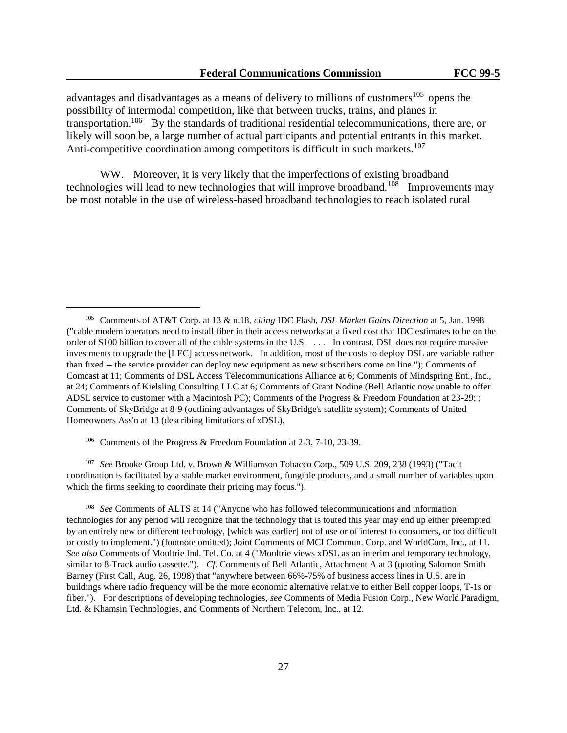advantages and disadvantages as a means of delivery to millions of customers[105] opens the possibility of intermodal competition, like that between trucks, trains, and planes in transportation.[106] By the standards of traditional residential telecommunications, there are, or likely will soon be, a large number of actual participants and potential entrants in this market. Anti-competitive coordination among competitors is difficult in such markets.[107]

WW. Moreover, it is very likely that the imperfections of existing broadband technologies will lead to new technologies that will improve broadband.[108] Improvements may be most notable in the use of wireless-based broadband technologies to reach isolated rural

---

[105] Comments of AT&T Corp. at 13 & n.18, *citing* IDC Flash, *DSL Market Gains Direction* at 5, Jan. 1998 ("cable modem operators need to install fiber in their access networks at a fixed cost that IDC estimates to be on the order of $100 billion to cover all of the cable systems in the U.S. . . . In contrast, DSL does not require massive investments to upgrade the [LEC] access network. In addition, most of the costs to deploy DSL are variable rather than fixed -- the service provider can deploy new equipment as new subscribers come on line."); Comments of Comcast at 11; Comments of DSL Access Telecommunications Alliance at 6; Comments of Mindspring Ent., Inc., at 24; Comments of Kielsling Consulting LLC at 6; Comments of Grant Nodine (Bell Atlantic now unable to offer ADSL service to customer with a Macintosh PC); Comments of the Progress & Freedom Foundation at 23-29; ; Comments of SkyBridge at 8-9 (outlining advantages of SkyBridge's satellite system); Comments of United Homeowners Ass'n at 13 (describing limitations of xDSL).

[106] Comments of the Progress & Freedom Foundation at 2-3, 7-10, 23-39.

[107] *See* Brooke Group Ltd. v. Brown & Williamson Tobacco Corp., 509 U.S. 209, 238 (1993) ("Tacit coordination is facilitated by a stable market environment, fungible products, and a small number of variables upon which the firms seeking to coordinate their pricing may focus.").

[108] *See* Comments of ALTS at 14 ("Anyone who has followed telecommunications and information technologies for any period will recognize that the technology that is touted this year may end up either preempted by an entirely new or different technology, [which was earlier] not of use or of interest to consumers, or too difficult or costly to implement.") (footnote omitted); Joint Comments of MCI Commun. Corp. and WorldCom, Inc., at 11. *See also* Comments of Moultrie Ind. Tel. Co. at 4 ("Moultrie views xDSL as an interim and temporary technology, similar to 8-Track audio cassette."). *Cf.* Comments of Bell Atlantic, Attachment A at 3 (quoting Salomon Smith Barney (First Call, Aug. 26, 1998) that "anywhere between 66%-75% of business access lines in U.S. are in buildings where radio frequency will be the more economic alternative relative to either Bell copper loops, T-1s or fiber."). For descriptions of developing technologies, *see* Comments of Media Fusion Corp., New World Paradigm, Ltd. & Khamsin Technologies, and Comments of Northern Telecom, Inc., at 12.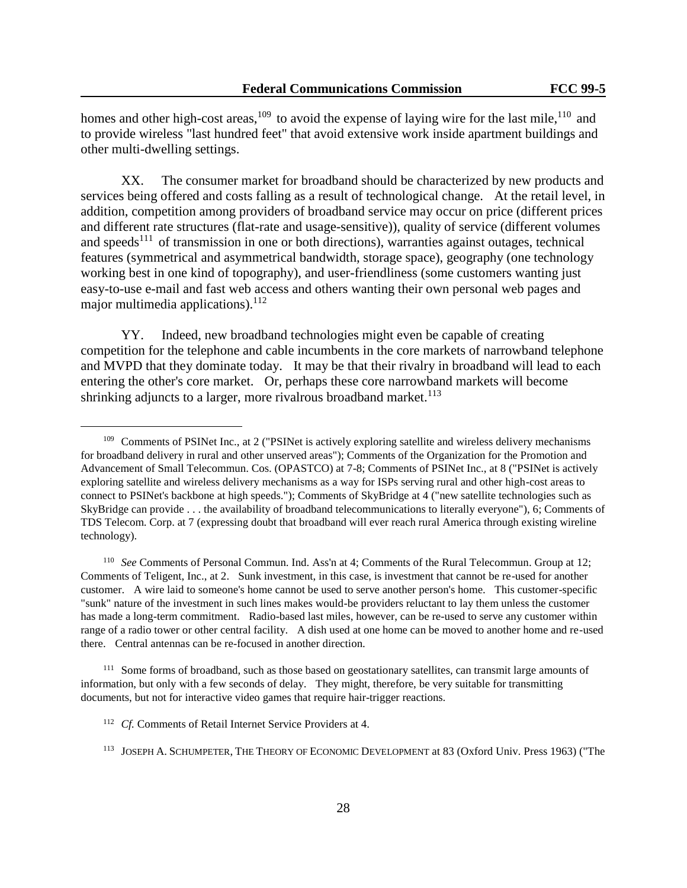homes and other high-cost areas,[109] to avoid the expense of laying wire for the last mile,[110] and to provide wireless "last hundred feet" that avoid extensive work inside apartment buildings and other multi-dwelling settings.

XX. The consumer market for broadband should be characterized by new products and services being offered and costs falling as a result of technological change. At the retail level, in addition, competition among providers of broadband service may occur on price (different prices and different rate structures (flat-rate and usage-sensitive)), quality of service (different volumes and speeds[111] of transmission in one or both directions), warranties against outages, technical features (symmetrical and asymmetrical bandwidth, storage space), geography (one technology working best in one kind of topography), and user-friendliness (some customers wanting just easy-to-use e-mail and fast web access and others wanting their own personal web pages and major multimedia applications).[112]

YY. Indeed, new broadband technologies might even be capable of creating competition for the telephone and cable incumbents in the core markets of narrowband telephone and MVPD that they dominate today. It may be that their rivalry in broadband will lead to each entering the other's core market. Or, perhaps these core narrowband markets will become shrinking adjuncts to a larger, more rivalrous broadband market.[113]

---

[109] Comments of PSINet Inc., at 2 ("PSINet is actively exploring satellite and wireless delivery mechanisms for broadband delivery in rural and other unserved areas"); Comments of the Organization for the Promotion and Advancement of Small Telecommun. Cos. (OPASTCO) at 7-8; Comments of PSINet Inc., at 8 ("PSINet is actively exploring satellite and wireless delivery mechanisms as a way for ISPs serving rural and other high-cost areas to connect to PSINet's backbone at high speeds."); Comments of SkyBridge at 4 ("new satellite technologies such as SkyBridge can provide . . . the availability of broadband telecommunications to literally everyone"), 6; Comments of TDS Telecom. Corp. at 7 (expressing doubt that broadband will ever reach rural America through existing wireline technology).

[110] *See* Comments of Personal Commun. Ind. Ass'n at 4; Comments of the Rural Telecommun. Group at 12; Comments of Teligent, Inc., at 2. Sunk investment, in this case, is investment that cannot be re-used for another customer. A wire laid to someone's home cannot be used to serve another person's home. This customer-specific "sunk" nature of the investment in such lines makes would-be providers reluctant to lay them unless the customer has made a long-term commitment. Radio-based last miles, however, can be re-used to serve any customer within range of a radio tower or other central facility. A dish used at one home can be moved to another home and re-used there. Central antennas can be re-focused in another direction.

[111] Some forms of broadband, such as those based on geostationary satellites, can transmit large amounts of information, but only with a few seconds of delay. They might, therefore, be very suitable for transmitting documents, but not for interactive video games that require hair-trigger reactions.

[112] *Cf.* Comments of Retail Internet Service Providers at 4.

[113] JOSEPH A. SCHUMPETER, THE THEORY OF ECONOMIC DEVELOPMENT at 83 (Oxford Univ. Press 1963) ("The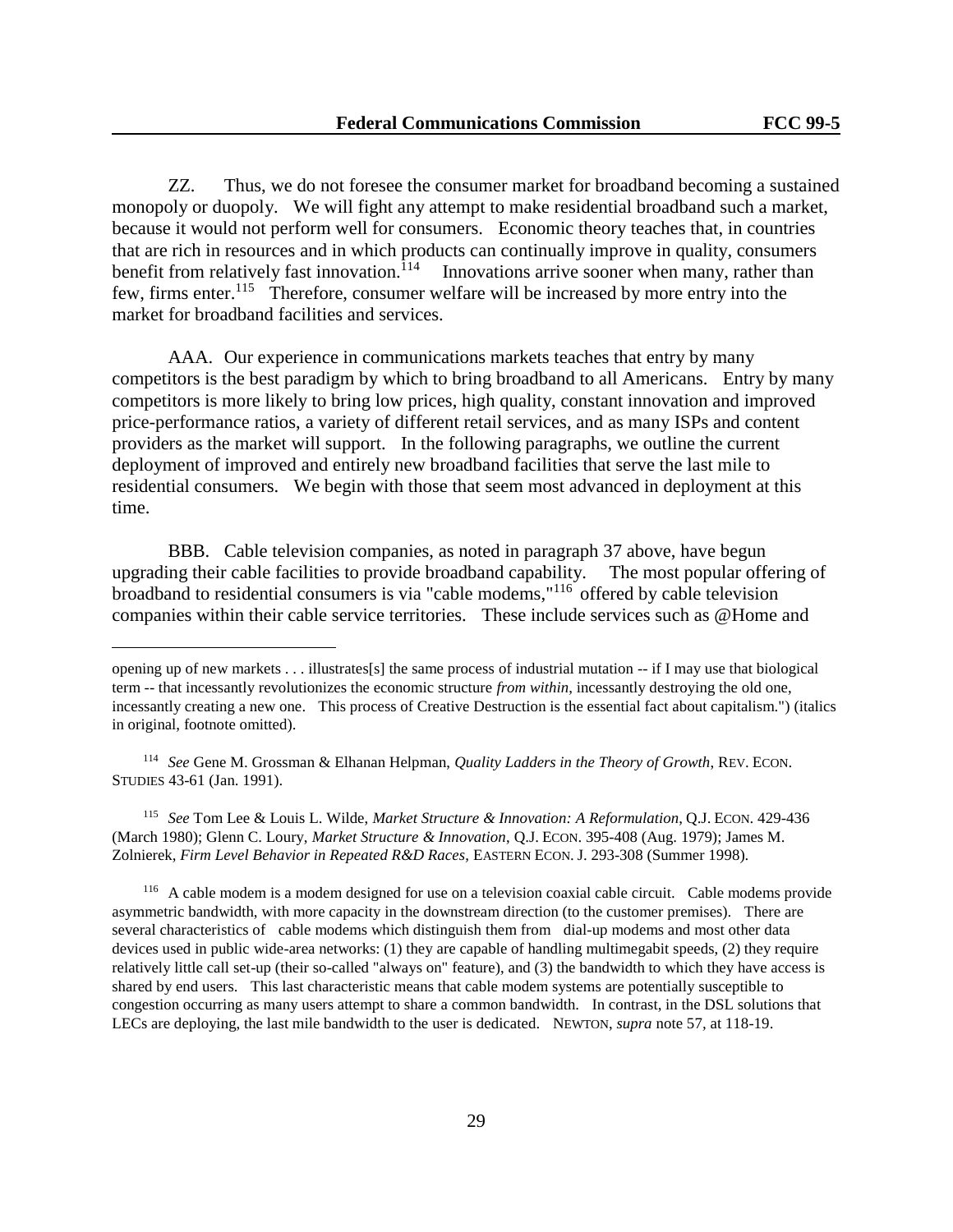ZZ. Thus, we do not foresee the consumer market for broadband becoming a sustained monopoly or duopoly. We will fight any attempt to make residential broadband such a market, because it would not perform well for consumers. Economic theory teaches that, in countries that are rich in resources and in which products can continually improve in quality, consumers benefit from relatively fast innovation.[114] Innovations arrive sooner when many, rather than few, firms enter.[115] Therefore, consumer welfare will be increased by more entry into the market for broadband facilities and services.

AAA. Our experience in communications markets teaches that entry by many competitors is the best paradigm by which to bring broadband to all Americans. Entry by many competitors is more likely to bring low prices, high quality, constant innovation and improved price-performance ratios, a variety of different retail services, and as many ISPs and content providers as the market will support. In the following paragraphs, we outline the current deployment of improved and entirely new broadband facilities that serve the last mile to residential consumers. We begin with those that seem most advanced in deployment at this time.

BBB. Cable television companies, as noted in paragraph 37 above, have begun upgrading their cable facilities to provide broadband capability. The most popular offering of broadband to residential consumers is via "cable modems,"[116] offered by cable television companies within their cable service territories. These include services such as @Home and

---

opening up of new markets . . . illustrates[s] the same process of industrial mutation -- if I may use that biological term -- that incessantly revolutionizes the economic structure *from within*, incessantly destroying the old one, incessantly creating a new one. This process of Creative Destruction is the essential fact about capitalism.") (italics in original, footnote omitted).

[114] *See* Gene M. Grossman & Elhanan Helpman, *Quality Ladders in the Theory of Growth*, REV. ECON. STUDIES 43-61 (Jan. 1991).

[115] *See* Tom Lee & Louis L. Wilde, *Market Structure & Innovation: A Reformulation*, Q.J. ECON. 429-436 (March 1980); Glenn C. Loury, *Market Structure & Innovation*, Q.J. ECON. 395-408 (Aug. 1979); James M. Zolnierek, *Firm Level Behavior in Repeated R&D Races*, EASTERN ECON. J. 293-308 (Summer 1998).

[116] A cable modem is a modem designed for use on a television coaxial cable circuit. Cable modems provide asymmetric bandwidth, with more capacity in the downstream direction (to the customer premises). There are several characteristics of cable modems which distinguish them from dial-up modems and most other data devices used in public wide-area networks: (1) they are capable of handling multimegabit speeds, (2) they require relatively little call set-up (their so-called "always on" feature), and (3) the bandwidth to which they have access is shared by end users. This last characteristic means that cable modem systems are potentially susceptible to congestion occurring as many users attempt to share a common bandwidth. In contrast, in the DSL solutions that LECs are deploying, the last mile bandwidth to the user is dedicated. NEWTON, *supra* note 57, at 118-19.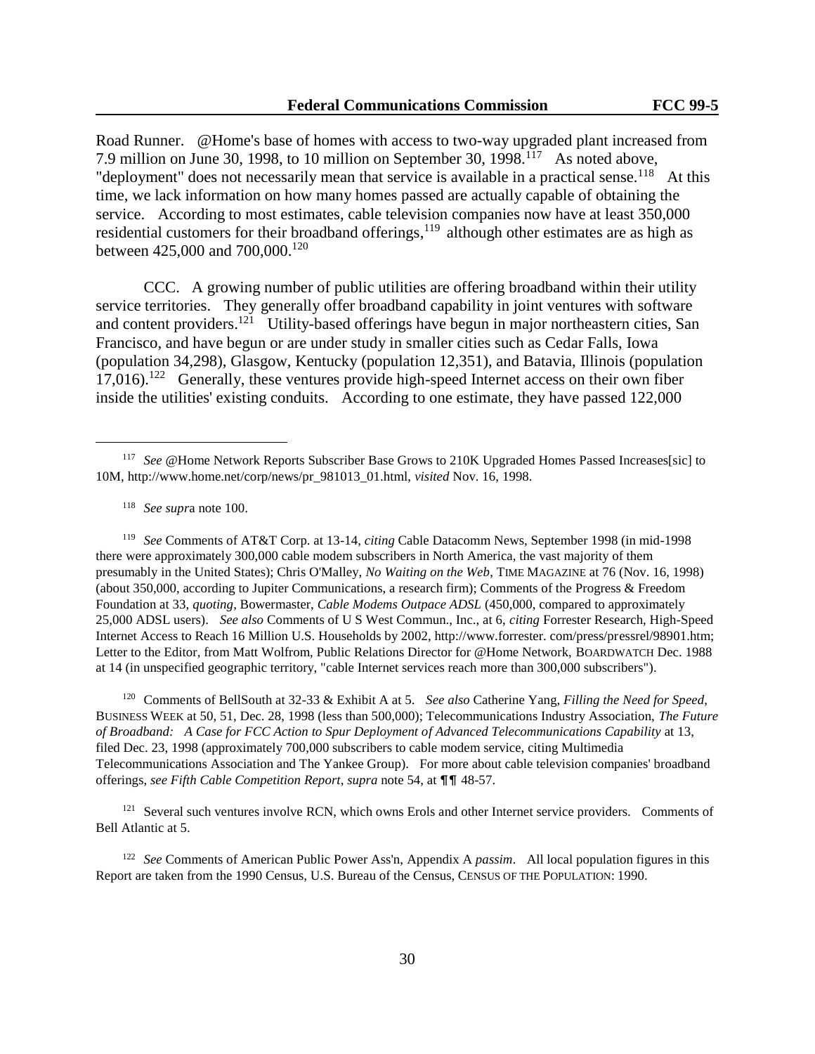Road Runner. @Home's base of homes with access to two-way upgraded plant increased from 7.9 million on June 30, 1998, to 10 million on September 30, 1998.[117] As noted above, "deployment" does not necessarily mean that service is available in a practical sense.[118] At this time, we lack information on how many homes passed are actually capable of obtaining the service. According to most estimates, cable television companies now have at least 350,000 residential customers for their broadband offerings,[119] although other estimates are as high as between 425,000 and 700,000.[120]

CCC. A growing number of public utilities are offering broadband within their utility service territories. They generally offer broadband capability in joint ventures with software and content providers.[121] Utility-based offerings have begun in major northeastern cities, San Francisco, and have begun or are under study in smaller cities such as Cedar Falls, Iowa (population 34,298), Glasgow, Kentucky (population 12,351), and Batavia, Illinois (population 17,016).[122] Generally, these ventures provide high-speed Internet access on their own fiber inside the utilities' existing conduits. According to one estimate, they have passed 122,000

---

[117] *See* @Home Network Reports Subscriber Base Grows to 210K Upgraded Homes Passed Increases[sic] to 10M, http://www.home.net/corp/news/pr_981013_01.html, *visited* Nov. 16, 1998.

[118] *See supra* note 100.

[119] *See* Comments of AT&T Corp. at 13-14, *citing* Cable Datacomm News, September 1998 (in mid-1998 there were approximately 300,000 cable modem subscribers in North America, the vast majority of them presumably in the United States); Chris O'Malley, *No Waiting on the Web*, TIME MAGAZINE at 76 (Nov. 16, 1998) (about 350,000, according to Jupiter Communications, a research firm); Comments of the Progress & Freedom Foundation at 33, *quoting*, Bowermaster, *Cable Modems Outpace ADSL* (450,000, compared to approximately 25,000 ADSL users). *See also* Comments of U S West Commun., Inc., at 6, *citing* Forrester Research, High-Speed Internet Access to Reach 16 Million U.S. Households by 2002, http://www.forrester. com/press/pressrel/98901.htm; Letter to the Editor, from Matt Wolfrom, Public Relations Director for @Home Network, BOARDWATCH Dec. 1988 at 14 (in unspecified geographic territory, "cable Internet services reach more than 300,000 subscribers").

[120] Comments of BellSouth at 32-33 & Exhibit A at 5. *See also* Catherine Yang, *Filling the Need for Speed*, BUSINESS WEEK at 50, 51, Dec. 28, 1998 (less than 500,000); Telecommunications Industry Association, *The Future of Broadband: A Case for FCC Action to Spur Deployment of Advanced Telecommunications Capability* at 13, filed Dec. 23, 1998 (approximately 700,000 subscribers to cable modem service, citing Multimedia Telecommunications Association and The Yankee Group). For more about cable television companies' broadband offerings, *see Fifth Cable Competition Report*, *supra* note 54, at ¶¶ 48-57.

[121] Several such ventures involve RCN, which owns Erols and other Internet service providers. Comments of Bell Atlantic at 5.

[122] *See* Comments of American Public Power Ass'n, Appendix A *passim*. All local population figures in this Report are taken from the 1990 Census, U.S. Bureau of the Census, CENSUS OF THE POPULATION: 1990.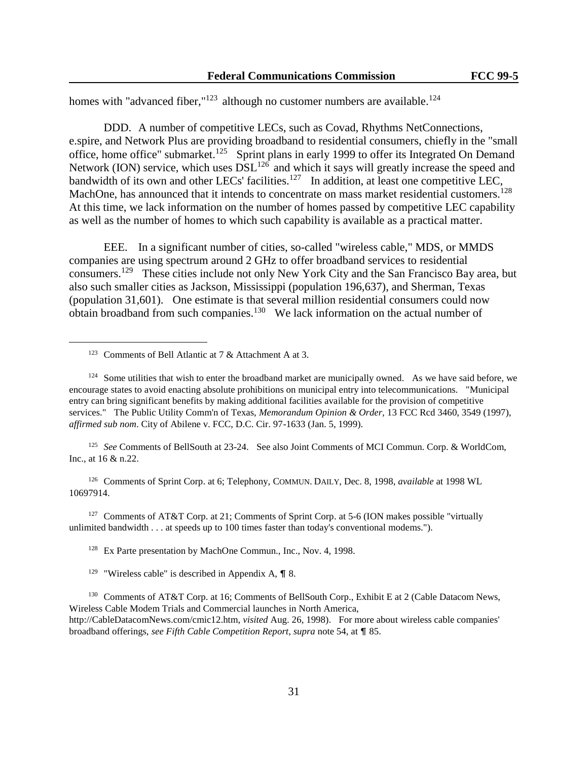homes with "advanced fiber,"[123] although no customer numbers are available.[124]

DDD. A number of competitive LECs, such as Covad, Rhythms NetConnections, e.spire, and Network Plus are providing broadband to residential consumers, chiefly in the "small office, home office" submarket.[125] Sprint plans in early 1999 to offer its Integrated On Demand Network (ION) service, which uses DSL[126] and which it says will greatly increase the speed and bandwidth of its own and other LECs' facilities.[127] In addition, at least one competitive LEC, MachOne, has announced that it intends to concentrate on mass market residential customers.[128] At this time, we lack information on the number of homes passed by competitive LEC capability as well as the number of homes to which such capability is available as a practical matter.

EEE. In a significant number of cities, so-called "wireless cable," MDS, or MMDS companies are using spectrum around 2 GHz to offer broadband services to residential consumers.[129] These cities include not only New York City and the San Francisco Bay area, but also such smaller cities as Jackson, Mississippi (population 196,637), and Sherman, Texas (population 31,601). One estimate is that several million residential consumers could now obtain broadband from such companies.[130] We lack information on the actual number of

---

[123] Comments of Bell Atlantic at 7 & Attachment A at 3.

[124] Some utilities that wish to enter the broadband market are municipally owned. As we have said before, we encourage states to avoid enacting absolute prohibitions on municipal entry into telecommunications. "Municipal entry can bring significant benefits by making additional facilities available for the provision of competitive services." The Public Utility Comm'n of Texas, *Memorandum Opinion & Order*, 13 FCC Rcd 3460, 3549 (1997), *affirmed sub nom*. City of Abilene v. FCC, D.C. Cir. 97-1633 (Jan. 5, 1999).

[125] *See* Comments of BellSouth at 23-24. See also Joint Comments of MCI Commun. Corp. & WorldCom, Inc., at 16 & n.22.

[126] Comments of Sprint Corp. at 6; Telephony, COMMUN. DAILY, Dec. 8, 1998, *available* at 1998 WL 10697914.

[127] Comments of AT&T Corp. at 21; Comments of Sprint Corp. at 5-6 (ION makes possible "virtually unlimited bandwidth . . . at speeds up to 100 times faster than today's conventional modems.").

[128] Ex Parte presentation by MachOne Commun., Inc., Nov. 4, 1998.

[129] "Wireless cable" is described in Appendix A, ¶ 8.

[130] Comments of AT&T Corp. at 16; Comments of BellSouth Corp., Exhibit E at 2 (Cable Datacom News, Wireless Cable Modem Trials and Commercial launches in North America, http://CableDatacomNews.com/cmic12.htm, *visited* Aug. 26, 1998). For more about wireless cable companies' broadband offerings, *see Fifth Cable Competition Report*, *supra* note 54, at ¶ 85.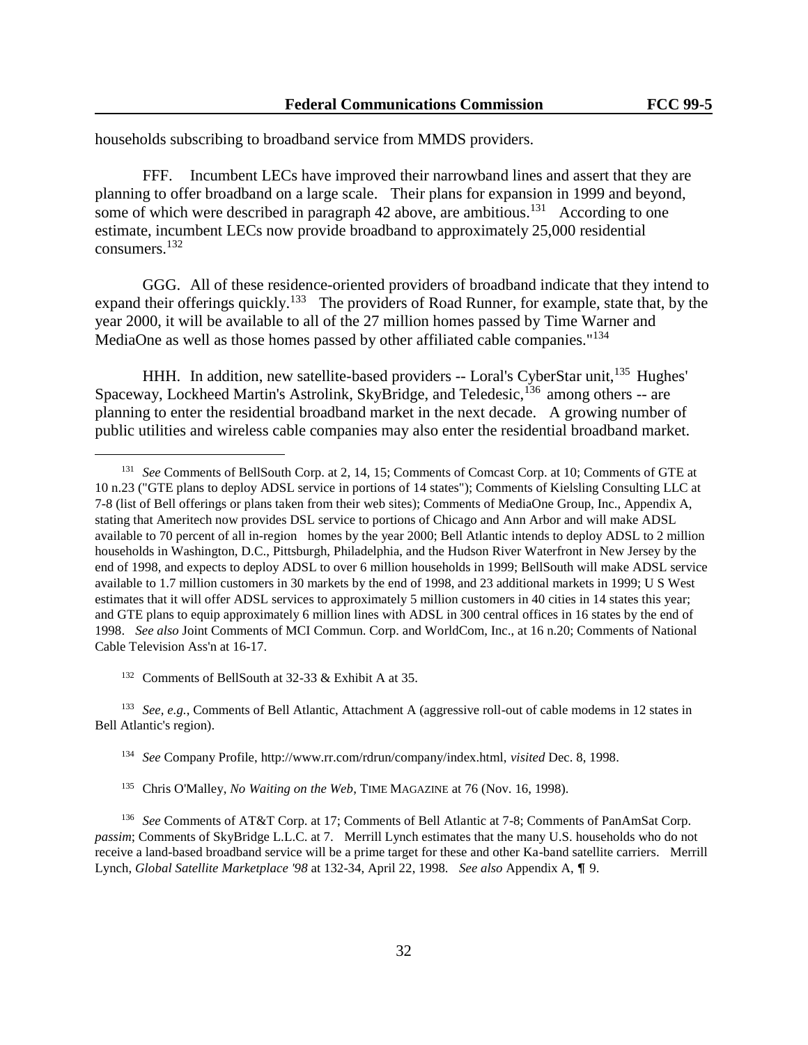households subscribing to broadband service from MMDS providers.

FFF. Incumbent LECs have improved their narrowband lines and assert that they are planning to offer broadband on a large scale. Their plans for expansion in 1999 and beyond, some of which were described in paragraph 42 above, are ambitious.[131] According to one estimate, incumbent LECs now provide broadband to approximately 25,000 residential consumers.[132]

GGG. All of these residence-oriented providers of broadband indicate that they intend to expand their offerings quickly.[133] The providers of Road Runner, for example, state that, by the year 2000, it will be available to all of the 27 million homes passed by Time Warner and MediaOne as well as those homes passed by other affiliated cable companies."[134]

HHH. In addition, new satellite-based providers -- Loral's CyberStar unit,[135] Hughes' Spaceway, Lockheed Martin's Astrolink, SkyBridge, and Teledesic,[136] among others -- are planning to enter the residential broadband market in the next decade. A growing number of public utilities and wireless cable companies may also enter the residential broadband market.

---

[131] *See* Comments of BellSouth Corp. at 2, 14, 15; Comments of Comcast Corp. at 10; Comments of GTE at 10 n.23 ("GTE plans to deploy ADSL service in portions of 14 states"); Comments of Kielsling Consulting LLC at 7-8 (list of Bell offerings or plans taken from their web sites); Comments of MediaOne Group, Inc., Appendix A, stating that Ameritech now provides DSL service to portions of Chicago and Ann Arbor and will make ADSL available to 70 percent of all in-region homes by the year 2000; Bell Atlantic intends to deploy ADSL to 2 million households in Washington, D.C., Pittsburgh, Philadelphia, and the Hudson River Waterfront in New Jersey by the end of 1998, and expects to deploy ADSL to over 6 million households in 1999; BellSouth will make ADSL service available to 1.7 million customers in 30 markets by the end of 1998, and 23 additional markets in 1999; U S West estimates that it will offer ADSL services to approximately 5 million customers in 40 cities in 14 states this year; and GTE plans to equip approximately 6 million lines with ADSL in 300 central offices in 16 states by the end of 1998. *See also* Joint Comments of MCI Commun. Corp. and WorldCom, Inc., at 16 n.20; Comments of National Cable Television Ass'n at 16-17.

[132] Comments of BellSouth at 32-33 & Exhibit A at 35.

[133] *See, e.g.*, Comments of Bell Atlantic, Attachment A (aggressive roll-out of cable modems in 12 states in Bell Atlantic's region).

[134] *See* Company Profile, http://www.rr.com/rdrun/company/index.html, *visited* Dec. 8, 1998.

[135] Chris O'Malley, *No Waiting on the Web*, TIME MAGAZINE at 76 (Nov. 16, 1998).

[136] *See* Comments of AT&T Corp. at 17; Comments of Bell Atlantic at 7-8; Comments of PanAmSat Corp. *passim*; Comments of SkyBridge L.L.C. at 7. Merrill Lynch estimates that the many U.S. households who do not receive a land-based broadband service will be a prime target for these and other Ka-band satellite carriers. Merrill Lynch, *Global Satellite Marketplace '98* at 132-34, April 22, 1998. *See also* Appendix A, ¶ 9.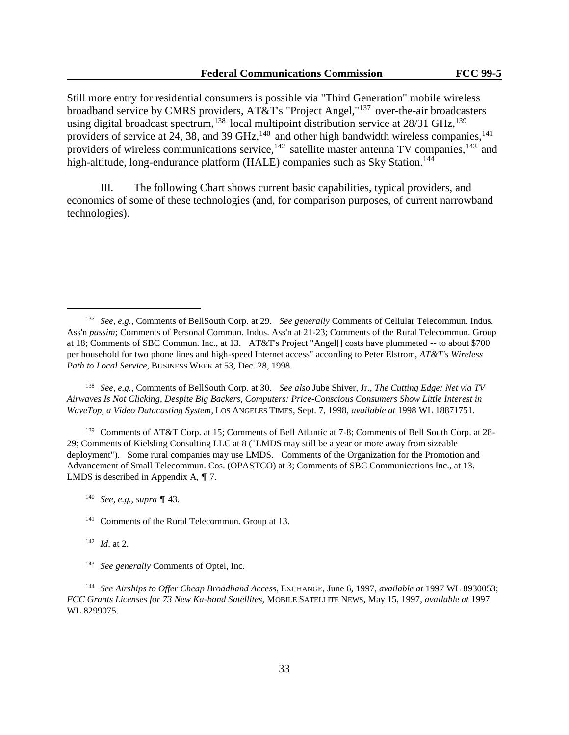Still more entry for residential consumers is possible via "Third Generation" mobile wireless broadband service by CMRS providers, AT&T's "Project Angel,"[137] over-the-air broadcasters using digital broadcast spectrum,[138] local multipoint distribution service at 28/31 GHz,[139] providers of service at 24, 38, and 39 GHz,[140] and other high bandwidth wireless companies,[141] providers of wireless communications service,[142] satellite master antenna TV companies,[143] and high-altitude, long-endurance platform (HALE) companies such as Sky Station.[144]

III. The following Chart shows current basic capabilities, typical providers, and economics of some of these technologies (and, for comparison purposes, of current narrowband technologies).

---

[137] *See, e.g.*, Comments of BellSouth Corp. at 29. *See generally* Comments of Cellular Telecommun. Indus. Ass'n *passim*; Comments of Personal Commun. Indus. Ass'n at 21-23; Comments of the Rural Telecommun. Group at 18; Comments of SBC Commun. Inc., at 13. AT&T's Project "Angel[] costs have plummeted -- to about $700 per household for two phone lines and high-speed Internet access" according to Peter Elstrom, *AT&T's Wireless Path to Local Service*, BUSINESS WEEK at 53, Dec. 28, 1998.

[138] *See, e.g.*, Comments of BellSouth Corp. at 30. *See also* Jube Shiver, Jr., *The Cutting Edge: Net via TV Airwaves Is Not Clicking, Despite Big Backers, Computers: Price-Conscious Consumers Show Little Interest in WaveTop, a Video Datacasting System*, LOS ANGELES TIMES, Sept. 7, 1998, *available at* 1998 WL 18871751.

[139] Comments of AT&T Corp. at 15; Comments of Bell Atlantic at 7-8; Comments of Bell South Corp. at 28-29; Comments of Kielsling Consulting LLC at 8 ("LMDS may still be a year or more away from sizeable deployment"). Some rural companies may use LMDS. Comments of the Organization for the Promotion and Advancement of Small Telecommun. Cos. (OPASTCO) at 3; Comments of SBC Communications Inc., at 13. LMDS is described in Appendix A, ¶ 7.

[140] *See, e.g.*, *supra* ¶ 43.

[141] Comments of the Rural Telecommun. Group at 13.

[142] *Id*. at 2.

[143] *See generally* Comments of Optel, Inc.

[144] *See Airships to Offer Cheap Broadband Access*, EXCHANGE, June 6, 1997, *available at* 1997 WL 8930053; *FCC Grants Licenses for 73 New Ka-band Satellites*, MOBILE SATELLITE NEWS, May 15, 1997, *available at* 1997 WL 8299075.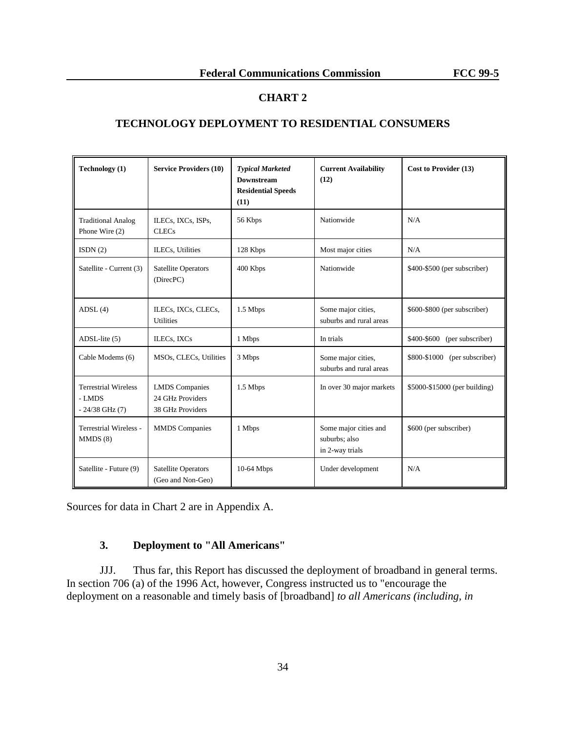## CHART 2

## TECHNOLOGY DEPLOYMENT TO RESIDENTIAL CONSUMERS

| Technology (1) | Service Providers (10) | *Typical Marketed* **Downstream Residential Speeds (11)** | Current Availability (12) | Cost to Provider (13) |
|---|---|---|---|---|
| Traditional Analog Phone Wire (2) | ILECs, IXCs, ISPs, CLECs | 56 Kbps | Nationwide | N/A |
| ISDN (2) | ILECs, Utilities | 128 Kbps | Most major cities | N/A |
| Satellite - Current (3) | Satellite Operators (DirecPC) | 400 Kbps | Nationwide | $400-$500 (per subscriber) |
| ADSL (4) | ILECs, IXCs, CLECs, Utilities | 1.5 Mbps | Some major cities, suburbs and rural areas | $600-$800 (per subscriber) |
| ADSL-lite (5) | ILECs, IXCs | 1 Mbps | In trials | $400-$600 (per subscriber) |
| Cable Modems (6) | MSOs, CLECs, Utilities | 3 Mbps | Some major cities, suburbs and rural areas | $800-$1000 (per subscriber) |
| Terrestrial Wireless - LMDS - 24/38 GHz (7) | LMDS Companies 24 GHz Providers 38 GHz Providers | 1.5 Mbps | In over 30 major markets | $5000-$15000 (per building) |
| Terrestrial Wireless - MMDS (8) | MMDS Companies | 1 Mbps | Some major cities and suburbs; also in 2-way trials | $600 (per subscriber) |
| Satellite - Future (9) | Satellite Operators (Geo and Non-Geo) | 10-64 Mbps | Under development | N/A |

Sources for data in Chart 2 are in Appendix A.

### 3. Deployment to "All Americans"

JJJ. Thus far, this Report has discussed the deployment of broadband in general terms. In section 706 (a) of the 1996 Act, however, Congress instructed us to "encourage the deployment on a reasonable and timely basis of [broadband] *to all Americans (including, in*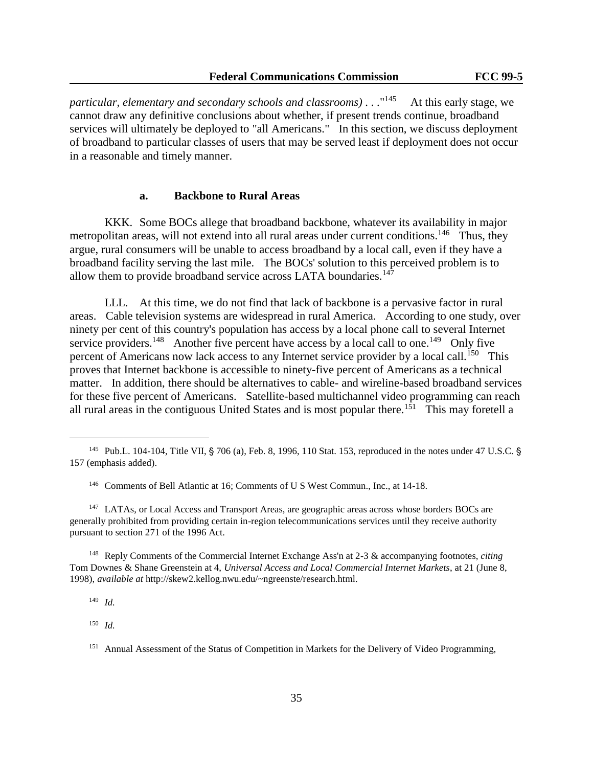*particular, elementary and secondary schools and classrooms) . . .*"[145] At this early stage, we cannot draw any definitive conclusions about whether, if present trends continue, broadband services will ultimately be deployed to "all Americans." In this section, we discuss deployment of broadband to particular classes of users that may be served least if deployment does not occur in a reasonable and timely manner.

#### a. Backbone to Rural Areas

KKK. Some BOCs allege that broadband backbone, whatever its availability in major metropolitan areas, will not extend into all rural areas under current conditions.[146] Thus, they argue, rural consumers will be unable to access broadband by a local call, even if they have a broadband facility serving the last mile. The BOCs' solution to this perceived problem is to allow them to provide broadband service across LATA boundaries.[147]

LLL. At this time, we do not find that lack of backbone is a pervasive factor in rural areas. Cable television systems are widespread in rural America. According to one study, over ninety per cent of this country's population has access by a local phone call to several Internet service providers.[148] Another five percent have access by a local call to one.[149] Only five percent of Americans now lack access to any Internet service provider by a local call.[150] This proves that Internet backbone is accessible to ninety-five percent of Americans as a technical matter. In addition, there should be alternatives to cable- and wireline-based broadband services for these five percent of Americans. Satellite-based multichannel video programming can reach all rural areas in the contiguous United States and is most popular there.[151] This may foretell a

---

[145] Pub.L. 104-104, Title VII, § 706 (a), Feb. 8, 1996, 110 Stat. 153, reproduced in the notes under 47 U.S.C. § 157 (emphasis added).

[146] Comments of Bell Atlantic at 16; Comments of U S West Commun., Inc., at 14-18.

[147] LATAs, or Local Access and Transport Areas, are geographic areas across whose borders BOCs are generally prohibited from providing certain in-region telecommunications services until they receive authority pursuant to section 271 of the 1996 Act.

[148] Reply Comments of the Commercial Internet Exchange Ass'n at 2-3 & accompanying footnotes, *citing* Tom Downes & Shane Greenstein at 4, *Universal Access and Local Commercial Internet Markets*, at 21 (June 8, 1998), *available at* http://skew2.kellog.nwu.edu/~ngreenste/research.html.

[149] *Id.*

[150] *Id.*

[151] Annual Assessment of the Status of Competition in Markets for the Delivery of Video Programming,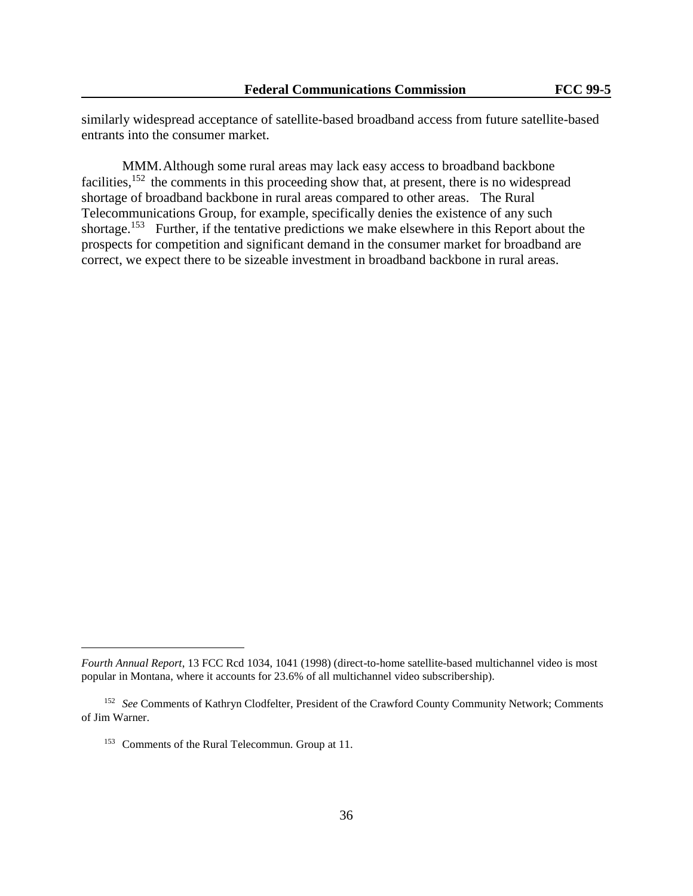similarly widespread acceptance of satellite-based broadband access from future satellite-based entrants into the consumer market.

MMM. Although some rural areas may lack easy access to broadband backbone facilities,[152] the comments in this proceeding show that, at present, there is no widespread shortage of broadband backbone in rural areas compared to other areas. The Rural Telecommunications Group, for example, specifically denies the existence of any such shortage.[153] Further, if the tentative predictions we make elsewhere in this Report about the prospects for competition and significant demand in the consumer market for broadband are correct, we expect there to be sizeable investment in broadband backbone in rural areas.

---

*Fourth Annual Report*, 13 FCC Rcd 1034, 1041 (1998) (direct-to-home satellite-based multichannel video is most popular in Montana, where it accounts for 23.6% of all multichannel video subscribership).

[152] *See* Comments of Kathryn Clodfelter, President of the Crawford County Community Network; Comments of Jim Warner.

[153] Comments of the Rural Telecommun. Group at 11.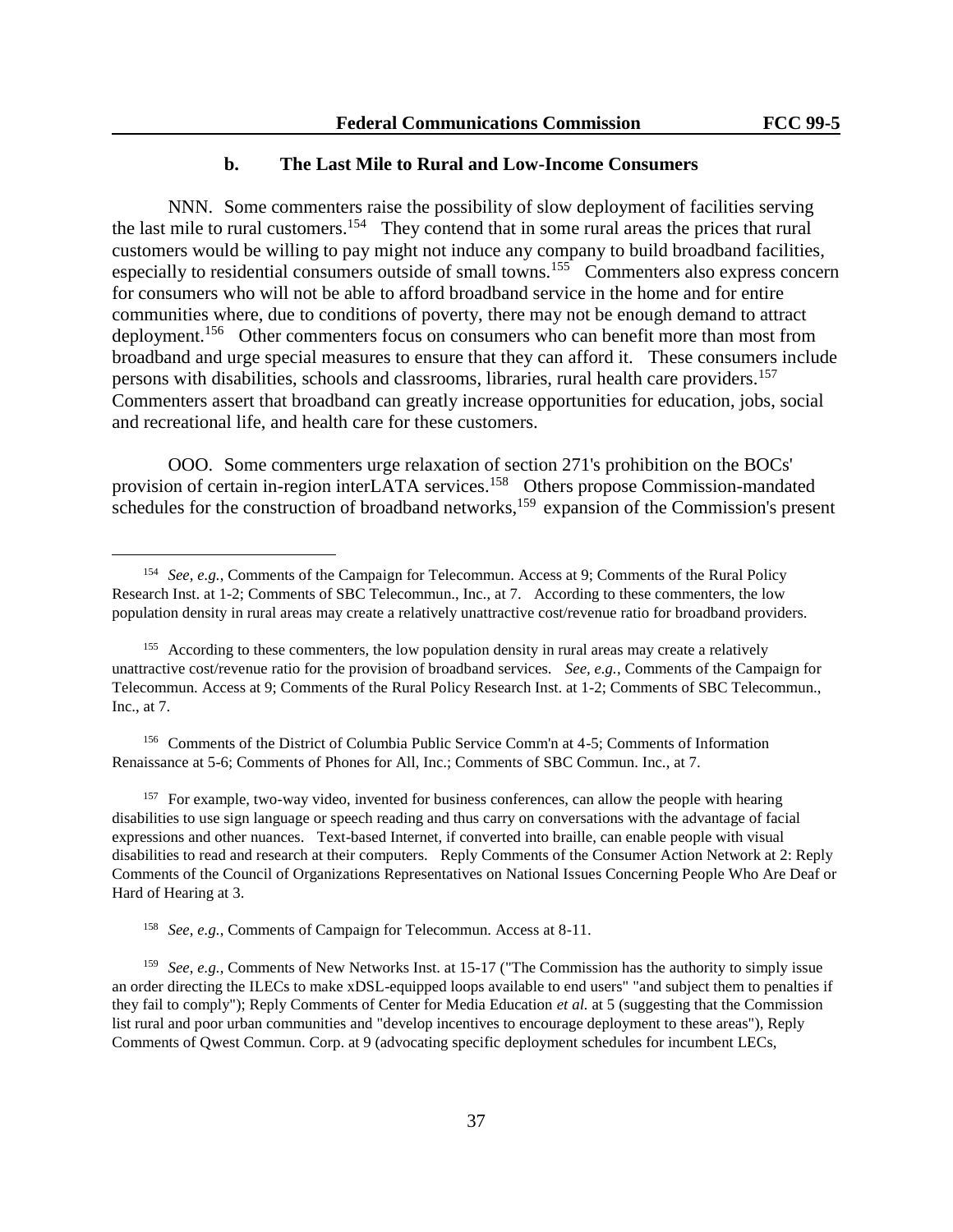### b. The Last Mile to Rural and Low-Income Consumers

NNN. Some commenters raise the possibility of slow deployment of facilities serving the last mile to rural customers.[154] They contend that in some rural areas the prices that rural customers would be willing to pay might not induce any company to build broadband facilities, especially to residential consumers outside of small towns.[155] Commenters also express concern for consumers who will not be able to afford broadband service in the home and for entire communities where, due to conditions of poverty, there may not be enough demand to attract deployment.[156] Other commenters focus on consumers who can benefit more than most from broadband and urge special measures to ensure that they can afford it. These consumers include persons with disabilities, schools and classrooms, libraries, rural health care providers.[157] Commenters assert that broadband can greatly increase opportunities for education, jobs, social and recreational life, and health care for these customers.

OOO. Some commenters urge relaxation of section 271's prohibition on the BOCs' provision of certain in-region interLATA services.[158] Others propose Commission-mandated schedules for the construction of broadband networks,[159] expansion of the Commission's present

---

[154] *See, e.g.,* Comments of the Campaign for Telecommun. Access at 9; Comments of the Rural Policy Research Inst. at 1-2; Comments of SBC Telecommun., Inc., at 7. According to these commenters, the low population density in rural areas may create a relatively unattractive cost/revenue ratio for broadband providers.

[155] According to these commenters, the low population density in rural areas may create a relatively unattractive cost/revenue ratio for the provision of broadband services. *See, e.g.,* Comments of the Campaign for Telecommun. Access at 9; Comments of the Rural Policy Research Inst. at 1-2; Comments of SBC Telecommun., Inc., at 7.

[156] Comments of the District of Columbia Public Service Comm'n at 4-5; Comments of Information Renaissance at 5-6; Comments of Phones for All, Inc.; Comments of SBC Commun. Inc., at 7.

[157] For example, two-way video, invented for business conferences, can allow the people with hearing disabilities to use sign language or speech reading and thus carry on conversations with the advantage of facial expressions and other nuances. Text-based Internet, if converted into braille, can enable people with visual disabilities to read and research at their computers. Reply Comments of the Consumer Action Network at 2: Reply Comments of the Council of Organizations Representatives on National Issues Concerning People Who Are Deaf or Hard of Hearing at 3.

[158] *See, e.g.,* Comments of Campaign for Telecommun. Access at 8-11.

[159] *See, e.g.,* Comments of New Networks Inst. at 15-17 ("The Commission has the authority to simply issue an order directing the ILECs to make xDSL-equipped loops available to end users" "and subject them to penalties if they fail to comply"); Reply Comments of Center for Media Education *et al.* at 5 (suggesting that the Commission list rural and poor urban communities and "develop incentives to encourage deployment to these areas"), Reply Comments of Qwest Commun. Corp. at 9 (advocating specific deployment schedules for incumbent LECs,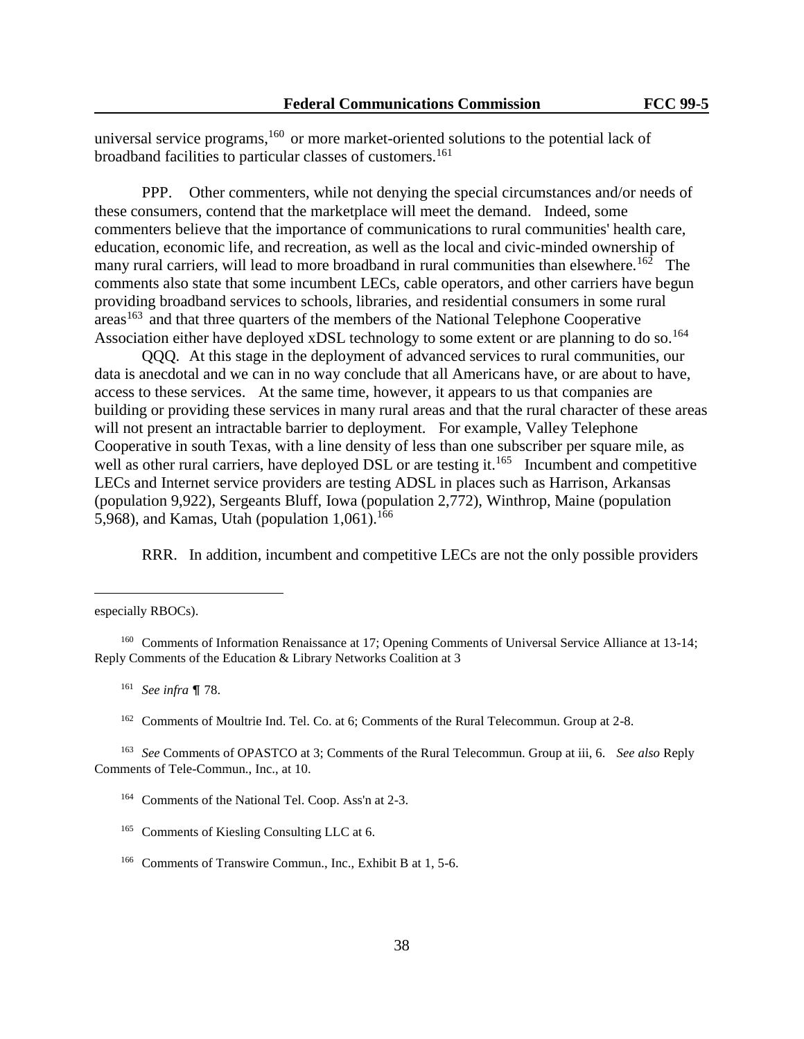universal service programs,[160] or more market-oriented solutions to the potential lack of broadband facilities to particular classes of customers.[161]

PPP. Other commenters, while not denying the special circumstances and/or needs of these consumers, contend that the marketplace will meet the demand. Indeed, some commenters believe that the importance of communications to rural communities' health care, education, economic life, and recreation, as well as the local and civic-minded ownership of many rural carriers, will lead to more broadband in rural communities than elsewhere.[162] The comments also state that some incumbent LECs, cable operators, and other carriers have begun providing broadband services to schools, libraries, and residential consumers in some rural areas[163] and that three quarters of the members of the National Telephone Cooperative Association either have deployed xDSL technology to some extent or are planning to do so.[164]

QQQ. At this stage in the deployment of advanced services to rural communities, our data is anecdotal and we can in no way conclude that all Americans have, or are about to have, access to these services. At the same time, however, it appears to us that companies are building or providing these services in many rural areas and that the rural character of these areas will not present an intractable barrier to deployment. For example, Valley Telephone Cooperative in south Texas, with a line density of less than one subscriber per square mile, as well as other rural carriers, have deployed DSL or are testing it.[165] Incumbent and competitive LECs and Internet service providers are testing ADSL in places such as Harrison, Arkansas (population 9,922), Sergeants Bluff, Iowa (population 2,772), Winthrop, Maine (population 5,968), and Kamas, Utah (population 1,061).[166]

RRR. In addition, incumbent and competitive LECs are not the only possible providers

---

especially RBOCs).

[160] Comments of Information Renaissance at 17; Opening Comments of Universal Service Alliance at 13-14; Reply Comments of the Education & Library Networks Coalition at 3

[161] *See infra* ¶ 78.

[162] Comments of Moultrie Ind. Tel. Co. at 6; Comments of the Rural Telecommun. Group at 2-8.

[163] *See* Comments of OPASTCO at 3; Comments of the Rural Telecommun. Group at iii, 6. *See also* Reply Comments of Tele-Commun., Inc., at 10.

[164] Comments of the National Tel. Coop. Ass'n at 2-3.

[165] Comments of Kiesling Consulting LLC at 6.

[166] Comments of Transwire Commun., Inc., Exhibit B at 1, 5-6.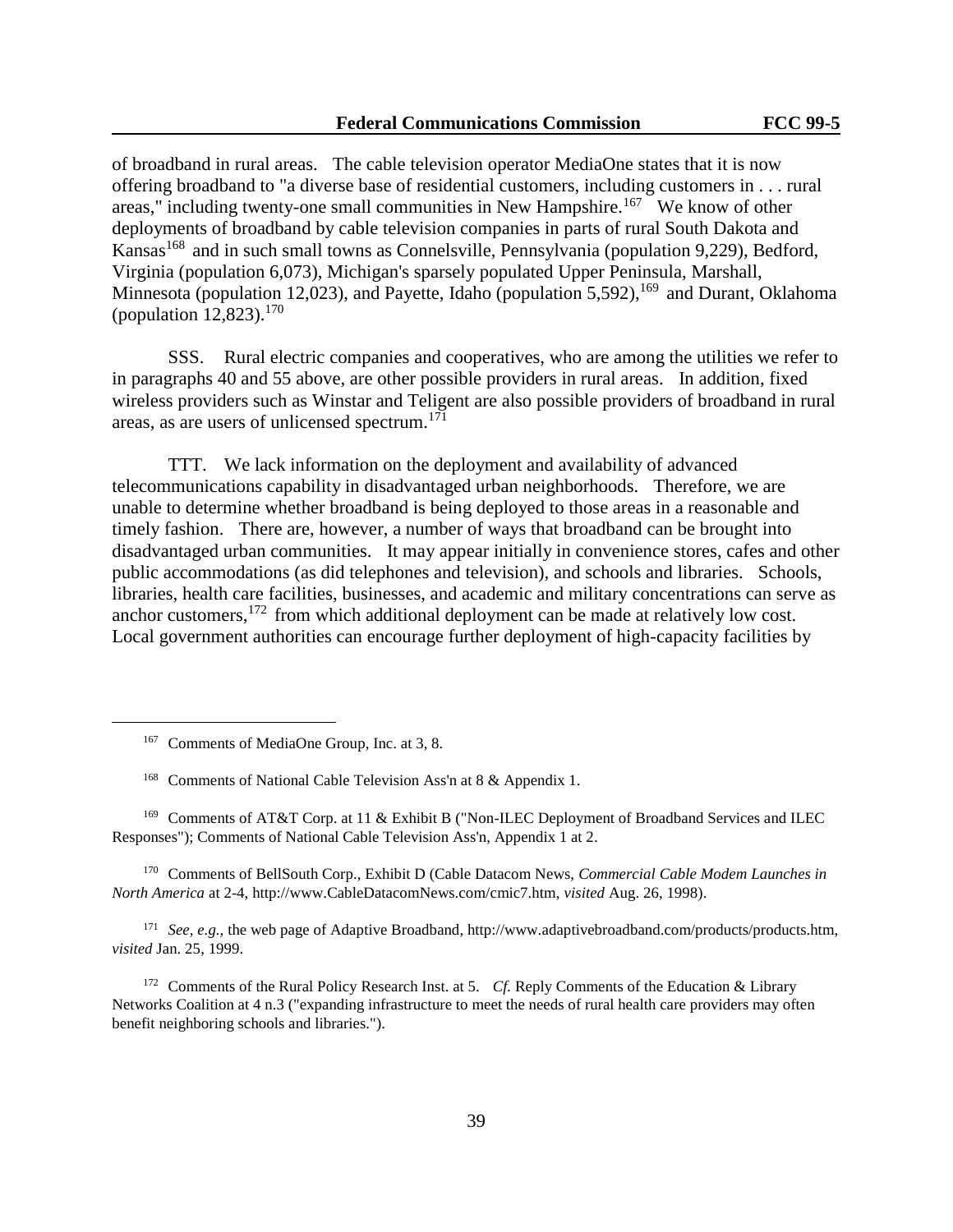of broadband in rural areas. The cable television operator MediaOne states that it is now offering broadband to "a diverse base of residential customers, including customers in . . . rural areas," including twenty-one small communities in New Hampshire.[167] We know of other deployments of broadband by cable television companies in parts of rural South Dakota and Kansas[168] and in such small towns as Connelsville, Pennsylvania (population 9,229), Bedford, Virginia (population 6,073), Michigan's sparsely populated Upper Peninsula, Marshall, Minnesota (population 12,023), and Payette, Idaho (population 5,592),[169] and Durant, Oklahoma (population 12,823).[170]

SSS. Rural electric companies and cooperatives, who are among the utilities we refer to in paragraphs 40 and 55 above, are other possible providers in rural areas. In addition, fixed wireless providers such as Winstar and Teligent are also possible providers of broadband in rural areas, as are users of unlicensed spectrum.[171]

TTT. We lack information on the deployment and availability of advanced telecommunications capability in disadvantaged urban neighborhoods. Therefore, we are unable to determine whether broadband is being deployed to those areas in a reasonable and timely fashion. There are, however, a number of ways that broadband can be brought into disadvantaged urban communities. It may appear initially in convenience stores, cafes and other public accommodations (as did telephones and television), and schools and libraries. Schools, libraries, health care facilities, businesses, and academic and military concentrations can serve as anchor customers,[172] from which additional deployment can be made at relatively low cost. Local government authorities can encourage further deployment of high-capacity facilities by

---

[167] Comments of MediaOne Group, Inc. at 3, 8.

[168] Comments of National Cable Television Ass'n at 8 & Appendix 1.

[169] Comments of AT&T Corp. at 11 & Exhibit B ("Non-ILEC Deployment of Broadband Services and ILEC Responses"); Comments of National Cable Television Ass'n, Appendix 1 at 2.

[170] Comments of BellSouth Corp., Exhibit D (Cable Datacom News, *Commercial Cable Modem Launches in North America* at 2-4, http://www.CableDatacomNews.com/cmic7.htm, *visited* Aug. 26, 1998).

[171] *See, e.g.,* the web page of Adaptive Broadband, http://www.adaptivebroadband.com/products/products.htm, *visited* Jan. 25, 1999.

[172] Comments of the Rural Policy Research Inst. at 5. *Cf.* Reply Comments of the Education & Library Networks Coalition at 4 n.3 ("expanding infrastructure to meet the needs of rural health care providers may often benefit neighboring schools and libraries.").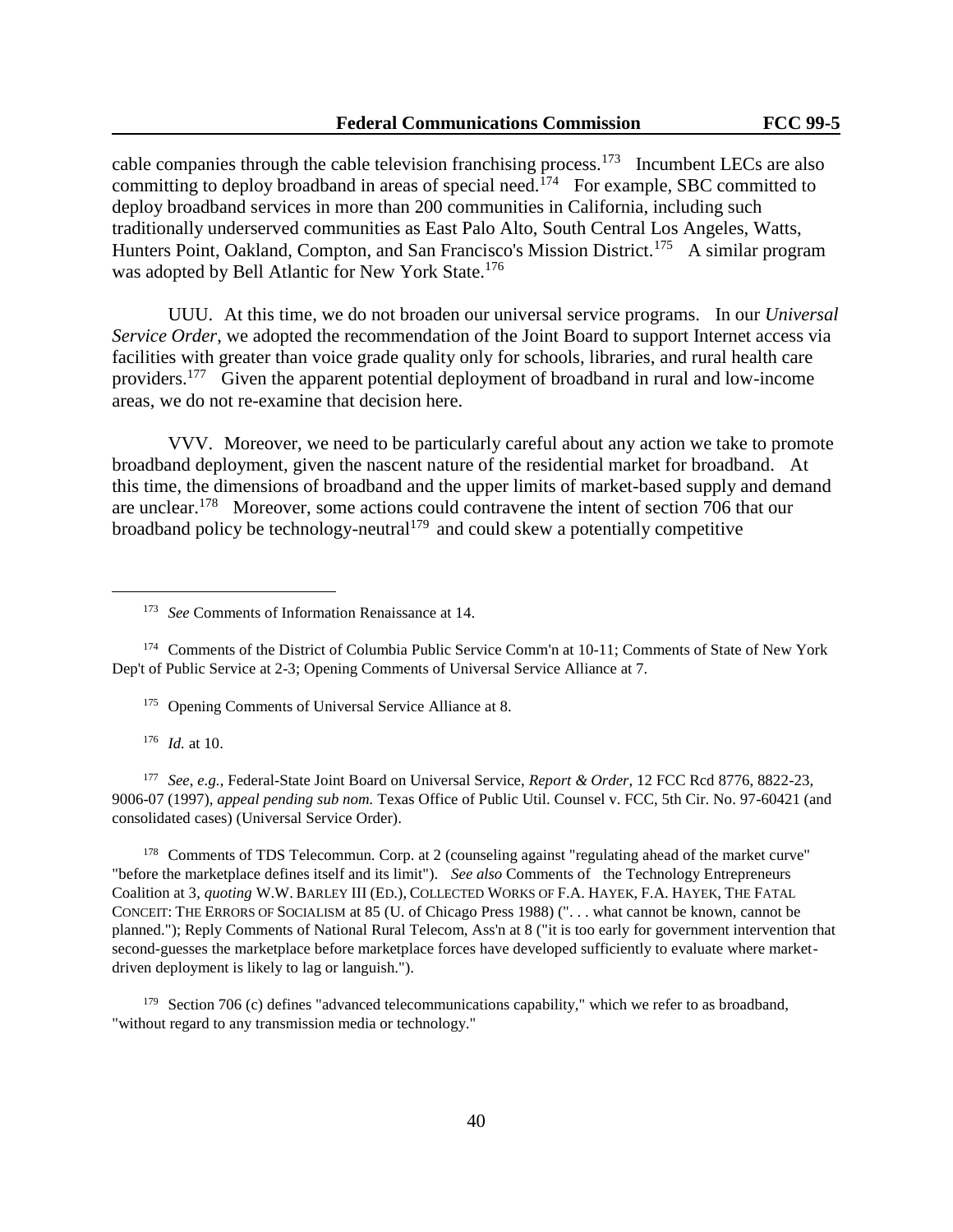cable companies through the cable television franchising process.[173] Incumbent LECs are also committing to deploy broadband in areas of special need.[174] For example, SBC committed to deploy broadband services in more than 200 communities in California, including such traditionally underserved communities as East Palo Alto, South Central Los Angeles, Watts, Hunters Point, Oakland, Compton, and San Francisco's Mission District.[175] A similar program was adopted by Bell Atlantic for New York State.[176]

UUU. At this time, we do not broaden our universal service programs. In our *Universal Service Order*, we adopted the recommendation of the Joint Board to support Internet access via facilities with greater than voice grade quality only for schools, libraries, and rural health care providers.[177] Given the apparent potential deployment of broadband in rural and low-income areas, we do not re-examine that decision here.

VVV. Moreover, we need to be particularly careful about any action we take to promote broadband deployment, given the nascent nature of the residential market for broadband. At this time, the dimensions of broadband and the upper limits of market-based supply and demand are unclear.[178] Moreover, some actions could contravene the intent of section 706 that our broadband policy be technology-neutral[179] and could skew a potentially competitive

---

[173] *See* Comments of Information Renaissance at 14.

[174] Comments of the District of Columbia Public Service Comm'n at 10-11; Comments of State of New York Dep't of Public Service at 2-3; Opening Comments of Universal Service Alliance at 7.

[175] Opening Comments of Universal Service Alliance at 8.

[176] *Id.* at 10.

[177] *See, e.g.*, Federal-State Joint Board on Universal Service, *Report & Order*, 12 FCC Rcd 8776, 8822-23, 9006-07 (1997), *appeal pending sub nom.* Texas Office of Public Util. Counsel v. FCC, 5th Cir. No. 97-60421 (and consolidated cases) (Universal Service Order).

[178] Comments of TDS Telecommun. Corp. at 2 (counseling against "regulating ahead of the market curve" "before the marketplace defines itself and its limit"). *See also* Comments of the Technology Entrepreneurs Coalition at 3, *quoting* W.W. BARLEY III (ED.), COLLECTED WORKS OF F.A. HAYEK, F.A. HAYEK, THE FATAL CONCEIT: THE ERRORS OF SOCIALISM at 85 (U. of Chicago Press 1988) (". . . what cannot be known, cannot be planned."); Reply Comments of National Rural Telecom, Ass'n at 8 ("it is too early for government intervention that second-guesses the marketplace before marketplace forces have developed sufficiently to evaluate where market-driven deployment is likely to lag or languish.").

[179] Section 706 (c) defines "advanced telecommunications capability," which we refer to as broadband, "without regard to any transmission media or technology."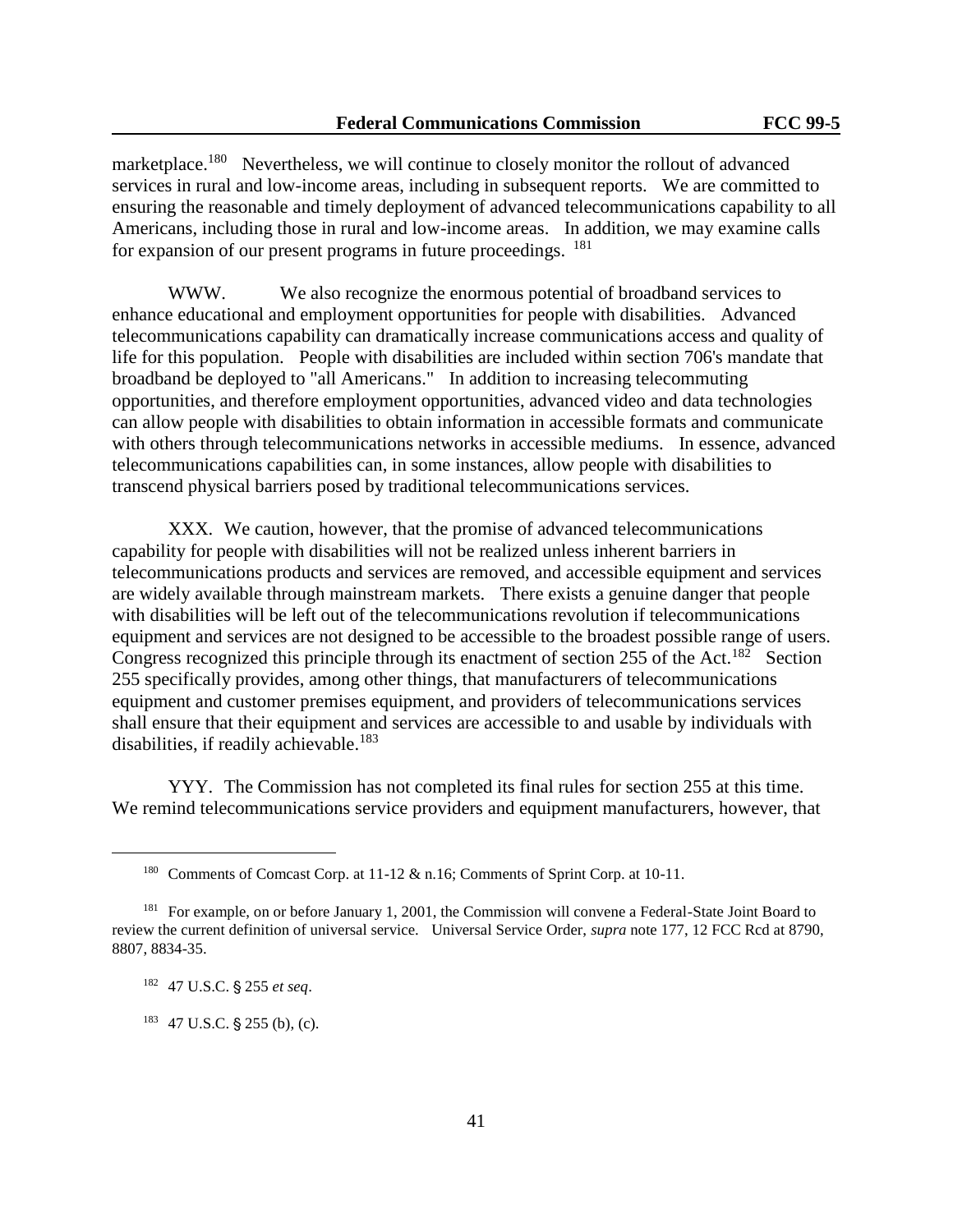marketplace.[180] Nevertheless, we will continue to closely monitor the rollout of advanced services in rural and low-income areas, including in subsequent reports. We are committed to ensuring the reasonable and timely deployment of advanced telecommunications capability to all Americans, including those in rural and low-income areas. In addition, we may examine calls for expansion of our present programs in future proceedings. [181]

WWW. We also recognize the enormous potential of broadband services to enhance educational and employment opportunities for people with disabilities. Advanced telecommunications capability can dramatically increase communications access and quality of life for this population. People with disabilities are included within section 706's mandate that broadband be deployed to "all Americans." In addition to increasing telecommuting opportunities, and therefore employment opportunities, advanced video and data technologies can allow people with disabilities to obtain information in accessible formats and communicate with others through telecommunications networks in accessible mediums. In essence, advanced telecommunications capabilities can, in some instances, allow people with disabilities to transcend physical barriers posed by traditional telecommunications services.

XXX. We caution, however, that the promise of advanced telecommunications capability for people with disabilities will not be realized unless inherent barriers in telecommunications products and services are removed, and accessible equipment and services are widely available through mainstream markets. There exists a genuine danger that people with disabilities will be left out of the telecommunications revolution if telecommunications equipment and services are not designed to be accessible to the broadest possible range of users. Congress recognized this principle through its enactment of section 255 of the Act.[182] Section 255 specifically provides, among other things, that manufacturers of telecommunications equipment and customer premises equipment, and providers of telecommunications services shall ensure that their equipment and services are accessible to and usable by individuals with disabilities, if readily achievable.[183]

YYY. The Commission has not completed its final rules for section 255 at this time. We remind telecommunications service providers and equipment manufacturers, however, that

---

[180] Comments of Comcast Corp. at 11-12 & n.16; Comments of Sprint Corp. at 10-11.

[181] For example, on or before January 1, 2001, the Commission will convene a Federal-State Joint Board to review the current definition of universal service. Universal Service Order, *supra* note 177, 12 FCC Rcd at 8790, 8807, 8834-35.

[182] 47 U.S.C. § 255 *et seq*.

[183] 47 U.S.C. § 255 (b), (c).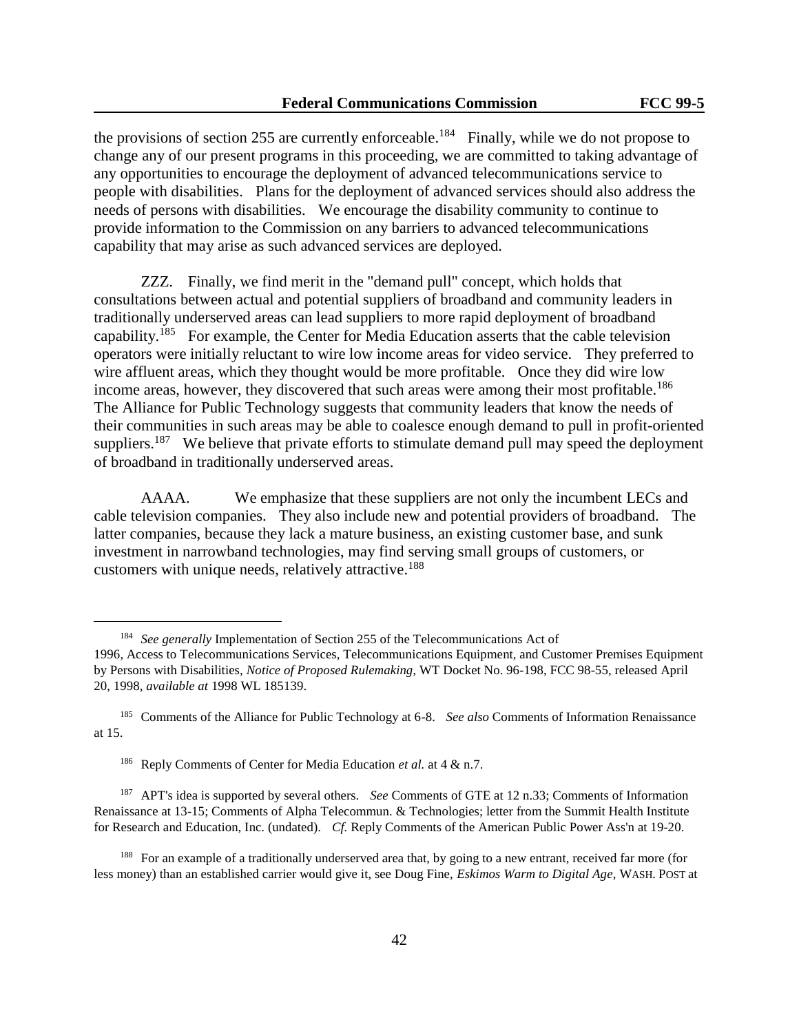the provisions of section 255 are currently enforceable.[184] Finally, while we do not propose to change any of our present programs in this proceeding, we are committed to taking advantage of any opportunities to encourage the deployment of advanced telecommunications service to people with disabilities. Plans for the deployment of advanced services should also address the needs of persons with disabilities. We encourage the disability community to continue to provide information to the Commission on any barriers to advanced telecommunications capability that may arise as such advanced services are deployed.

ZZZ. Finally, we find merit in the "demand pull" concept, which holds that consultations between actual and potential suppliers of broadband and community leaders in traditionally underserved areas can lead suppliers to more rapid deployment of broadband capability.[185] For example, the Center for Media Education asserts that the cable television operators were initially reluctant to wire low income areas for video service. They preferred to wire affluent areas, which they thought would be more profitable. Once they did wire low income areas, however, they discovered that such areas were among their most profitable.[186] The Alliance for Public Technology suggests that community leaders that know the needs of their communities in such areas may be able to coalesce enough demand to pull in profit-oriented suppliers.[187] We believe that private efforts to stimulate demand pull may speed the deployment of broadband in traditionally underserved areas.

AAAA. We emphasize that these suppliers are not only the incumbent LECs and cable television companies. They also include new and potential providers of broadband. The latter companies, because they lack a mature business, an existing customer base, and sunk investment in narrowband technologies, may find serving small groups of customers, or customers with unique needs, relatively attractive.[188]

---

[184] *See generally* Implementation of Section 255 of the Telecommunications Act of 1996, Access to Telecommunications Services, Telecommunications Equipment, and Customer Premises Equipment by Persons with Disabilities, *Notice of Proposed Rulemaking*, WT Docket No. 96-198, FCC 98-55, released April 20, 1998, *available at* 1998 WL 185139.

[185] Comments of the Alliance for Public Technology at 6-8. *See also* Comments of Information Renaissance at 15.

[186] Reply Comments of Center for Media Education *et al.* at 4 & n.7.

[187] APT's idea is supported by several others. *See* Comments of GTE at 12 n.33; Comments of Information Renaissance at 13-15; Comments of Alpha Telecommun. & Technologies; letter from the Summit Health Institute for Research and Education, Inc. (undated). *Cf.* Reply Comments of the American Public Power Ass'n at 19-20.

[188] For an example of a traditionally underserved area that, by going to a new entrant, received far more (for less money) than an established carrier would give it, see Doug Fine, *Eskimos Warm to Digital Age*, WASH. POST at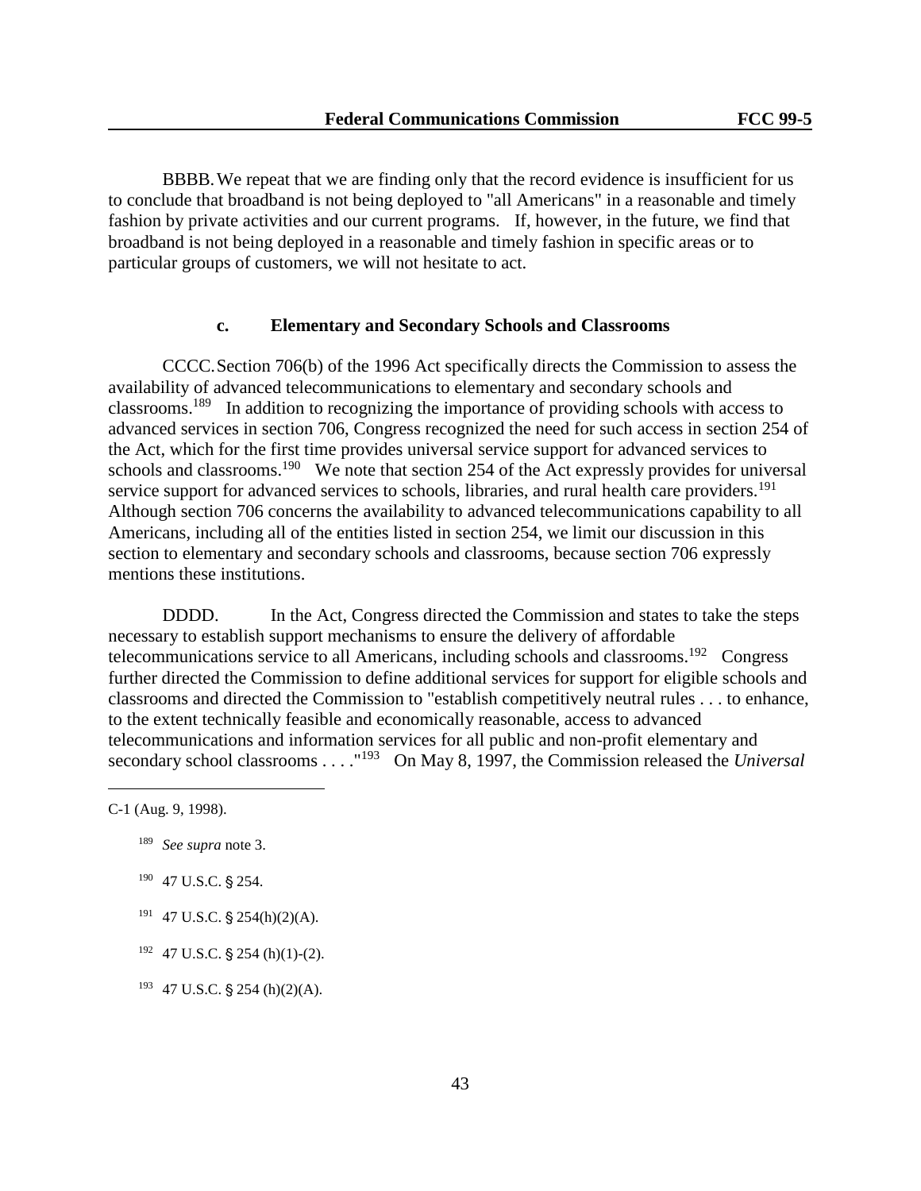BBBB. We repeat that we are finding only that the record evidence is insufficient for us to conclude that broadband is not being deployed to "all Americans" in a reasonable and timely fashion by private activities and our current programs. If, however, in the future, we find that broadband is not being deployed in a reasonable and timely fashion in specific areas or to particular groups of customers, we will not hesitate to act.

#### c. Elementary and Secondary Schools and Classrooms

CCCC. Section 706(b) of the 1996 Act specifically directs the Commission to assess the availability of advanced telecommunications to elementary and secondary schools and classrooms.[189] In addition to recognizing the importance of providing schools with access to advanced services in section 706, Congress recognized the need for such access in section 254 of the Act, which for the first time provides universal service support for advanced services to schools and classrooms.[190] We note that section 254 of the Act expressly provides for universal service support for advanced services to schools, libraries, and rural health care providers.[191] Although section 706 concerns the availability to advanced telecommunications capability to all Americans, including all of the entities listed in section 254, we limit our discussion in this section to elementary and secondary schools and classrooms, because section 706 expressly mentions these institutions.

DDDD. In the Act, Congress directed the Commission and states to take the steps necessary to establish support mechanisms to ensure the delivery of affordable telecommunications service to all Americans, including schools and classrooms.[192] Congress further directed the Commission to define additional services for support for eligible schools and classrooms and directed the Commission to "establish competitively neutral rules . . . to enhance, to the extent technically feasible and economically reasonable, access to advanced telecommunications and information services for all public and non-profit elementary and secondary school classrooms . . . ."[193] On May 8, 1997, the Commission released the *Universal*

---

C-1 (Aug. 9, 1998).

[189] *See supra* note 3.

[190] 47 U.S.C. § 254.

[191] 47 U.S.C. § 254(h)(2)(A).

[192] 47 U.S.C. § 254 (h)(1)-(2).

[193] 47 U.S.C. § 254 (h)(2)(A).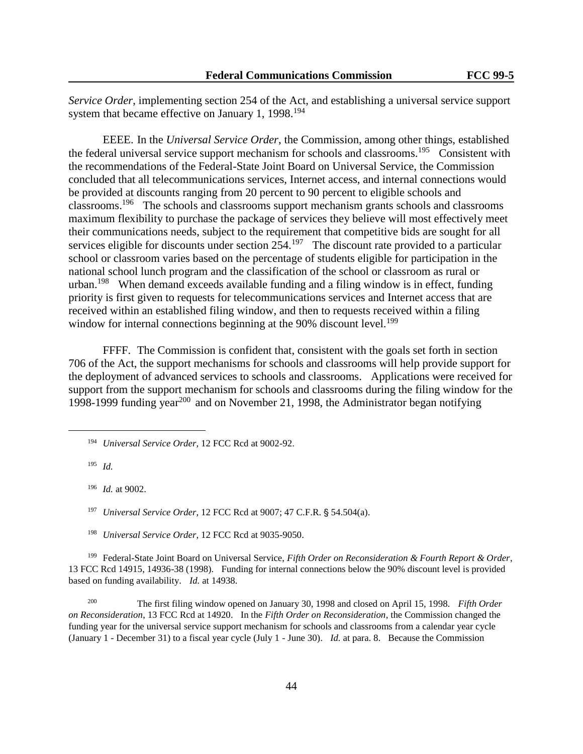*Service Order*, implementing section 254 of the Act, and establishing a universal service support system that became effective on January 1, 1998.[194]

EEEE. In the *Universal Service Order*, the Commission, among other things, established the federal universal service support mechanism for schools and classrooms.[195] Consistent with the recommendations of the Federal-State Joint Board on Universal Service, the Commission concluded that all telecommunications services, Internet access, and internal connections would be provided at discounts ranging from 20 percent to 90 percent to eligible schools and classrooms.[196] The schools and classrooms support mechanism grants schools and classrooms maximum flexibility to purchase the package of services they believe will most effectively meet their communications needs, subject to the requirement that competitive bids are sought for all services eligible for discounts under section 254.[197] The discount rate provided to a particular school or classroom varies based on the percentage of students eligible for participation in the national school lunch program and the classification of the school or classroom as rural or urban.[198] When demand exceeds available funding and a filing window is in effect, funding priority is first given to requests for telecommunications services and Internet access that are received within an established filing window, and then to requests received within a filing window for internal connections beginning at the 90% discount level.[199]

FFFF. The Commission is confident that, consistent with the goals set forth in section 706 of the Act, the support mechanisms for schools and classrooms will help provide support for the deployment of advanced services to schools and classrooms. Applications were received for support from the support mechanism for schools and classrooms during the filing window for the 1998-1999 funding year[200] and on November 21, 1998, the Administrator began notifying

---

[194] *Universal Service Order*, 12 FCC Rcd at 9002-92.

[195] *Id.*

[196] *Id.* at 9002.

[197] *Universal Service Order*, 12 FCC Rcd at 9007; 47 C.F.R. § 54.504(a).

[198] *Universal Service Order*, 12 FCC Rcd at 9035-9050.

[199] Federal-State Joint Board on Universal Service, *Fifth Order on Reconsideration & Fourth Report & Order*, 13 FCC Rcd 14915, 14936-38 (1998). Funding for internal connections below the 90% discount level is provided based on funding availability. *Id.* at 14938.

[200] The first filing window opened on January 30, 1998 and closed on April 15, 1998. *Fifth Order on Reconsideration*, 13 FCC Rcd at 14920. In the *Fifth Order on Reconsideration*, the Commission changed the funding year for the universal service support mechanism for schools and classrooms from a calendar year cycle (January 1 - December 31) to a fiscal year cycle (July 1 - June 30). *Id.* at para. 8. Because the Commission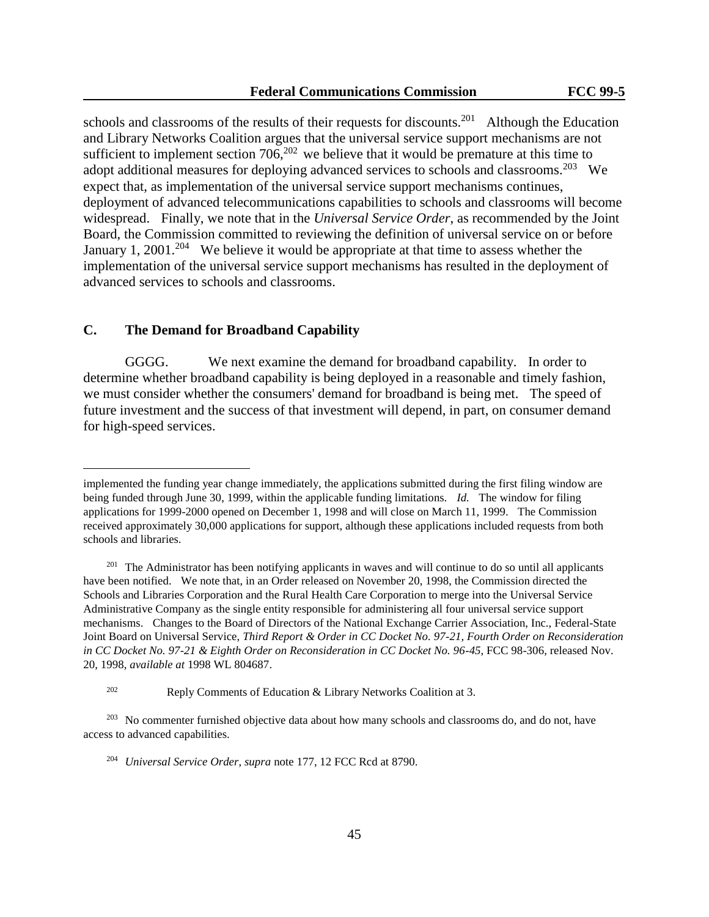schools and classrooms of the results of their requests for discounts.[201] Although the Education and Library Networks Coalition argues that the universal service support mechanisms are not sufficient to implement section 706,[202] we believe that it would be premature at this time to adopt additional measures for deploying advanced services to schools and classrooms.[203] We expect that, as implementation of the universal service support mechanisms continues, deployment of advanced telecommunications capabilities to schools and classrooms will become widespread. Finally, we note that in the *Universal Service Order*, as recommended by the Joint Board, the Commission committed to reviewing the definition of universal service on or before January 1, 2001.[204] We believe it would be appropriate at that time to assess whether the implementation of the universal service support mechanisms has resulted in the deployment of advanced services to schools and classrooms.

## C. The Demand for Broadband Capability

GGGG. We next examine the demand for broadband capability. In order to determine whether broadband capability is being deployed in a reasonable and timely fashion, we must consider whether the consumers' demand for broadband is being met. The speed of future investment and the success of that investment will depend, in part, on consumer demand for high-speed services.

---

implemented the funding year change immediately, the applications submitted during the first filing window are being funded through June 30, 1999, within the applicable funding limitations. *Id.* The window for filing applications for 1999-2000 opened on December 1, 1998 and will close on March 11, 1999. The Commission received approximately 30,000 applications for support, although these applications included requests from both schools and libraries.

[201] The Administrator has been notifying applicants in waves and will continue to do so until all applicants have been notified. We note that, in an Order released on November 20, 1998, the Commission directed the Schools and Libraries Corporation and the Rural Health Care Corporation to merge into the Universal Service Administrative Company as the single entity responsible for administering all four universal service support mechanisms. Changes to the Board of Directors of the National Exchange Carrier Association, Inc., Federal-State Joint Board on Universal Service, *Third Report & Order in CC Docket No. 97-21, Fourth Order on Reconsideration in CC Docket No. 97-21 & Eighth Order on Reconsideration in CC Docket No. 96-45*, FCC 98-306, released Nov. 20, 1998, *available at* 1998 WL 804687.

[202] Reply Comments of Education & Library Networks Coalition at 3.

[203] No commenter furnished objective data about how many schools and classrooms do, and do not, have access to advanced capabilities.

[204] *Universal Service Order*, *supra* note 177, 12 FCC Rcd at 8790.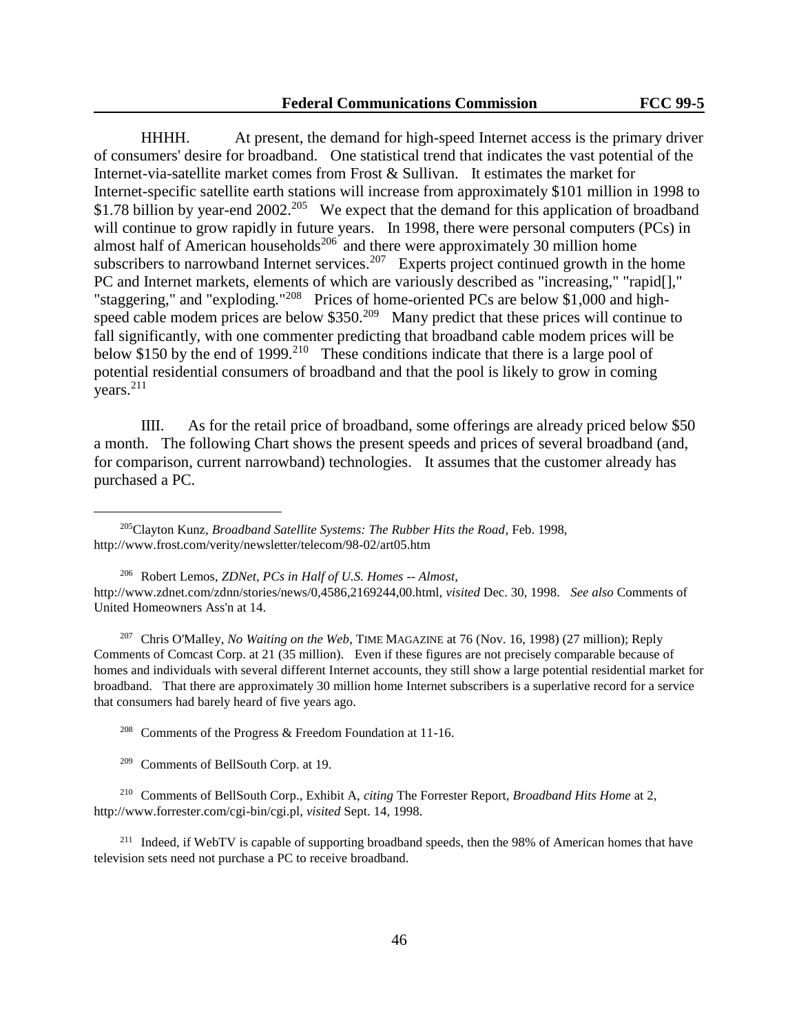HHHH. At present, the demand for high-speed Internet access is the primary driver of consumers' desire for broadband. One statistical trend that indicates the vast potential of the Internet-via-satellite market comes from Frost & Sullivan. It estimates the market for Internet-specific satellite earth stations will increase from approximately $101 million in 1998 to $1.78 billion by year-end 2002.[205] We expect that the demand for this application of broadband will continue to grow rapidly in future years. In 1998, there were personal computers (PCs) in almost half of American households[206] and there were approximately 30 million home subscribers to narrowband Internet services.[207] Experts project continued growth in the home PC and Internet markets, elements of which are variously described as "increasing," "rapid[]," "staggering," and "exploding."[208] Prices of home-oriented PCs are below $1,000 and high-speed cable modem prices are below $350.[209] Many predict that these prices will continue to fall significantly, with one commenter predicting that broadband cable modem prices will be below $150 by the end of 1999.[210] These conditions indicate that there is a large pool of potential residential consumers of broadband and that the pool is likely to grow in coming years.[211]

IIII. As for the retail price of broadband, some offerings are already priced below $50 a month. The following Chart shows the present speeds and prices of several broadband (and, for comparison, current narrowband) technologies. It assumes that the customer already has purchased a PC.

---

[205] Clayton Kunz, *Broadband Satellite Systems: The Rubber Hits the Road*, Feb. 1998, http://www.frost.com/verity/newsletter/telecom/98-02/art05.htm

[206] Robert Lemos, *ZDNet, PCs in Half of U.S. Homes -- Almost*, http://www.zdnet.com/zdnn/stories/news/0,4586,2169244,00.html, *visited* Dec. 30, 1998. *See also* Comments of United Homeowners Ass'n at 14.

[207] Chris O'Malley, *No Waiting on the Web*, TIME MAGAZINE at 76 (Nov. 16, 1998) (27 million); Reply Comments of Comcast Corp. at 21 (35 million). Even if these figures are not precisely comparable because of homes and individuals with several different Internet accounts, they still show a large potential residential market for broadband. That there are approximately 30 million home Internet subscribers is a superlative record for a service that consumers had barely heard of five years ago.

[208] Comments of the Progress & Freedom Foundation at 11-16.

[209] Comments of BellSouth Corp. at 19.

[210] Comments of BellSouth Corp., Exhibit A, *citing* The Forrester Report, *Broadband Hits Home* at 2, http://www.forrester.com/cgi-bin/cgi.pl, *visited* Sept. 14, 1998.

[211] Indeed, if WebTV is capable of supporting broadband speeds, then the 98% of American homes that have television sets need not purchase a PC to receive broadband.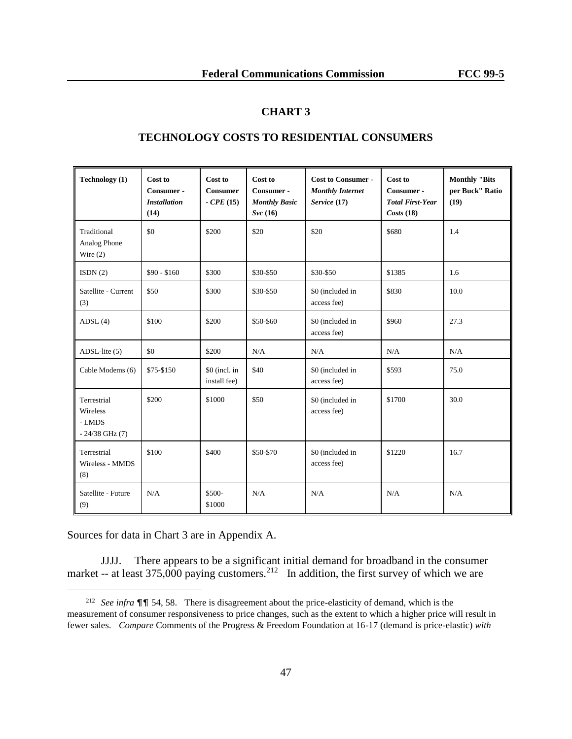## CHART 3

## TECHNOLOGY COSTS TO RESIDENTIAL CONSUMERS

| Technology (1) | Cost to Consumer - *Installation* (14) | Cost to Consumer - *CPE* (15) | Cost to Consumer - *Monthly Basic Svc* (16) | Cost to Consumer - *Monthly Internet Service* (17) | Cost to Consumer - *Total First-Year Costs* (18) | Monthly "Bits per Buck" Ratio (19) |
|---|---|---|---|---|---|---|
| Traditional Analog Phone Wire (2) | $0 | $200 | $20 | $20 | $680 | 1.4 |
| ISDN (2) | $90 - $160 | $300 | $30-$50 | $30-$50 | $1385 | 1.6 |
| Satellite - Current (3) | $50 | $300 | $30-$50 | $0 (included in access fee) | $830 | 10.0 |
| ADSL (4) | $100 | $200 | $50-$60 | $0 (included in access fee) | $960 | 27.3 |
| ADSL-lite (5) | $0 | $200 | N/A | N/A | N/A | N/A |
| Cable Modems (6) | $75-$150 | $0 (incl. in install fee) | $40 | $0 (included in access fee) | $593 | 75.0 |
| Terrestrial Wireless - LMDS - 24/38 GHz (7) | $200 | $1000 | $50 | $0 (included in access fee) | $1700 | 30.0 |
| Terrestrial Wireless - MMDS (8) | $100 | $400 | $50-$70 | $0 (included in access fee) | $1220 | 16.7 |
| Satellite - Future (9) | N/A | $500-$1000 | N/A | N/A | N/A | N/A |

Sources for data in Chart 3 are in Appendix A.

JJJJ. There appears to be a significant initial demand for broadband in the consumer market -- at least 375,000 paying customers.[212] In addition, the first survey of which we are

[212] *See infra* ¶¶ 54, 58. There is disagreement about the price-elasticity of demand, which is the measurement of consumer responsiveness to price changes, such as the extent to which a higher price will result in fewer sales. *Compare* Comments of the Progress & Freedom Foundation at 16-17 (demand is price-elastic) *with*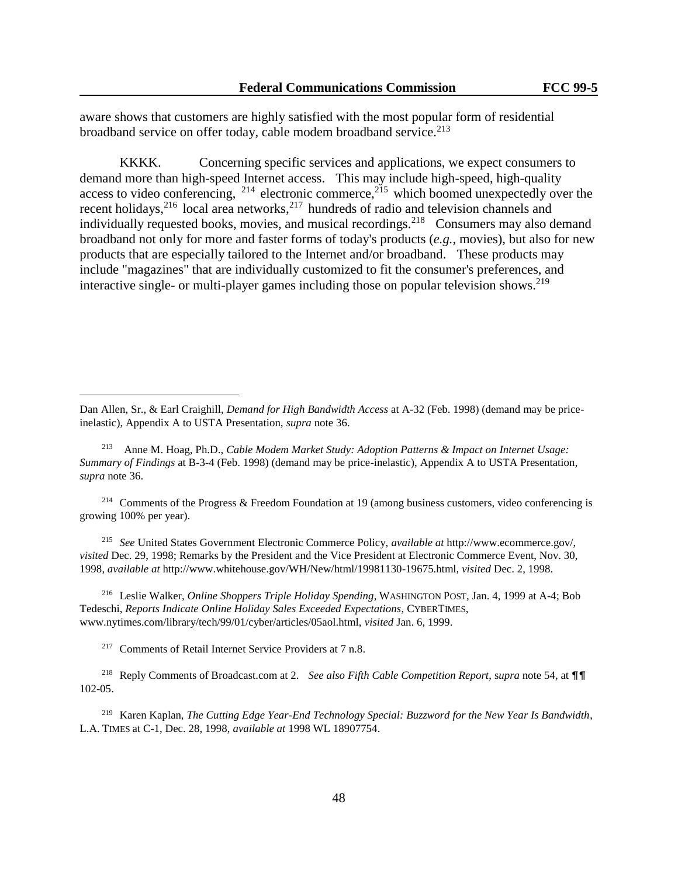aware shows that customers are highly satisfied with the most popular form of residential broadband service on offer today, cable modem broadband service.[213]

KKKK. Concerning specific services and applications, we expect consumers to demand more than high-speed Internet access. This may include high-speed, high-quality access to video conferencing, [214] electronic commerce,[215] which boomed unexpectedly over the recent holidays,[216] local area networks,[217] hundreds of radio and television channels and individually requested books, movies, and musical recordings.[218] Consumers may also demand broadband not only for more and faster forms of today's products (*e.g.*, movies), but also for new products that are especially tailored to the Internet and/or broadband. These products may include "magazines" that are individually customized to fit the consumer's preferences, and interactive single- or multi-player games including those on popular television shows.[219]

---

Dan Allen, Sr., & Earl Craighill, *Demand for High Bandwidth Access* at A-32 (Feb. 1998) (demand may be price-inelastic), Appendix A to USTA Presentation, *supra* note 36.

[213] Anne M. Hoag, Ph.D., *Cable Modem Market Study: Adoption Patterns & Impact on Internet Usage: Summary of Findings* at B-3-4 (Feb. 1998) (demand may be price-inelastic), Appendix A to USTA Presentation, *supra* note 36.

[214] Comments of the Progress & Freedom Foundation at 19 (among business customers, video conferencing is growing 100% per year).

[215] *See* United States Government Electronic Commerce Policy, *available at* http://www.ecommerce.gov/, *visited* Dec. 29, 1998; Remarks by the President and the Vice President at Electronic Commerce Event, Nov. 30, 1998, *available at* http://www.whitehouse.gov/WH/New/html/19981130-19675.html, *visited* Dec. 2, 1998.

[216] Leslie Walker, *Online Shoppers Triple Holiday Spending*, WASHINGTON POST, Jan. 4, 1999 at A-4; Bob Tedeschi, *Reports Indicate Online Holiday Sales Exceeded Expectations*, CYBERTIMES, www.nytimes.com/library/tech/99/01/cyber/articles/05aol.html, *visited* Jan. 6, 1999.

[217] Comments of Retail Internet Service Providers at 7 n.8.

[218] Reply Comments of Broadcast.com at 2. *See also Fifth Cable Competition Report*, *supra* note 54, at ¶¶ 102-05.

[219] Karen Kaplan, *The Cutting Edge Year-End Technology Special: Buzzword for the New Year Is Bandwidth*, L.A. TIMES at C-1, Dec. 28, 1998, *available at* 1998 WL 18907754.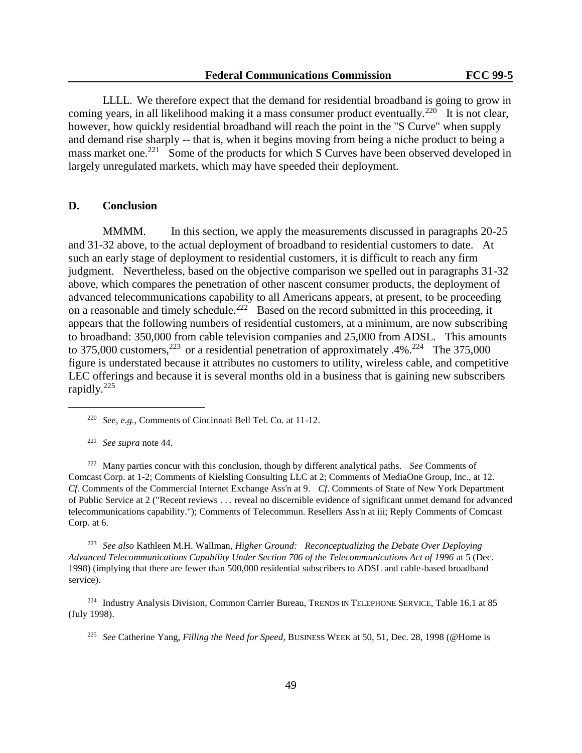LLLL. We therefore expect that the demand for residential broadband is going to grow in coming years, in all likelihood making it a mass consumer product eventually.[220] It is not clear, however, how quickly residential broadband will reach the point in the "S Curve" when supply and demand rise sharply -- that is, when it begins moving from being a niche product to being a mass market one.[221] Some of the products for which S Curves have been observed developed in largely unregulated markets, which may have speeded their deployment.

## D. Conclusion

MMMM. In this section, we apply the measurements discussed in paragraphs 20-25 and 31-32 above, to the actual deployment of broadband to residential customers to date. At such an early stage of deployment to residential customers, it is difficult to reach any firm judgment. Nevertheless, based on the objective comparison we spelled out in paragraphs 31-32 above, which compares the penetration of other nascent consumer products, the deployment of advanced telecommunications capability to all Americans appears, at present, to be proceeding on a reasonable and timely schedule.[222] Based on the record submitted in this proceeding, it appears that the following numbers of residential customers, at a minimum, are now subscribing to broadband: 350,000 from cable television companies and 25,000 from ADSL. This amounts to 375,000 customers,[223] or a residential penetration of approximately .4%.[224] The 375,000 figure is understated because it attributes no customers to utility, wireless cable, and competitive LEC offerings and because it is several months old in a business that is gaining new subscribers rapidly.[225]

---

[220] *See, e.g.*, Comments of Cincinnati Bell Tel. Co. at 11-12.

[221] *See supra* note 44.

[222] Many parties concur with this conclusion, though by different analytical paths. *See* Comments of Comcast Corp. at 1-2; Comments of Kielsling Consulting LLC at 2; Comments of MediaOne Group, Inc., at 12. *Cf.* Comments of the Commercial Internet Exchange Ass'n at 9. *Cf.* Comments of State of New York Department of Public Service at 2 ("Recent reviews . . . reveal no discernible evidence of significant unmet demand for advanced telecommunications capability."); Comments of Telecommun. Resellers Ass'n at iii; Reply Comments of Comcast Corp. at 6.

[223] *See also* Kathleen M.H. Wallman, *Higher Ground: Reconceptualizing the Debate Over Deploying Advanced Telecommunications Capability Under Section 706 of the Telecommunications Act of 1996* at 5 (Dec. 1998) (implying that there are fewer than 500,000 residential subscribers to ADSL and cable-based broadband service).

[224] Industry Analysis Division, Common Carrier Bureau, TRENDS IN TELEPHONE SERVICE, Table 16.1 at 85 (July 1998).

[225] *See* Catherine Yang, *Filling the Need for Speed*, BUSINESS WEEK at 50, 51, Dec. 28, 1998 (@Home is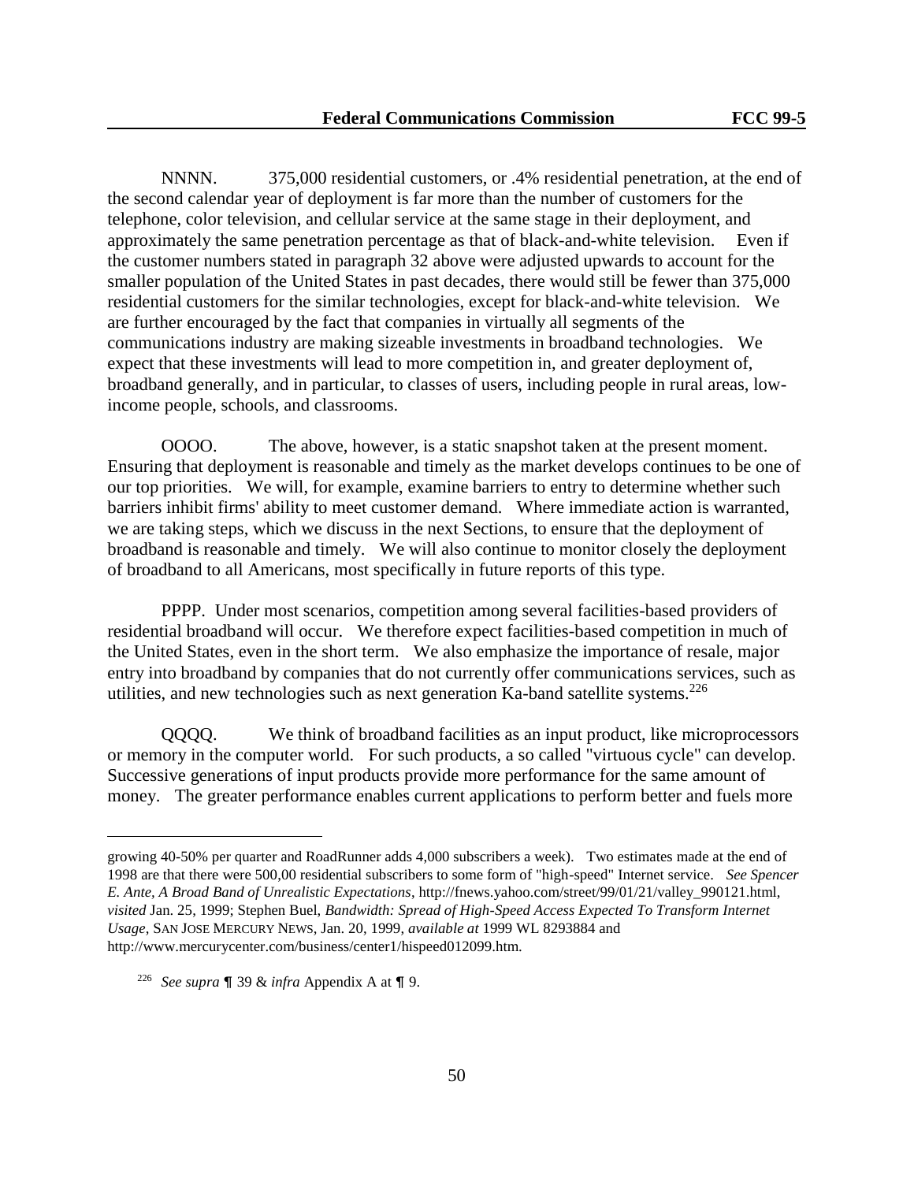NNNN. 375,000 residential customers, or .4% residential penetration, at the end of the second calendar year of deployment is far more than the number of customers for the telephone, color television, and cellular service at the same stage in their deployment, and approximately the same penetration percentage as that of black-and-white television. Even if the customer numbers stated in paragraph 32 above were adjusted upwards to account for the smaller population of the United States in past decades, there would still be fewer than 375,000 residential customers for the similar technologies, except for black-and-white television. We are further encouraged by the fact that companies in virtually all segments of the communications industry are making sizeable investments in broadband technologies. We expect that these investments will lead to more competition in, and greater deployment of, broadband generally, and in particular, to classes of users, including people in rural areas, low-income people, schools, and classrooms.

OOOO. The above, however, is a static snapshot taken at the present moment. Ensuring that deployment is reasonable and timely as the market develops continues to be one of our top priorities. We will, for example, examine barriers to entry to determine whether such barriers inhibit firms' ability to meet customer demand. Where immediate action is warranted, we are taking steps, which we discuss in the next Sections, to ensure that the deployment of broadband is reasonable and timely. We will also continue to monitor closely the deployment of broadband to all Americans, most specifically in future reports of this type.

PPPP. Under most scenarios, competition among several facilities-based providers of residential broadband will occur. We therefore expect facilities-based competition in much of the United States, even in the short term. We also emphasize the importance of resale, major entry into broadband by companies that do not currently offer communications services, such as utilities, and new technologies such as next generation Ka-band satellite systems.[226]

QQQQ. We think of broadband facilities as an input product, like microprocessors or memory in the computer world. For such products, a so called "virtuous cycle" can develop. Successive generations of input products provide more performance for the same amount of money. The greater performance enables current applications to perform better and fuels more

---

growing 40-50% per quarter and RoadRunner adds 4,000 subscribers a week). Two estimates made at the end of 1998 are that there were 500,00 residential subscribers to some form of "high-speed" Internet service. *See Spencer E. Ante, A Broad Band of Unrealistic Expectations*, http://fnews.yahoo.com/street/99/01/21/valley_990121.html, *visited* Jan. 25, 1999; Stephen Buel, *Bandwidth: Spread of High-Speed Access Expected To Transform Internet Usage*, SAN JOSE MERCURY NEWS, Jan. 20, 1999, *available at* 1999 WL 8293884 and http://www.mercurycenter.com/business/center1/hispeed012099.htm.

[226] *See supra* ¶ 39 & *infra* Appendix A at ¶ 9.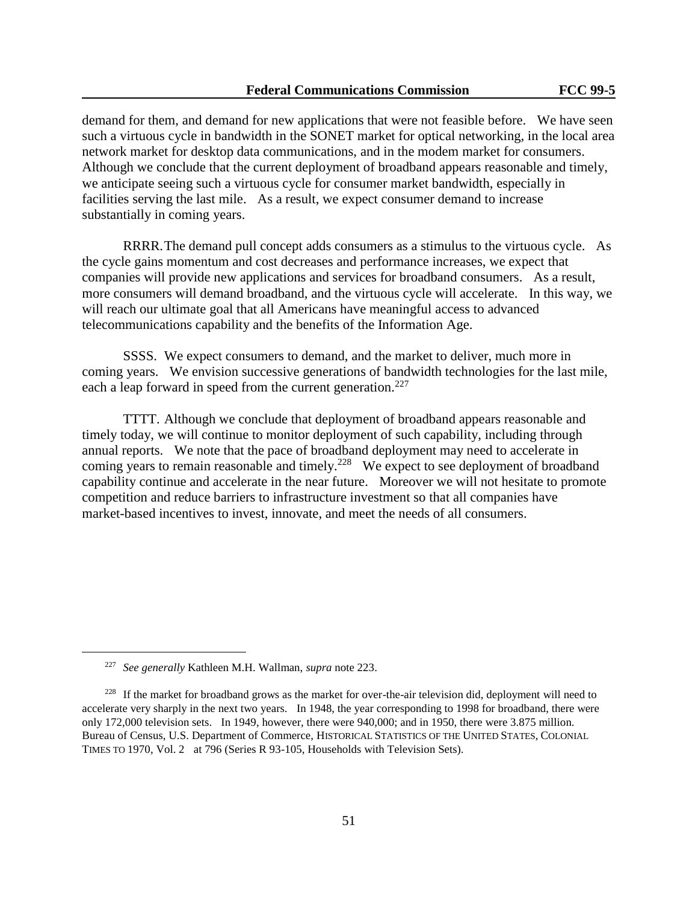demand for them, and demand for new applications that were not feasible before. We have seen such a virtuous cycle in bandwidth in the SONET market for optical networking, in the local area network market for desktop data communications, and in the modem market for consumers. Although we conclude that the current deployment of broadband appears reasonable and timely, we anticipate seeing such a virtuous cycle for consumer market bandwidth, especially in facilities serving the last mile. As a result, we expect consumer demand to increase substantially in coming years.

RRRR. The demand pull concept adds consumers as a stimulus to the virtuous cycle. As the cycle gains momentum and cost decreases and performance increases, we expect that companies will provide new applications and services for broadband consumers. As a result, more consumers will demand broadband, and the virtuous cycle will accelerate. In this way, we will reach our ultimate goal that all Americans have meaningful access to advanced telecommunications capability and the benefits of the Information Age.

SSSS. We expect consumers to demand, and the market to deliver, much more in coming years. We envision successive generations of bandwidth technologies for the last mile, each a leap forward in speed from the current generation.[227]

TTTT. Although we conclude that deployment of broadband appears reasonable and timely today, we will continue to monitor deployment of such capability, including through annual reports. We note that the pace of broadband deployment may need to accelerate in coming years to remain reasonable and timely.[228] We expect to see deployment of broadband capability continue and accelerate in the near future. Moreover we will not hesitate to promote competition and reduce barriers to infrastructure investment so that all companies have market-based incentives to invest, innovate, and meet the needs of all consumers.

---

[227] *See generally* Kathleen M.H. Wallman, *supra* note 223.

[228] If the market for broadband grows as the market for over-the-air television did, deployment will need to accelerate very sharply in the next two years. In 1948, the year corresponding to 1998 for broadband, there were only 172,000 television sets. In 1949, however, there were 940,000; and in 1950, there were 3.875 million. Bureau of Census, U.S. Department of Commerce, HISTORICAL STATISTICS OF THE UNITED STATES, COLONIAL TIMES TO 1970, Vol. 2 at 796 (Series R 93-105, Households with Television Sets).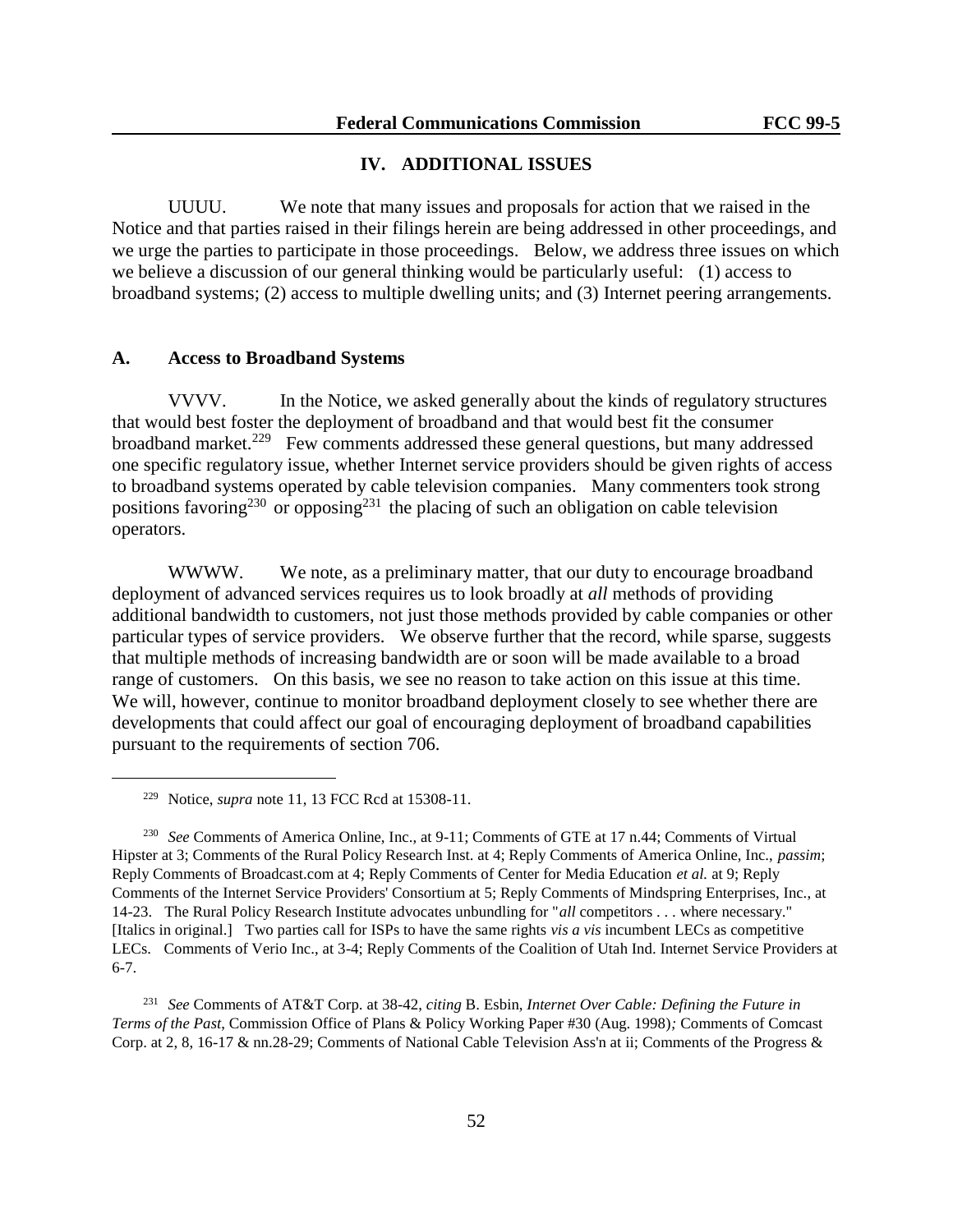## IV. ADDITIONAL ISSUES

UUUU. We note that many issues and proposals for action that we raised in the Notice and that parties raised in their filings herein are being addressed in other proceedings, and we urge the parties to participate in those proceedings. Below, we address three issues on which we believe a discussion of our general thinking would be particularly useful: (1) access to broadband systems; (2) access to multiple dwelling units; and (3) Internet peering arrangements.

### A. Access to Broadband Systems

VVVV. In the Notice, we asked generally about the kinds of regulatory structures that would best foster the deployment of broadband and that would best fit the consumer broadband market.[229] Few comments addressed these general questions, but many addressed one specific regulatory issue, whether Internet service providers should be given rights of access to broadband systems operated by cable television companies. Many commenters took strong positions favoring[230] or opposing[231] the placing of such an obligation on cable television operators.

WWWW. We note, as a preliminary matter, that our duty to encourage broadband deployment of advanced services requires us to look broadly at *all* methods of providing additional bandwidth to customers, not just those methods provided by cable companies or other particular types of service providers. We observe further that the record, while sparse, suggests that multiple methods of increasing bandwidth are or soon will be made available to a broad range of customers. On this basis, we see no reason to take action on this issue at this time. We will, however, continue to monitor broadband deployment closely to see whether there are developments that could affect our goal of encouraging deployment of broadband capabilities pursuant to the requirements of section 706.

---

[229] Notice, *supra* note 11, 13 FCC Rcd at 15308-11.

[230] *See* Comments of America Online, Inc., at 9-11; Comments of GTE at 17 n.44; Comments of Virtual Hipster at 3; Comments of the Rural Policy Research Inst. at 4; Reply Comments of America Online, Inc., *passim*; Reply Comments of Broadcast.com at 4; Reply Comments of Center for Media Education *et al.* at 9; Reply Comments of the Internet Service Providers' Consortium at 5; Reply Comments of Mindspring Enterprises, Inc., at 14-23. The Rural Policy Research Institute advocates unbundling for "*all* competitors . . . where necessary." [Italics in original.] Two parties call for ISPs to have the same rights *vis a vis* incumbent LECs as competitive LECs. Comments of Verio Inc., at 3-4; Reply Comments of the Coalition of Utah Ind. Internet Service Providers at 6-7.

[231] *See* Comments of AT&T Corp. at 38-42, *citing* B. Esbin, *Internet Over Cable: Defining the Future in Terms of the Past*, Commission Office of Plans & Policy Working Paper #30 (Aug. 1998)*;* Comments of Comcast Corp. at 2, 8, 16-17 & nn.28-29; Comments of National Cable Television Ass'n at ii; Comments of the Progress &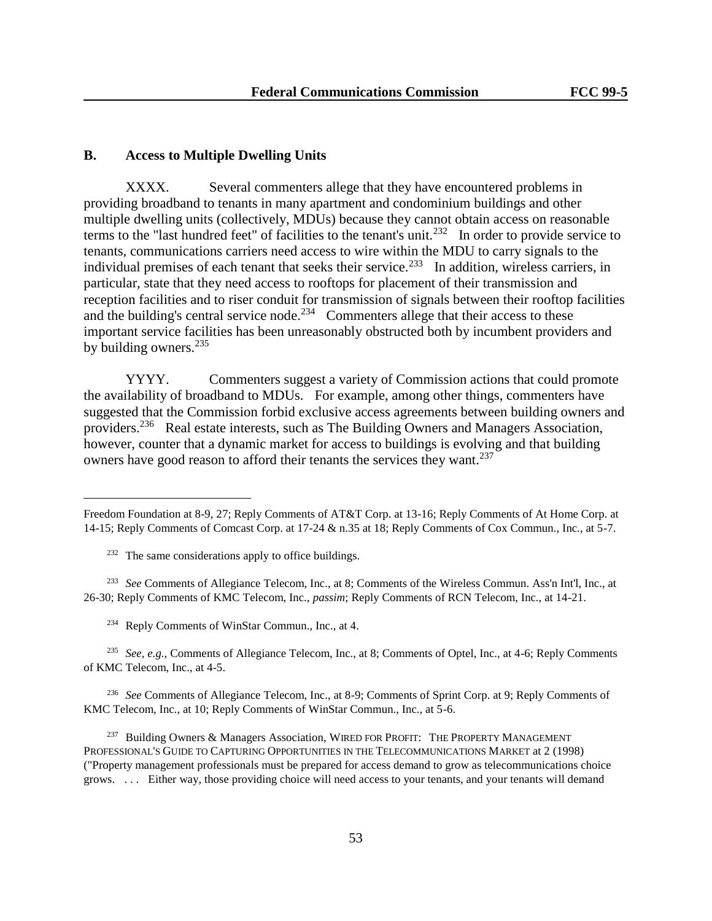## B. Access to Multiple Dwelling Units

XXXX. Several commenters allege that they have encountered problems in providing broadband to tenants in many apartment and condominium buildings and other multiple dwelling units (collectively, MDUs) because they cannot obtain access on reasonable terms to the "last hundred feet" of facilities to the tenant's unit.[232] In order to provide service to tenants, communications carriers need access to wire within the MDU to carry signals to the individual premises of each tenant that seeks their service.[233] In addition, wireless carriers, in particular, state that they need access to rooftops for placement of their transmission and reception facilities and to riser conduit for transmission of signals between their rooftop facilities and the building's central service node.[234] Commenters allege that their access to these important service facilities has been unreasonably obstructed both by incumbent providers and by building owners.[235]

YYYY. Commenters suggest a variety of Commission actions that could promote the availability of broadband to MDUs. For example, among other things, commenters have suggested that the Commission forbid exclusive access agreements between building owners and providers.[236] Real estate interests, such as The Building Owners and Managers Association, however, counter that a dynamic market for access to buildings is evolving and that building owners have good reason to afford their tenants the services they want.[237]

---

Freedom Foundation at 8-9, 27; Reply Comments of AT&T Corp. at 13-16; Reply Comments of At Home Corp. at 14-15; Reply Comments of Comcast Corp. at 17-24 & n.35 at 18; Reply Comments of Cox Commun., Inc., at 5-7.

[232] The same considerations apply to office buildings.

[233] *See* Comments of Allegiance Telecom, Inc., at 8; Comments of the Wireless Commun. Ass'n Int'l, Inc., at 26-30; Reply Comments of KMC Telecom, Inc., *passim*; Reply Comments of RCN Telecom, Inc., at 14-21.

[234] Reply Comments of WinStar Commun., Inc., at 4.

[235] *See, e.g.,* Comments of Allegiance Telecom, Inc., at 8; Comments of Optel, Inc., at 4-6; Reply Comments of KMC Telecom, Inc., at 4-5.

[236] *See* Comments of Allegiance Telecom, Inc., at 8-9; Comments of Sprint Corp. at 9; Reply Comments of KMC Telecom, Inc., at 10; Reply Comments of WinStar Commun., Inc., at 5-6.

[237] Building Owners & Managers Association, WIRED FOR PROFIT: THE PROPERTY MANAGEMENT PROFESSIONAL'S GUIDE TO CAPTURING OPPORTUNITIES IN THE TELECOMMUNICATIONS MARKET at 2 (1998) ("Property management professionals must be prepared for access demand to grow as telecommunications choice grows. . . . Either way, those providing choice will need access to your tenants, and your tenants will demand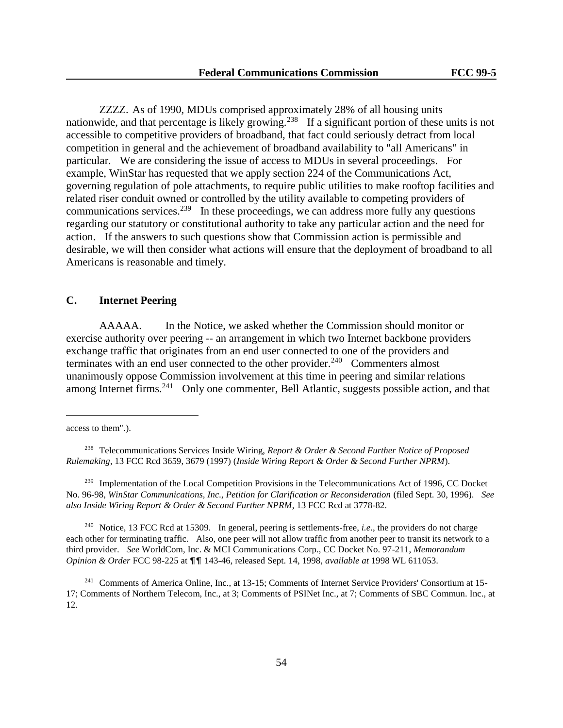ZZZZ. As of 1990, MDUs comprised approximately 28% of all housing units nationwide, and that percentage is likely growing.[238] If a significant portion of these units is not accessible to competitive providers of broadband, that fact could seriously detract from local competition in general and the achievement of broadband availability to "all Americans" in particular. We are considering the issue of access to MDUs in several proceedings. For example, WinStar has requested that we apply section 224 of the Communications Act, governing regulation of pole attachments, to require public utilities to make rooftop facilities and related riser conduit owned or controlled by the utility available to competing providers of communications services.[239] In these proceedings, we can address more fully any questions regarding our statutory or constitutional authority to take any particular action and the need for action. If the answers to such questions show that Commission action is permissible and desirable, we will then consider what actions will ensure that the deployment of broadband to all Americans is reasonable and timely.

## C. Internet Peering

AAAAA. In the Notice, we asked whether the Commission should monitor or exercise authority over peering -- an arrangement in which two Internet backbone providers exchange traffic that originates from an end user connected to one of the providers and terminates with an end user connected to the other provider.[240] Commenters almost unanimously oppose Commission involvement at this time in peering and similar relations among Internet firms.[241] Only one commenter, Bell Atlantic, suggests possible action, and that

---

access to them".).

[238] Telecommunications Services Inside Wiring, *Report & Order & Second Further Notice of Proposed Rulemaking*, 13 FCC Rcd 3659, 3679 (1997) (*Inside Wiring Report & Order & Second Further NPRM*).

[239] Implementation of the Local Competition Provisions in the Telecommunications Act of 1996, CC Docket No. 96-98, *WinStar Communications, Inc., Petition for Clarification or Reconsideration* (filed Sept. 30, 1996). *See also Inside Wiring Report & Order & Second Further NPRM*, 13 FCC Rcd at 3778-82.

[240] Notice, 13 FCC Rcd at 15309. In general, peering is settlements-free, *i.e*., the providers do not charge each other for terminating traffic. Also, one peer will not allow traffic from another peer to transit its network to a third provider. *See* WorldCom, Inc. & MCI Communications Corp., CC Docket No. 97-211, *Memorandum Opinion & Order* FCC 98-225 at ¶¶ 143-46, released Sept. 14, 1998, *available at* 1998 WL 611053.

[241] Comments of America Online, Inc., at 13-15; Comments of Internet Service Providers' Consortium at 15-17; Comments of Northern Telecom, Inc., at 3; Comments of PSINet Inc., at 7; Comments of SBC Commun. Inc., at 12.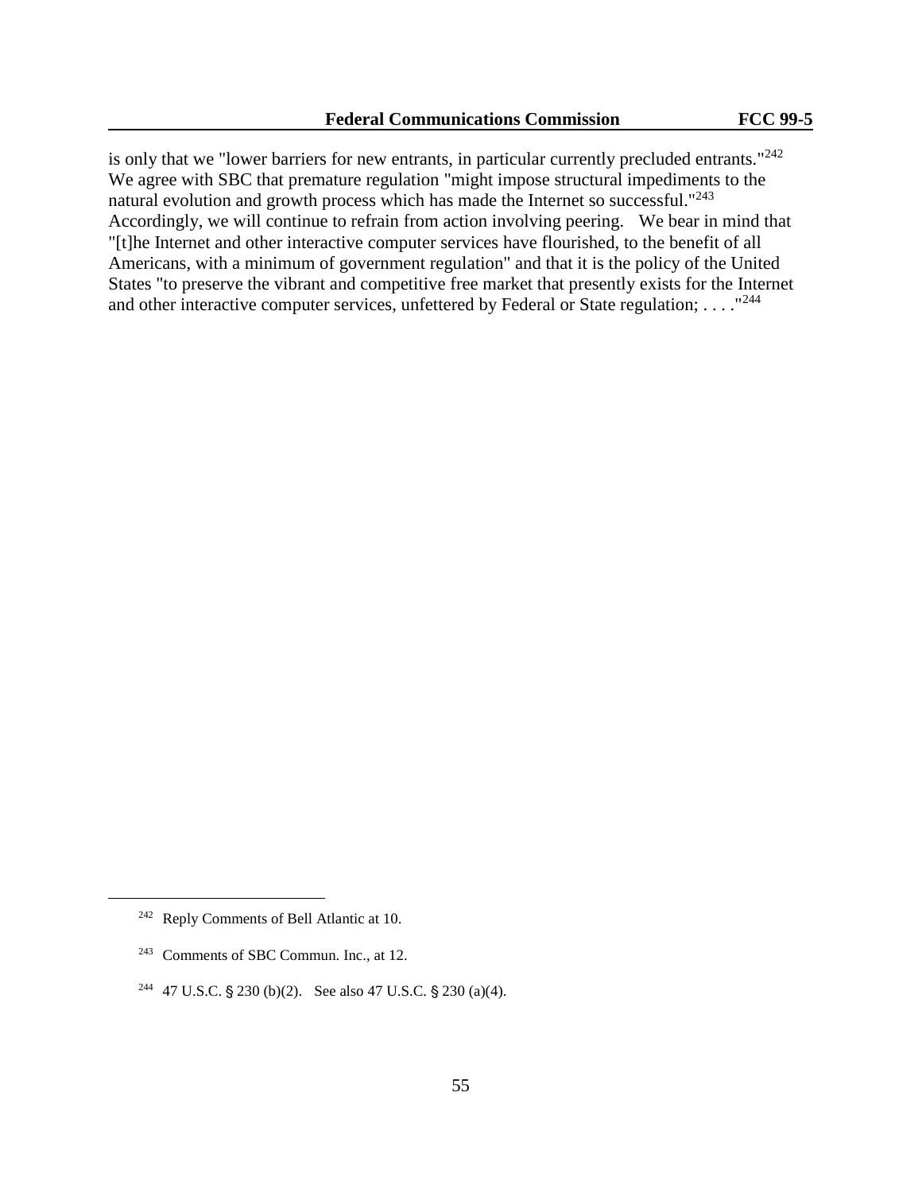is only that we "lower barriers for new entrants, in particular currently precluded entrants."[242] We agree with SBC that premature regulation "might impose structural impediments to the natural evolution and growth process which has made the Internet so successful."[243] Accordingly, we will continue to refrain from action involving peering. We bear in mind that "[t]he Internet and other interactive computer services have flourished, to the benefit of all Americans, with a minimum of government regulation" and that it is the policy of the United States "to preserve the vibrant and competitive free market that presently exists for the Internet and other interactive computer services, unfettered by Federal or State regulation; . . . ."[244]

---

[242] Reply Comments of Bell Atlantic at 10.

[243] Comments of SBC Commun. Inc., at 12.

[244] 47 U.S.C. § 230 (b)(2). See also 47 U.S.C. § 230 (a)(4).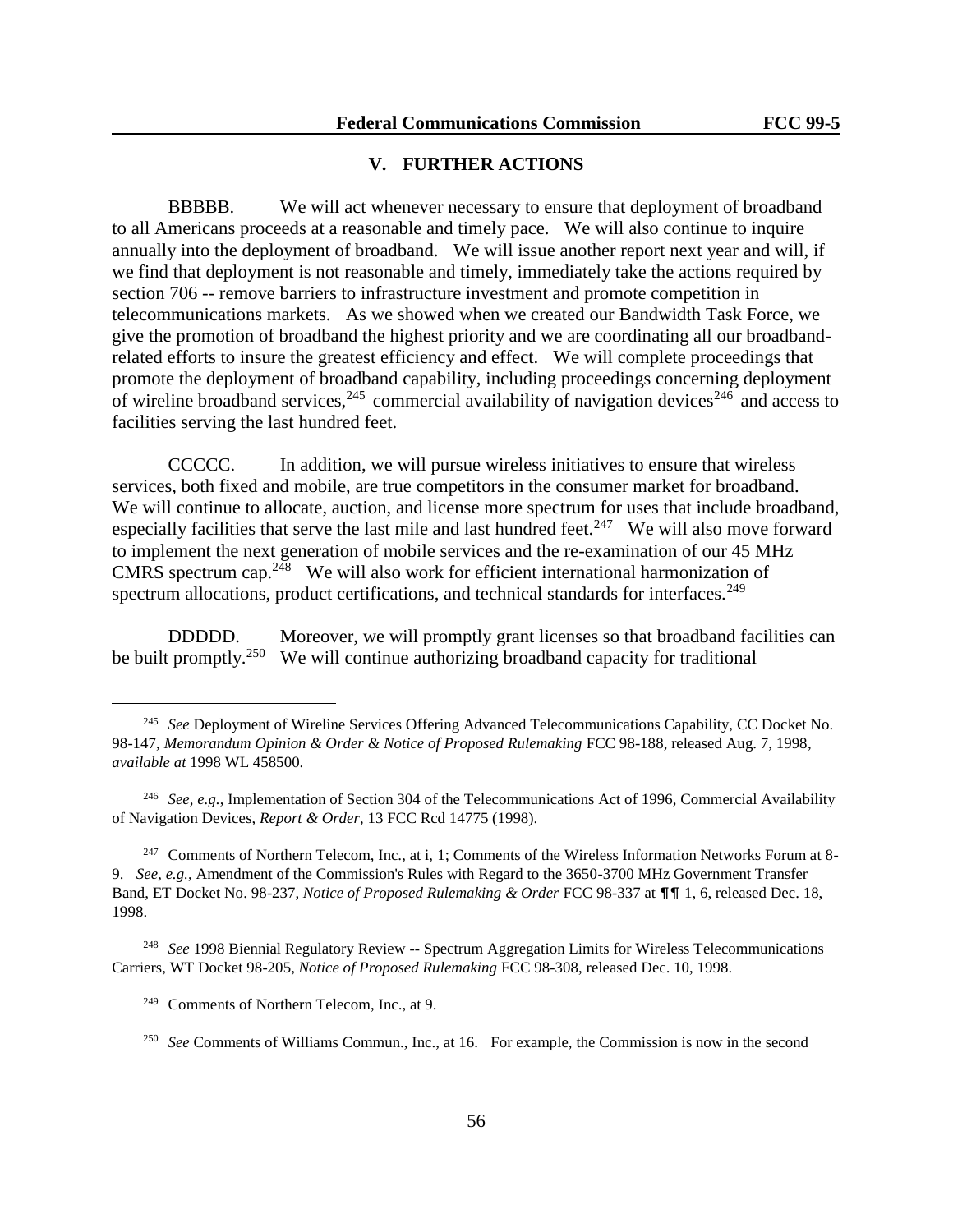## V. FURTHER ACTIONS

BBBBB. We will act whenever necessary to ensure that deployment of broadband to all Americans proceeds at a reasonable and timely pace. We will also continue to inquire annually into the deployment of broadband. We will issue another report next year and will, if we find that deployment is not reasonable and timely, immediately take the actions required by section 706 -- remove barriers to infrastructure investment and promote competition in telecommunications markets. As we showed when we created our Bandwidth Task Force, we give the promotion of broadband the highest priority and we are coordinating all our broadband-related efforts to insure the greatest efficiency and effect. We will complete proceedings that promote the deployment of broadband capability, including proceedings concerning deployment of wireline broadband services,[245] commercial availability of navigation devices[246] and access to facilities serving the last hundred feet.

CCCCC. In addition, we will pursue wireless initiatives to ensure that wireless services, both fixed and mobile, are true competitors in the consumer market for broadband. We will continue to allocate, auction, and license more spectrum for uses that include broadband, especially facilities that serve the last mile and last hundred feet.[247] We will also move forward to implement the next generation of mobile services and the re-examination of our 45 MHz CMRS spectrum cap.[248] We will also work for efficient international harmonization of spectrum allocations, product certifications, and technical standards for interfaces.[249]

DDDDD. Moreover, we will promptly grant licenses so that broadband facilities can be built promptly.[250] We will continue authorizing broadband capacity for traditional

---

[245] *See* Deployment of Wireline Services Offering Advanced Telecommunications Capability, CC Docket No. 98-147, *Memorandum Opinion & Order & Notice of Proposed Rulemaking* FCC 98-188, released Aug. 7, 1998, *available at* 1998 WL 458500.

[246] *See, e.g.*, Implementation of Section 304 of the Telecommunications Act of 1996, Commercial Availability of Navigation Devices, *Report & Order*, 13 FCC Rcd 14775 (1998).

[247] Comments of Northern Telecom, Inc., at i, 1; Comments of the Wireless Information Networks Forum at 8-9. *See, e.g.*, Amendment of the Commission's Rules with Regard to the 3650-3700 MHz Government Transfer Band, ET Docket No. 98-237, *Notice of Proposed Rulemaking & Order* FCC 98-337 at ¶¶ 1, 6, released Dec. 18, 1998.

[248] *See* 1998 Biennial Regulatory Review -- Spectrum Aggregation Limits for Wireless Telecommunications Carriers, WT Docket 98-205, *Notice of Proposed Rulemaking* FCC 98-308, released Dec. 10, 1998.

[249] Comments of Northern Telecom, Inc., at 9.

[250] *See* Comments of Williams Commun., Inc., at 16. For example, the Commission is now in the second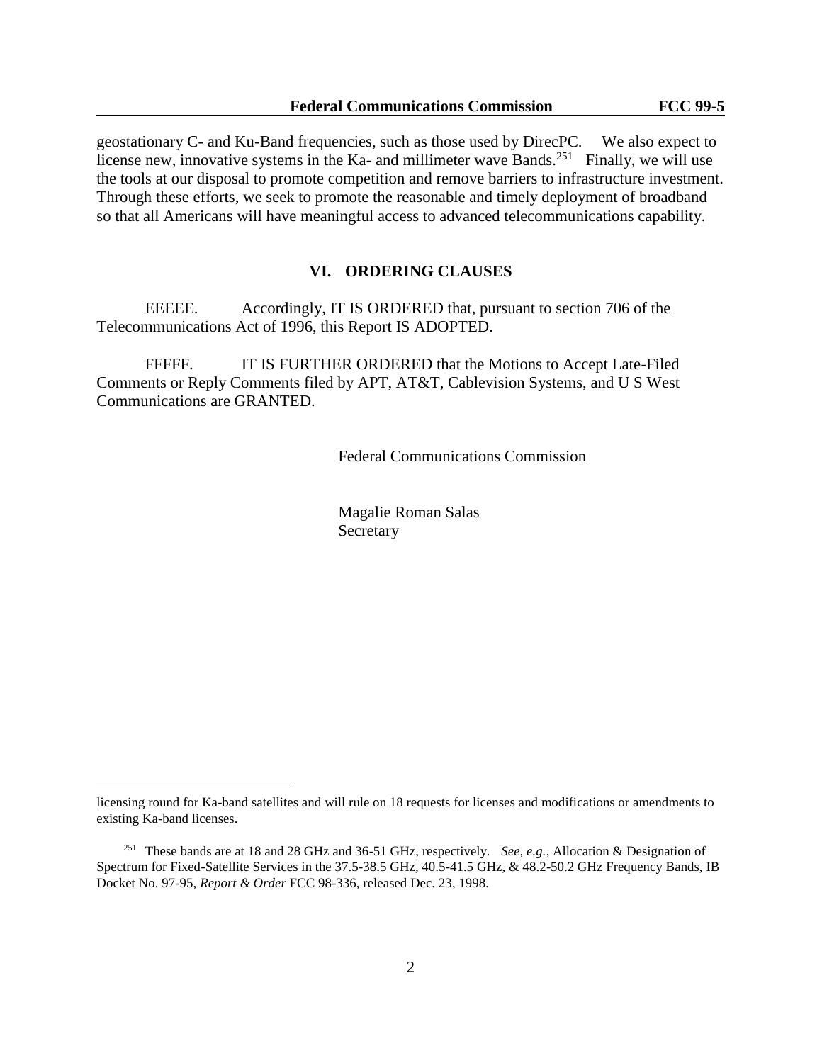geostationary C- and Ku-Band frequencies, such as those used by DirecPC. We also expect to license new, innovative systems in the Ka- and millimeter wave Bands.[251] Finally, we will use the tools at our disposal to promote competition and remove barriers to infrastructure investment. Through these efforts, we seek to promote the reasonable and timely deployment of broadband so that all Americans will have meaningful access to advanced telecommunications capability.

## VI. ORDERING CLAUSES

EEEEE. Accordingly, IT IS ORDERED that, pursuant to section 706 of the Telecommunications Act of 1996, this Report IS ADOPTED.

FFFFF. IT IS FURTHER ORDERED that the Motions to Accept Late-Filed Comments or Reply Comments filed by APT, AT&T, Cablevision Systems, and U S West Communications are GRANTED.

Federal Communications Commission

Magalie Roman Salas
Secretary

---

licensing round for Ka-band satellites and will rule on 18 requests for licenses and modifications or amendments to existing Ka-band licenses.

[251] These bands are at 18 and 28 GHz and 36-51 GHz, respectively. *See, e.g.*, Allocation & Designation of Spectrum for Fixed-Satellite Services in the 37.5-38.5 GHz, 40.5-41.5 GHz, & 48.2-50.2 GHz Frequency Bands, IB Docket No. 97-95, *Report & Order* FCC 98-336, released Dec. 23, 1998.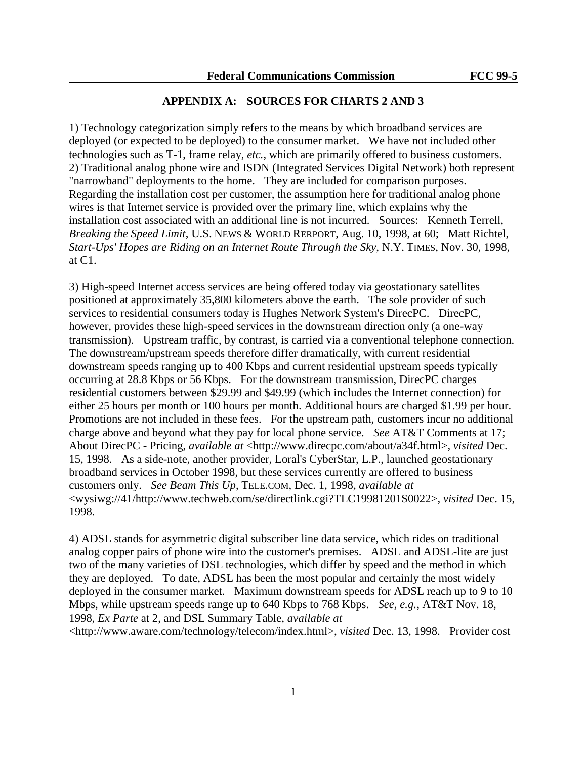## APPENDIX A: SOURCES FOR CHARTS 2 AND 3

1) Technology categorization simply refers to the means by which broadband services are deployed (or expected to be deployed) to the consumer market. We have not included other technologies such as T-1, frame relay, *etc.*, which are primarily offered to business customers.
2) Traditional analog phone wire and ISDN (Integrated Services Digital Network) both represent "narrowband" deployments to the home. They are included for comparison purposes. Regarding the installation cost per customer, the assumption here for traditional analog phone wires is that Internet service is provided over the primary line, which explains why the installation cost associated with an additional line is not incurred. Sources: Kenneth Terrell, *Breaking the Speed Limit*, U.S. NEWS & WORLD RERPORT, Aug. 10, 1998, at 60; Matt Richtel, *Start-Ups' Hopes are Riding on an Internet Route Through the Sky,* N.Y. TIMES, Nov. 30, 1998, at C1.

3) High-speed Internet access services are being offered today via geostationary satellites positioned at approximately 35,800 kilometers above the earth. The sole provider of such services to residential consumers today is Hughes Network System's DirecPC. DirecPC, however, provides these high-speed services in the downstream direction only (a one-way transmission). Upstream traffic, by contrast, is carried via a conventional telephone connection. The downstream/upstream speeds therefore differ dramatically, with current residential downstream speeds ranging up to 400 Kbps and current residential upstream speeds typically occurring at 28.8 Kbps or 56 Kbps. For the downstream transmission, DirecPC charges residential customers between $29.99 and $49.99 (which includes the Internet connection) for either 25 hours per month or 100 hours per month. Additional hours are charged $1.99 per hour. Promotions are not included in these fees. For the upstream path, customers incur no additional charge above and beyond what they pay for local phone service. *See* AT&T Comments at 17; About DirecPC - Pricing, *available at* <http://www.direcpc.com/about/a34f.html>, *visited* Dec. 15, 1998. As a side-note, another provider, Loral's CyberStar, L.P., launched geostationary broadband services in October 1998, but these services currently are offered to business customers only. *See Beam This Up*, TELE.COM, Dec. 1, 1998, *available at* <wysiwg://41/http://www.techweb.com/se/directlink.cgi?TLC19981201S0022>, *visited* Dec. 15, 1998.

4) ADSL stands for asymmetric digital subscriber line data service, which rides on traditional analog copper pairs of phone wire into the customer's premises. ADSL and ADSL-lite are just two of the many varieties of DSL technologies, which differ by speed and the method in which they are deployed. To date, ADSL has been the most popular and certainly the most widely deployed in the consumer market. Maximum downstream speeds for ADSL reach up to 9 to 10 Mbps, while upstream speeds range up to 640 Kbps to 768 Kbps. *See, e.g.*, AT&T Nov. 18, 1998, *Ex Parte* at 2, and DSL Summary Table, *available at* <http://www.aware.com/technology/telecom/index.html>, *visited* Dec. 13, 1998. Provider cost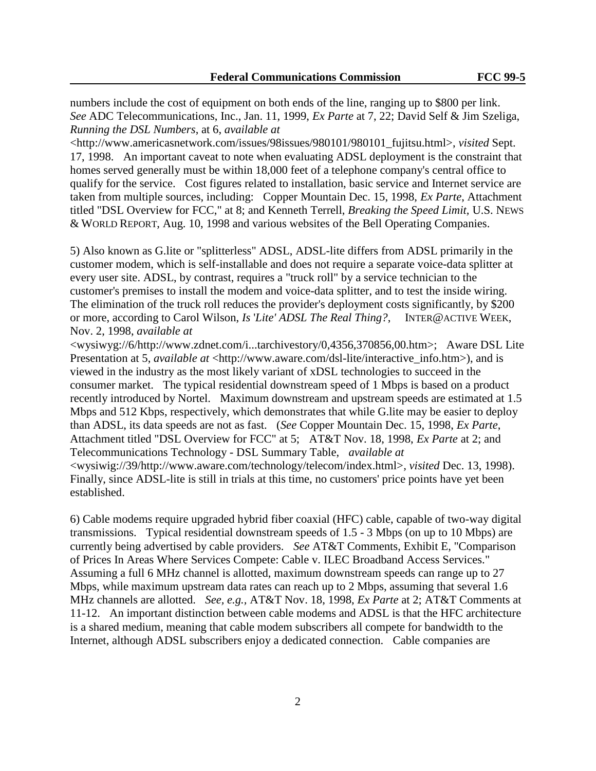numbers include the cost of equipment on both ends of the line, ranging up to $800 per link. *See* ADC Telecommunications, Inc., Jan. 11, 1999, *Ex Parte* at 7, 22; David Self & Jim Szeliga, *Running the DSL Numbers*, at 6, *available at* <http://www.americasnetwork.com/issues/98issues/980101/980101_fujitsu.html>, *visited* Sept. 17, 1998. An important caveat to note when evaluating ADSL deployment is the constraint that homes served generally must be within 18,000 feet of a telephone company's central office to qualify for the service. Cost figures related to installation, basic service and Internet service are taken from multiple sources, including: Copper Mountain Dec. 15, 1998, *Ex Parte*, Attachment titled "DSL Overview for FCC," at 8; and Kenneth Terrell, *Breaking the Speed Limit*, U.S. NEWS & WORLD REPORT, Aug. 10, 1998 and various websites of the Bell Operating Companies.

5) Also known as G.lite or "splitterless" ADSL, ADSL-lite differs from ADSL primarily in the customer modem, which is self-installable and does not require a separate voice-data splitter at every user site. ADSL, by contrast, requires a "truck roll" by a service technician to the customer's premises to install the modem and voice-data splitter, and to test the inside wiring. The elimination of the truck roll reduces the provider's deployment costs significantly, by $200 or more, according to Carol Wilson, *Is 'Lite' ADSL The Real Thing?*, INTER@ACTIVE WEEK, Nov. 2, 1998, *available at* <wysiwyg://6/http://www.zdnet.com/i...tarchivestory/0,4356,370856,00.htm>; Aware DSL Lite Presentation at 5, *available at* <http://www.aware.com/dsl-lite/interactive_info.htm>), and is viewed in the industry as the most likely variant of xDSL technologies to succeed in the consumer market. The typical residential downstream speed of 1 Mbps is based on a product recently introduced by Nortel. Maximum downstream and upstream speeds are estimated at 1.5 Mbps and 512 Kbps, respectively, which demonstrates that while G.lite may be easier to deploy than ADSL, its data speeds are not as fast. (*See* Copper Mountain Dec. 15, 1998, *Ex Parte*, Attachment titled "DSL Overview for FCC" at 5; AT&T Nov. 18, 1998, *Ex Parte* at 2; and Telecommunications Technology - DSL Summary Table, *available at* <wysiwig://39/http://www.aware.com/technology/telecom/index.html>, *visited* Dec. 13, 1998). Finally, since ADSL-lite is still in trials at this time, no customers' price points have yet been established.

6) Cable modems require upgraded hybrid fiber coaxial (HFC) cable, capable of two-way digital transmissions. Typical residential downstream speeds of 1.5 - 3 Mbps (on up to 10 Mbps) are currently being advertised by cable providers. *See* AT&T Comments, Exhibit E, "Comparison of Prices In Areas Where Services Compete: Cable v. ILEC Broadband Access Services." Assuming a full 6 MHz channel is allotted, maximum downstream speeds can range up to 27 Mbps, while maximum upstream data rates can reach up to 2 Mbps, assuming that several 1.6 MHz channels are allotted. *See, e.g.,* AT&T Nov. 18, 1998, *Ex Parte* at 2; AT&T Comments at 11-12. An important distinction between cable modems and ADSL is that the HFC architecture is a shared medium, meaning that cable modem subscribers all compete for bandwidth to the Internet, although ADSL subscribers enjoy a dedicated connection. Cable companies are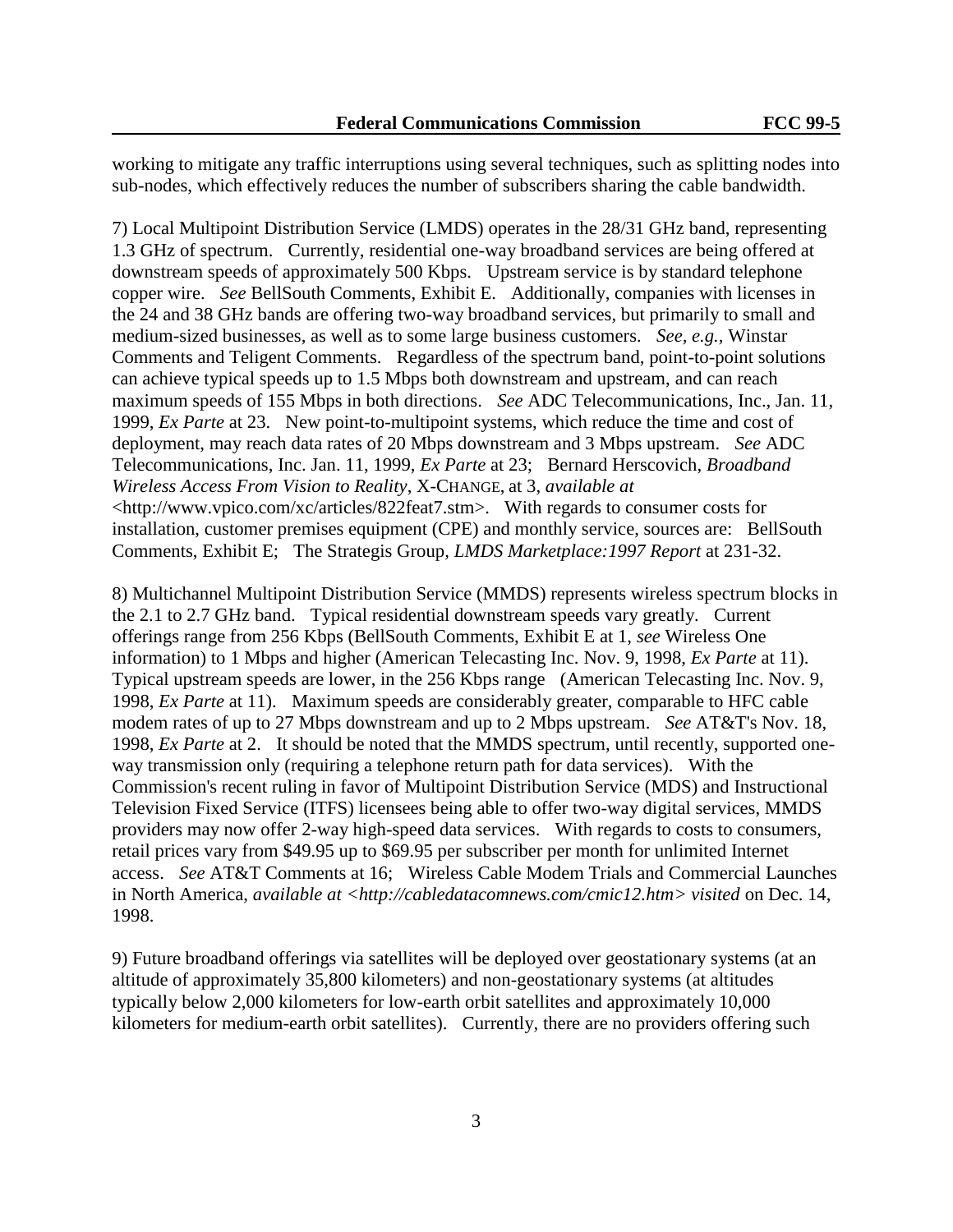working to mitigate any traffic interruptions using several techniques, such as splitting nodes into sub-nodes, which effectively reduces the number of subscribers sharing the cable bandwidth.

7) Local Multipoint Distribution Service (LMDS) operates in the 28/31 GHz band, representing 1.3 GHz of spectrum. Currently, residential one-way broadband services are being offered at downstream speeds of approximately 500 Kbps. Upstream service is by standard telephone copper wire. *See* BellSouth Comments, Exhibit E. Additionally, companies with licenses in the 24 and 38 GHz bands are offering two-way broadband services, but primarily to small and medium-sized businesses, as well as to some large business customers. *See, e.g.,* Winstar Comments and Teligent Comments. Regardless of the spectrum band, point-to-point solutions can achieve typical speeds up to 1.5 Mbps both downstream and upstream, and can reach maximum speeds of 155 Mbps in both directions. *See* ADC Telecommunications, Inc., Jan. 11, 1999, *Ex Parte* at 23. New point-to-multipoint systems, which reduce the time and cost of deployment, may reach data rates of 20 Mbps downstream and 3 Mbps upstream. *See* ADC Telecommunications, Inc. Jan. 11, 1999, *Ex Parte* at 23; Bernard Herscovich, *Broadband Wireless Access From Vision to Reality*, X-CHANGE, at 3, *available at* <http://www.vpico.com/xc/articles/822feat7.stm>. With regards to consumer costs for installation, customer premises equipment (CPE) and monthly service, sources are: BellSouth Comments, Exhibit E; The Strategis Group, *LMDS Marketplace:1997 Report* at 231-32.

8) Multichannel Multipoint Distribution Service (MMDS) represents wireless spectrum blocks in the 2.1 to 2.7 GHz band. Typical residential downstream speeds vary greatly. Current offerings range from 256 Kbps (BellSouth Comments, Exhibit E at 1, *see* Wireless One information) to 1 Mbps and higher (American Telecasting Inc. Nov. 9, 1998, *Ex Parte* at 11). Typical upstream speeds are lower, in the 256 Kbps range (American Telecasting Inc. Nov. 9, 1998, *Ex Parte* at 11). Maximum speeds are considerably greater, comparable to HFC cable modem rates of up to 27 Mbps downstream and up to 2 Mbps upstream. *See* AT&T's Nov. 18, 1998, *Ex Parte* at 2. It should be noted that the MMDS spectrum, until recently, supported one-way transmission only (requiring a telephone return path for data services). With the Commission's recent ruling in favor of Multipoint Distribution Service (MDS) and Instructional Television Fixed Service (ITFS) licensees being able to offer two-way digital services, MMDS providers may now offer 2-way high-speed data services. With regards to costs to consumers, retail prices vary from $49.95 up to $69.95 per subscriber per month for unlimited Internet access. *See* AT&T Comments at 16; Wireless Cable Modem Trials and Commercial Launches in North America, *available at <http://cabledatacomnews.com/cmic12.htm> visited* on Dec. 14, 1998.

9) Future broadband offerings via satellites will be deployed over geostationary systems (at an altitude of approximately 35,800 kilometers) and non-geostationary systems (at altitudes typically below 2,000 kilometers for low-earth orbit satellites and approximately 10,000 kilometers for medium-earth orbit satellites). Currently, there are no providers offering such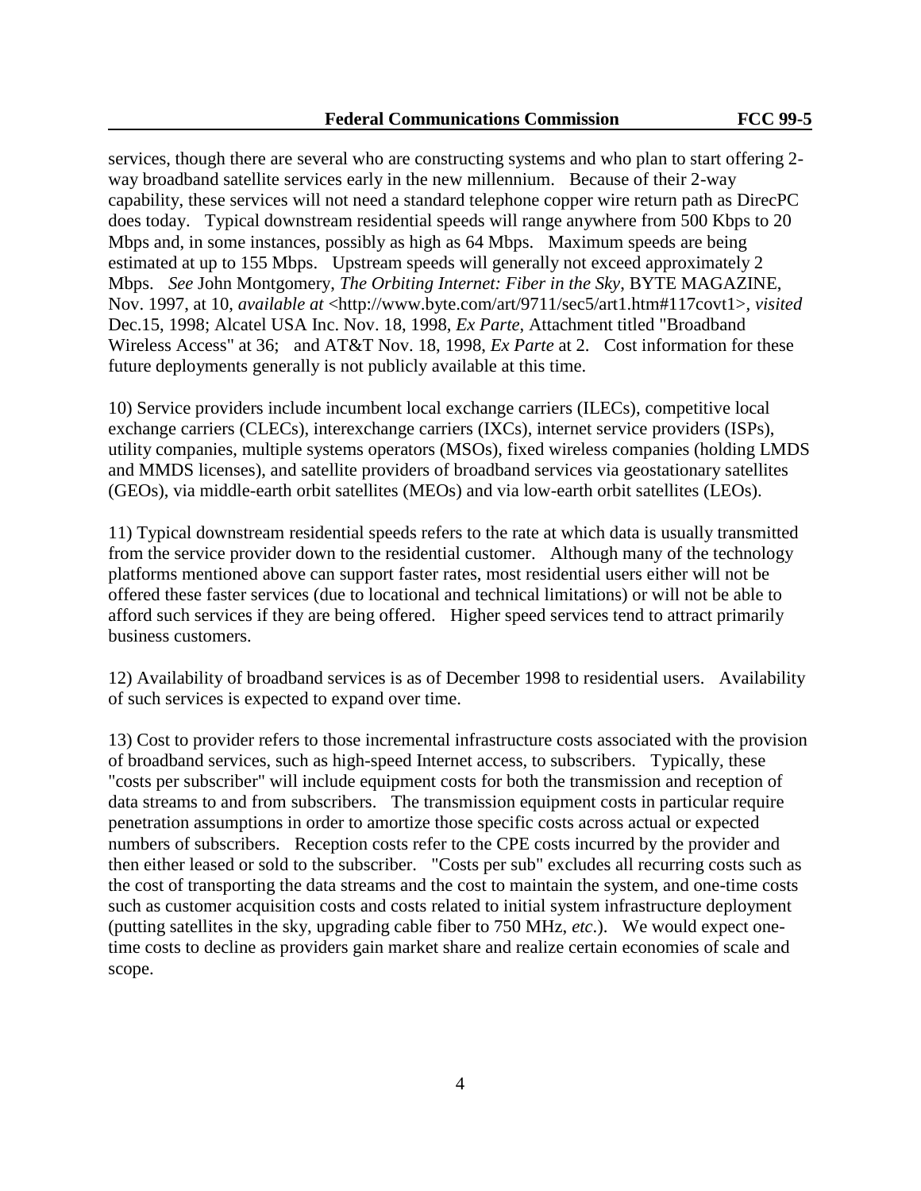services, though there are several who are constructing systems and who plan to start offering 2-way broadband satellite services early in the new millennium. Because of their 2-way capability, these services will not need a standard telephone copper wire return path as DirecPC does today. Typical downstream residential speeds will range anywhere from 500 Kbps to 20 Mbps and, in some instances, possibly as high as 64 Mbps. Maximum speeds are being estimated at up to 155 Mbps. Upstream speeds will generally not exceed approximately 2 Mbps. *See* John Montgomery, *The Orbiting Internet: Fiber in the Sky*, BYTE MAGAZINE, Nov. 1997, at 10, *available at* <http://www.byte.com/art/9711/sec5/art1.htm#117covt1>, *visited* Dec.15, 1998; Alcatel USA Inc. Nov. 18, 1998, *Ex Parte*, Attachment titled "Broadband Wireless Access" at 36; and AT&T Nov. 18, 1998, *Ex Parte* at 2. Cost information for these future deployments generally is not publicly available at this time.

10) Service providers include incumbent local exchange carriers (ILECs), competitive local exchange carriers (CLECs), interexchange carriers (IXCs), internet service providers (ISPs), utility companies, multiple systems operators (MSOs), fixed wireless companies (holding LMDS and MMDS licenses), and satellite providers of broadband services via geostationary satellites (GEOs), via middle-earth orbit satellites (MEOs) and via low-earth orbit satellites (LEOs).

11) Typical downstream residential speeds refers to the rate at which data is usually transmitted from the service provider down to the residential customer. Although many of the technology platforms mentioned above can support faster rates, most residential users either will not be offered these faster services (due to locational and technical limitations) or will not be able to afford such services if they are being offered. Higher speed services tend to attract primarily business customers.

12) Availability of broadband services is as of December 1998 to residential users. Availability of such services is expected to expand over time.

13) Cost to provider refers to those incremental infrastructure costs associated with the provision of broadband services, such as high-speed Internet access, to subscribers. Typically, these "costs per subscriber" will include equipment costs for both the transmission and reception of data streams to and from subscribers. The transmission equipment costs in particular require penetration assumptions in order to amortize those specific costs across actual or expected numbers of subscribers. Reception costs refer to the CPE costs incurred by the provider and then either leased or sold to the subscriber. "Costs per sub" excludes all recurring costs such as the cost of transporting the data streams and the cost to maintain the system, and one-time costs such as customer acquisition costs and costs related to initial system infrastructure deployment (putting satellites in the sky, upgrading cable fiber to 750 MHz, *etc*.). We would expect one-time costs to decline as providers gain market share and realize certain economies of scale and scope.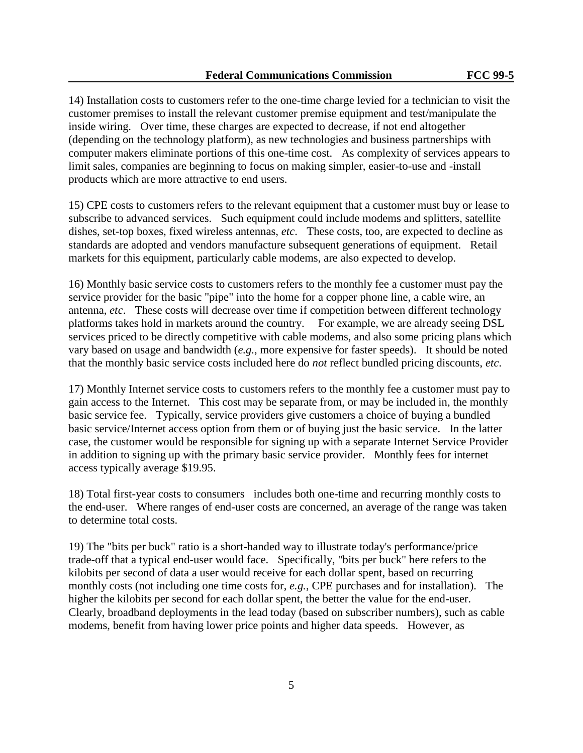14) Installation costs to customers refer to the one-time charge levied for a technician to visit the customer premises to install the relevant customer premise equipment and test/manipulate the inside wiring. Over time, these charges are expected to decrease, if not end altogether (depending on the technology platform), as new technologies and business partnerships with computer makers eliminate portions of this one-time cost. As complexity of services appears to limit sales, companies are beginning to focus on making simpler, easier-to-use and -install products which are more attractive to end users.

15) CPE costs to customers refers to the relevant equipment that a customer must buy or lease to subscribe to advanced services. Such equipment could include modems and splitters, satellite dishes, set-top boxes, fixed wireless antennas, *etc*. These costs, too, are expected to decline as standards are adopted and vendors manufacture subsequent generations of equipment. Retail markets for this equipment, particularly cable modems, are also expected to develop.

16) Monthly basic service costs to customers refers to the monthly fee a customer must pay the service provider for the basic "pipe" into the home for a copper phone line, a cable wire, an antenna, *etc*. These costs will decrease over time if competition between different technology platforms takes hold in markets around the country. For example, we are already seeing DSL services priced to be directly competitive with cable modems, and also some pricing plans which vary based on usage and bandwidth (*e.g.*, more expensive for faster speeds). It should be noted that the monthly basic service costs included here do *not* reflect bundled pricing discounts, *etc*.

17) Monthly Internet service costs to customers refers to the monthly fee a customer must pay to gain access to the Internet. This cost may be separate from, or may be included in, the monthly basic service fee. Typically, service providers give customers a choice of buying a bundled basic service/Internet access option from them or of buying just the basic service. In the latter case, the customer would be responsible for signing up with a separate Internet Service Provider in addition to signing up with the primary basic service provider. Monthly fees for internet access typically average $19.95.

18) Total first-year costs to consumers includes both one-time and recurring monthly costs to the end-user. Where ranges of end-user costs are concerned, an average of the range was taken to determine total costs.

19) The "bits per buck" ratio is a short-handed way to illustrate today's performance/price trade-off that a typical end-user would face. Specifically, "bits per buck" here refers to the kilobits per second of data a user would receive for each dollar spent, based on recurring monthly costs (not including one time costs for, *e.g.*, CPE purchases and for installation). The higher the kilobits per second for each dollar spent, the better the value for the end-user. Clearly, broadband deployments in the lead today (based on subscriber numbers), such as cable modems, benefit from having lower price points and higher data speeds. However, as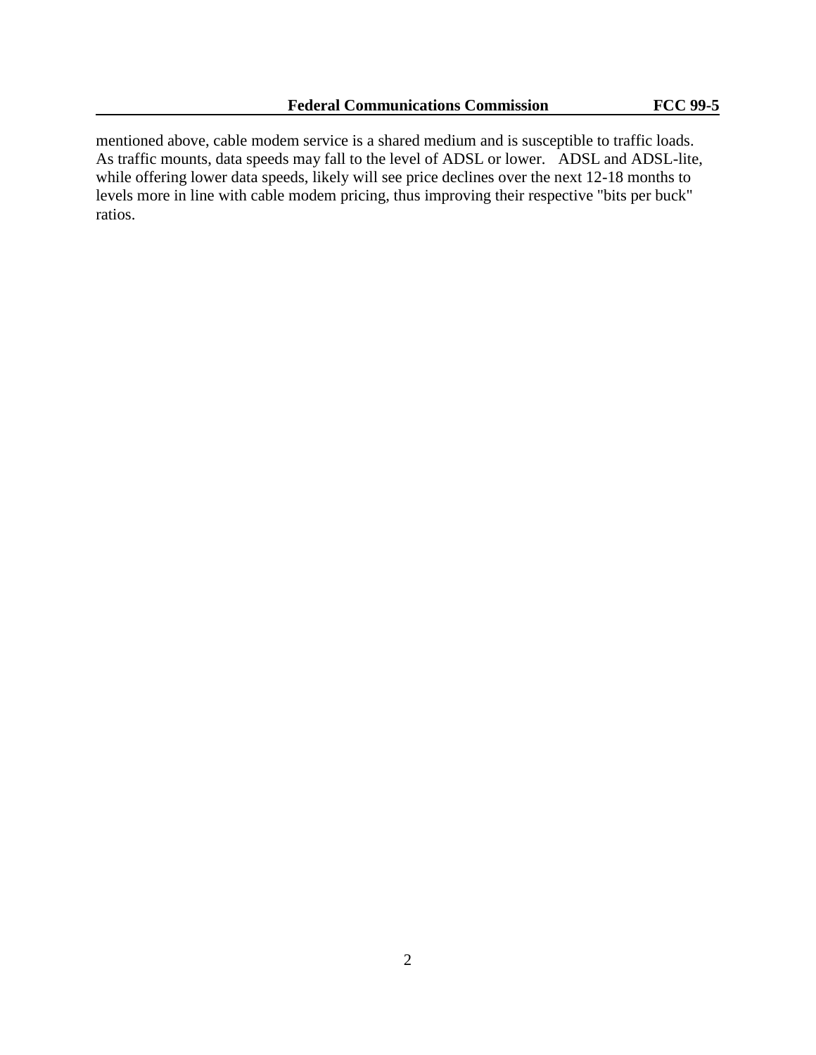mentioned above, cable modem service is a shared medium and is susceptible to traffic loads. As traffic mounts, data speeds may fall to the level of ADSL or lower. ADSL and ADSL-lite, while offering lower data speeds, likely will see price declines over the next 12-18 months to levels more in line with cable modem pricing, thus improving their respective "bits per buck" ratios.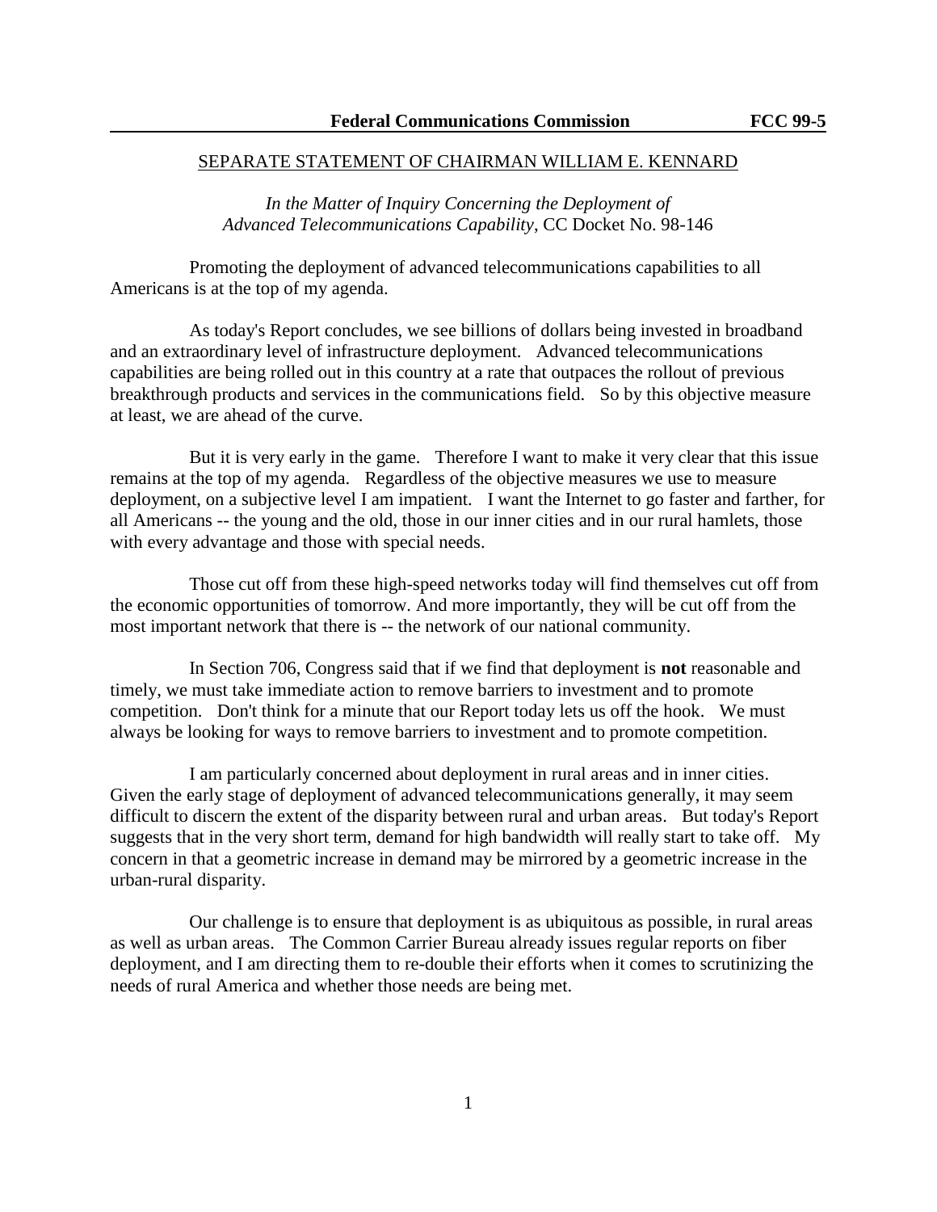## SEPARATE STATEMENT OF CHAIRMAN WILLIAM E. KENNARD

*In the Matter of Inquiry Concerning the Deployment of Advanced Telecommunications Capability*, CC Docket No. 98-146

Promoting the deployment of advanced telecommunications capabilities to all Americans is at the top of my agenda.

As today's Report concludes, we see billions of dollars being invested in broadband and an extraordinary level of infrastructure deployment. Advanced telecommunications capabilities are being rolled out in this country at a rate that outpaces the rollout of previous breakthrough products and services in the communications field. So by this objective measure at least, we are ahead of the curve.

But it is very early in the game. Therefore I want to make it very clear that this issue remains at the top of my agenda. Regardless of the objective measures we use to measure deployment, on a subjective level I am impatient. I want the Internet to go faster and farther, for all Americans -- the young and the old, those in our inner cities and in our rural hamlets, those with every advantage and those with special needs.

Those cut off from these high-speed networks today will find themselves cut off from the economic opportunities of tomorrow. And more importantly, they will be cut off from the most important network that there is -- the network of our national community.

In Section 706, Congress said that if we find that deployment is **not** reasonable and timely, we must take immediate action to remove barriers to investment and to promote competition. Don't think for a minute that our Report today lets us off the hook. We must always be looking for ways to remove barriers to investment and to promote competition.

I am particularly concerned about deployment in rural areas and in inner cities. Given the early stage of deployment of advanced telecommunications generally, it may seem difficult to discern the extent of the disparity between rural and urban areas. But today's Report suggests that in the very short term, demand for high bandwidth will really start to take off. My concern in that a geometric increase in demand may be mirrored by a geometric increase in the urban-rural disparity.

Our challenge is to ensure that deployment is as ubiquitous as possible, in rural areas as well as urban areas. The Common Carrier Bureau already issues regular reports on fiber deployment, and I am directing them to re-double their efforts when it comes to scrutinizing the needs of rural America and whether those needs are being met.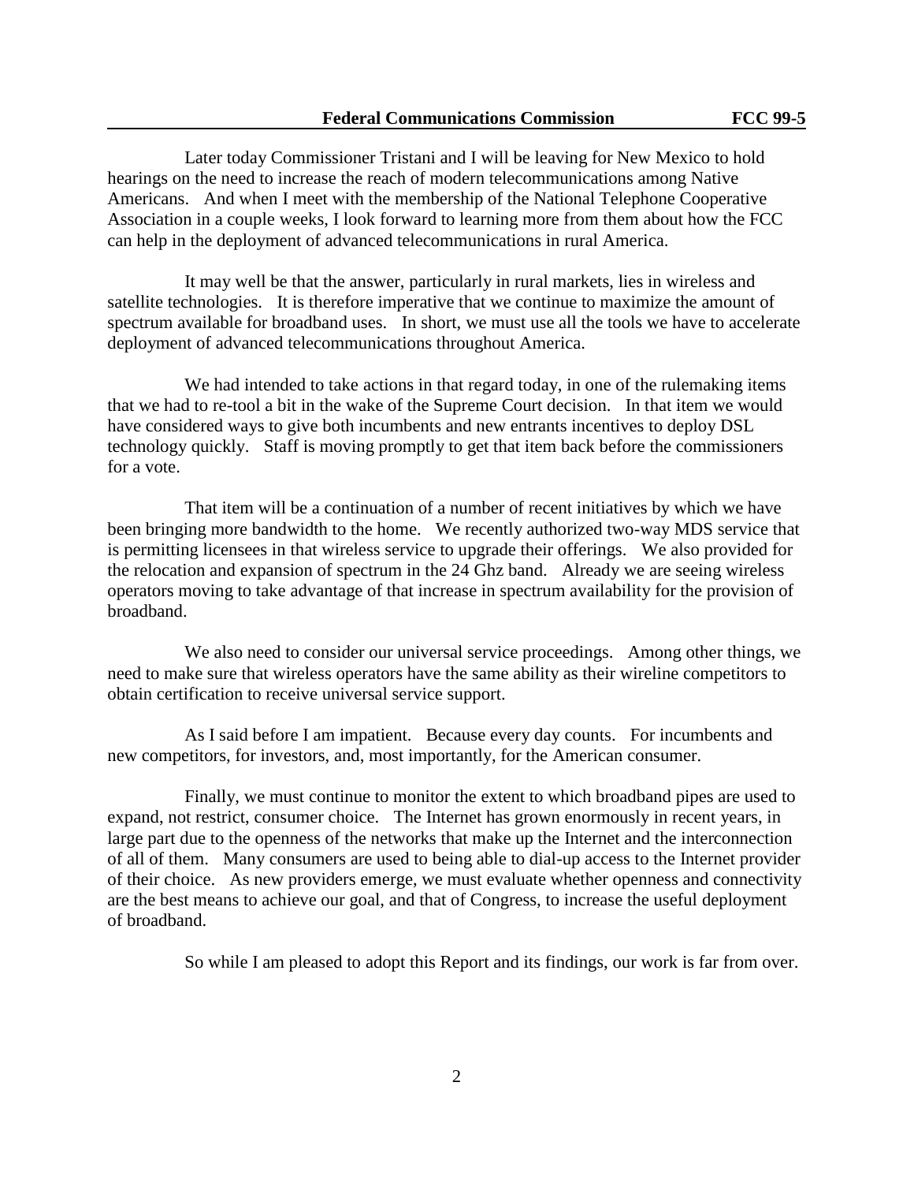Later today Commissioner Tristani and I will be leaving for New Mexico to hold hearings on the need to increase the reach of modern telecommunications among Native Americans. And when I meet with the membership of the National Telephone Cooperative Association in a couple weeks, I look forward to learning more from them about how the FCC can help in the deployment of advanced telecommunications in rural America.

It may well be that the answer, particularly in rural markets, lies in wireless and satellite technologies. It is therefore imperative that we continue to maximize the amount of spectrum available for broadband uses. In short, we must use all the tools we have to accelerate deployment of advanced telecommunications throughout America.

We had intended to take actions in that regard today, in one of the rulemaking items that we had to re-tool a bit in the wake of the Supreme Court decision. In that item we would have considered ways to give both incumbents and new entrants incentives to deploy DSL technology quickly. Staff is moving promptly to get that item back before the commissioners for a vote.

That item will be a continuation of a number of recent initiatives by which we have been bringing more bandwidth to the home. We recently authorized two-way MDS service that is permitting licensees in that wireless service to upgrade their offerings. We also provided for the relocation and expansion of spectrum in the 24 Ghz band. Already we are seeing wireless operators moving to take advantage of that increase in spectrum availability for the provision of broadband.

We also need to consider our universal service proceedings. Among other things, we need to make sure that wireless operators have the same ability as their wireline competitors to obtain certification to receive universal service support.

As I said before I am impatient. Because every day counts. For incumbents and new competitors, for investors, and, most importantly, for the American consumer.

Finally, we must continue to monitor the extent to which broadband pipes are used to expand, not restrict, consumer choice. The Internet has grown enormously in recent years, in large part due to the openness of the networks that make up the Internet and the interconnection of all of them. Many consumers are used to being able to dial-up access to the Internet provider of their choice. As new providers emerge, we must evaluate whether openness and connectivity are the best means to achieve our goal, and that of Congress, to increase the useful deployment of broadband.

So while I am pleased to adopt this Report and its findings, our work is far from over.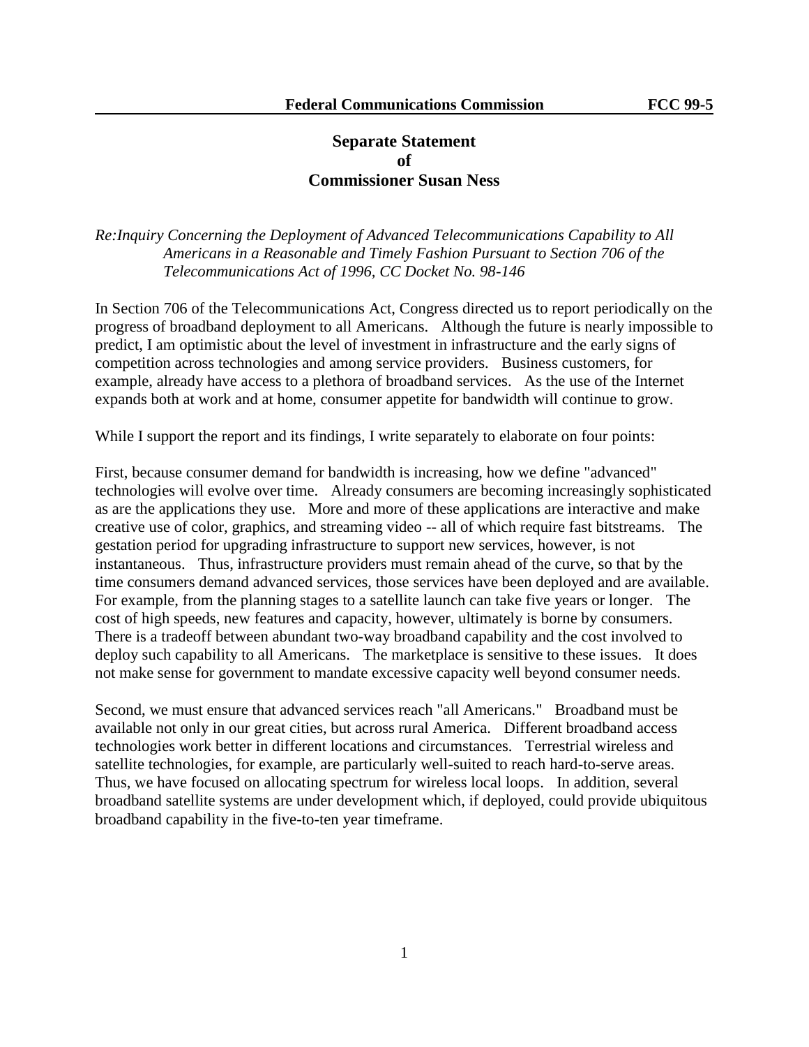## Separate Statement of Commissioner Susan Ness

*Re: Inquiry Concerning the Deployment of Advanced Telecommunications Capability to All Americans in a Reasonable and Timely Fashion Pursuant to Section 706 of the Telecommunications Act of 1996, CC Docket No. 98-146*

In Section 706 of the Telecommunications Act, Congress directed us to report periodically on the progress of broadband deployment to all Americans. Although the future is nearly impossible to predict, I am optimistic about the level of investment in infrastructure and the early signs of competition across technologies and among service providers. Business customers, for example, already have access to a plethora of broadband services. As the use of the Internet expands both at work and at home, consumer appetite for bandwidth will continue to grow.

While I support the report and its findings, I write separately to elaborate on four points:

First, because consumer demand for bandwidth is increasing, how we define "advanced" technologies will evolve over time. Already consumers are becoming increasingly sophisticated as are the applications they use. More and more of these applications are interactive and make creative use of color, graphics, and streaming video -- all of which require fast bitstreams. The gestation period for upgrading infrastructure to support new services, however, is not instantaneous. Thus, infrastructure providers must remain ahead of the curve, so that by the time consumers demand advanced services, those services have been deployed and are available. For example, from the planning stages to a satellite launch can take five years or longer. The cost of high speeds, new features and capacity, however, ultimately is borne by consumers. There is a tradeoff between abundant two-way broadband capability and the cost involved to deploy such capability to all Americans. The marketplace is sensitive to these issues. It does not make sense for government to mandate excessive capacity well beyond consumer needs.

Second, we must ensure that advanced services reach "all Americans." Broadband must be available not only in our great cities, but across rural America. Different broadband access technologies work better in different locations and circumstances. Terrestrial wireless and satellite technologies, for example, are particularly well-suited to reach hard-to-serve areas. Thus, we have focused on allocating spectrum for wireless local loops. In addition, several broadband satellite systems are under development which, if deployed, could provide ubiquitous broadband capability in the five-to-ten year timeframe.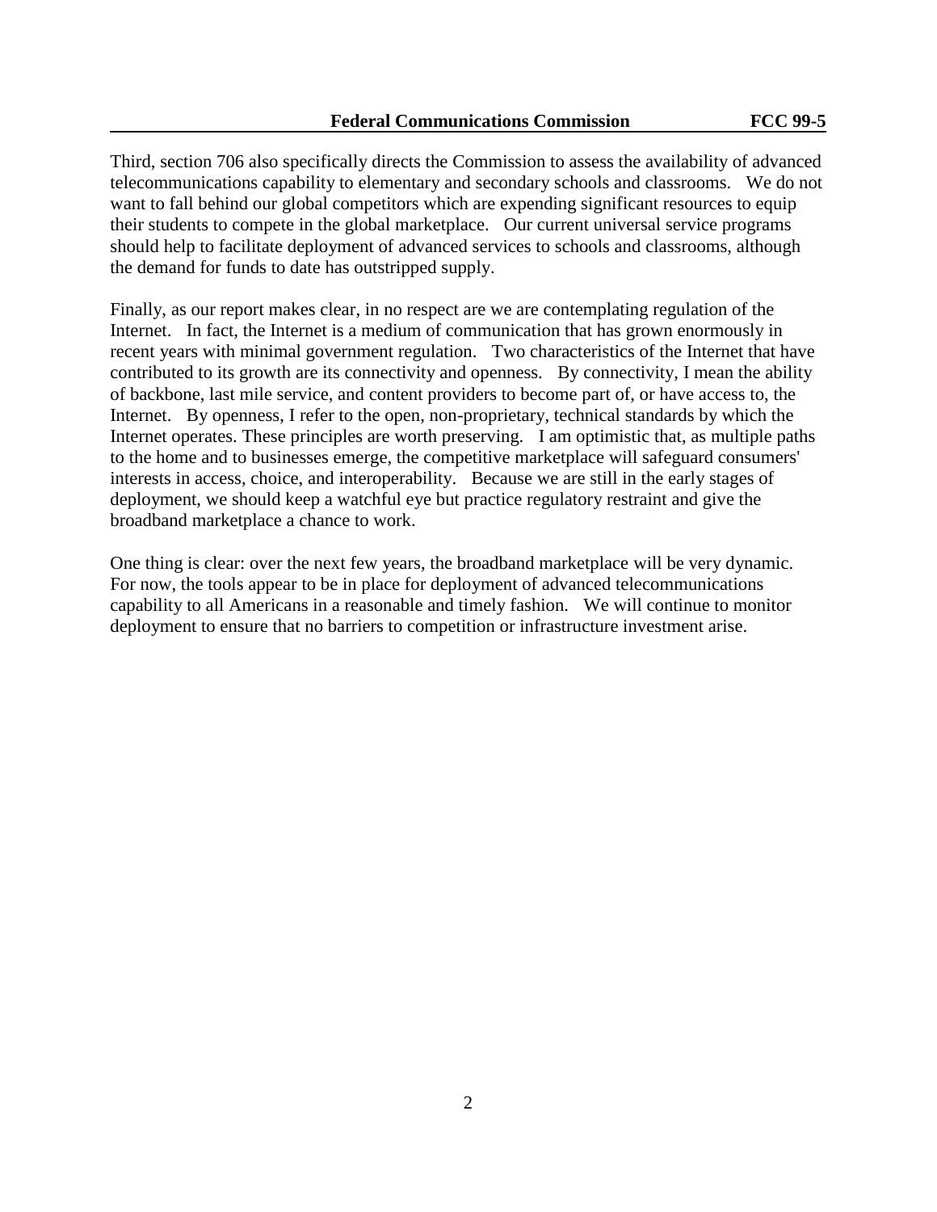Third, section 706 also specifically directs the Commission to assess the availability of advanced telecommunications capability to elementary and secondary schools and classrooms. We do not want to fall behind our global competitors which are expending significant resources to equip their students to compete in the global marketplace. Our current universal service programs should help to facilitate deployment of advanced services to schools and classrooms, although the demand for funds to date has outstripped supply.

Finally, as our report makes clear, in no respect are we are contemplating regulation of the Internet. In fact, the Internet is a medium of communication that has grown enormously in recent years with minimal government regulation. Two characteristics of the Internet that have contributed to its growth are its connectivity and openness. By connectivity, I mean the ability of backbone, last mile service, and content providers to become part of, or have access to, the Internet. By openness, I refer to the open, non-proprietary, technical standards by which the Internet operates. These principles are worth preserving. I am optimistic that, as multiple paths to the home and to businesses emerge, the competitive marketplace will safeguard consumers' interests in access, choice, and interoperability. Because we are still in the early stages of deployment, we should keep a watchful eye but practice regulatory restraint and give the broadband marketplace a chance to work.

One thing is clear: over the next few years, the broadband marketplace will be very dynamic. For now, the tools appear to be in place for deployment of advanced telecommunications capability to all Americans in a reasonable and timely fashion. We will continue to monitor deployment to ensure that no barriers to competition or infrastructure investment arise.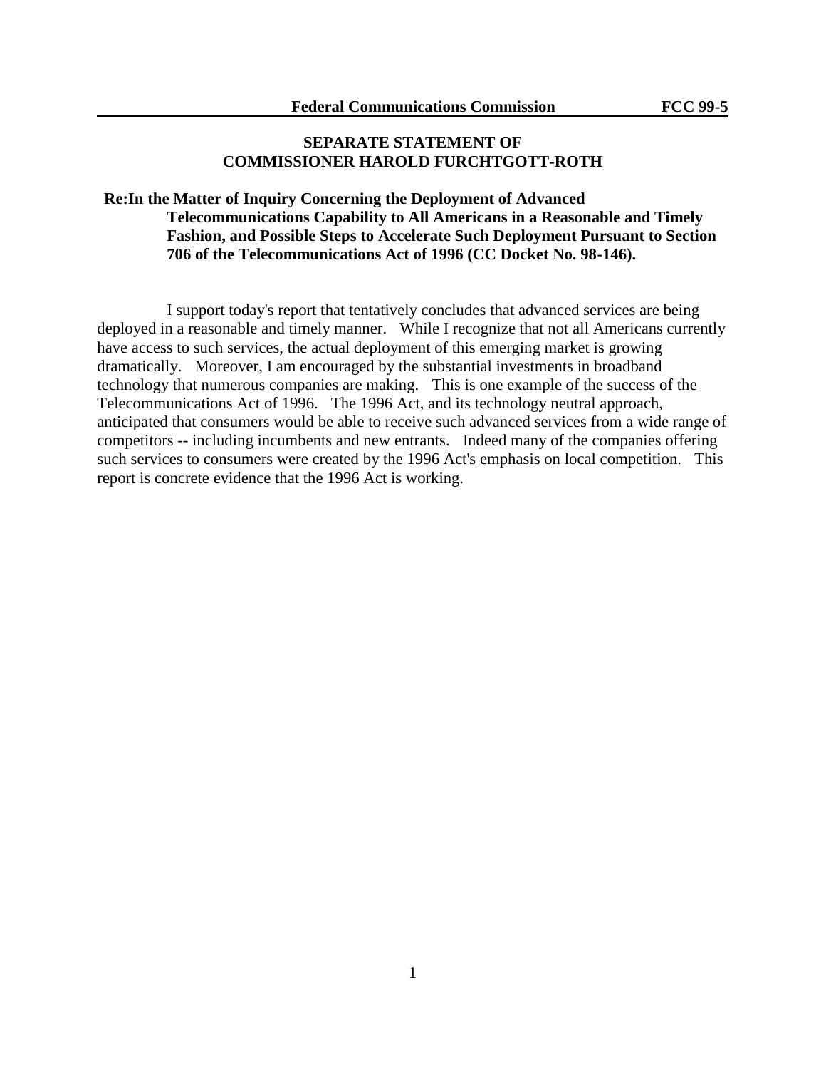**SEPARATE STATEMENT OF**
**COMMISSIONER HAROLD FURCHTGOTT-ROTH**

**Re:In the Matter of Inquiry Concerning the Deployment of Advanced Telecommunications Capability to All Americans in a Reasonable and Timely Fashion, and Possible Steps to Accelerate Such Deployment Pursuant to Section 706 of the Telecommunications Act of 1996 (CC Docket No. 98-146).**

I support today's report that tentatively concludes that advanced services are being deployed in a reasonable and timely manner. While I recognize that not all Americans currently have access to such services, the actual deployment of this emerging market is growing dramatically. Moreover, I am encouraged by the substantial investments in broadband technology that numerous companies are making. This is one example of the success of the Telecommunications Act of 1996. The 1996 Act, and its technology neutral approach, anticipated that consumers would be able to receive such advanced services from a wide range of competitors -- including incumbents and new entrants. Indeed many of the companies offering such services to consumers were created by the 1996 Act's emphasis on local competition. This report is concrete evidence that the 1996 Act is working.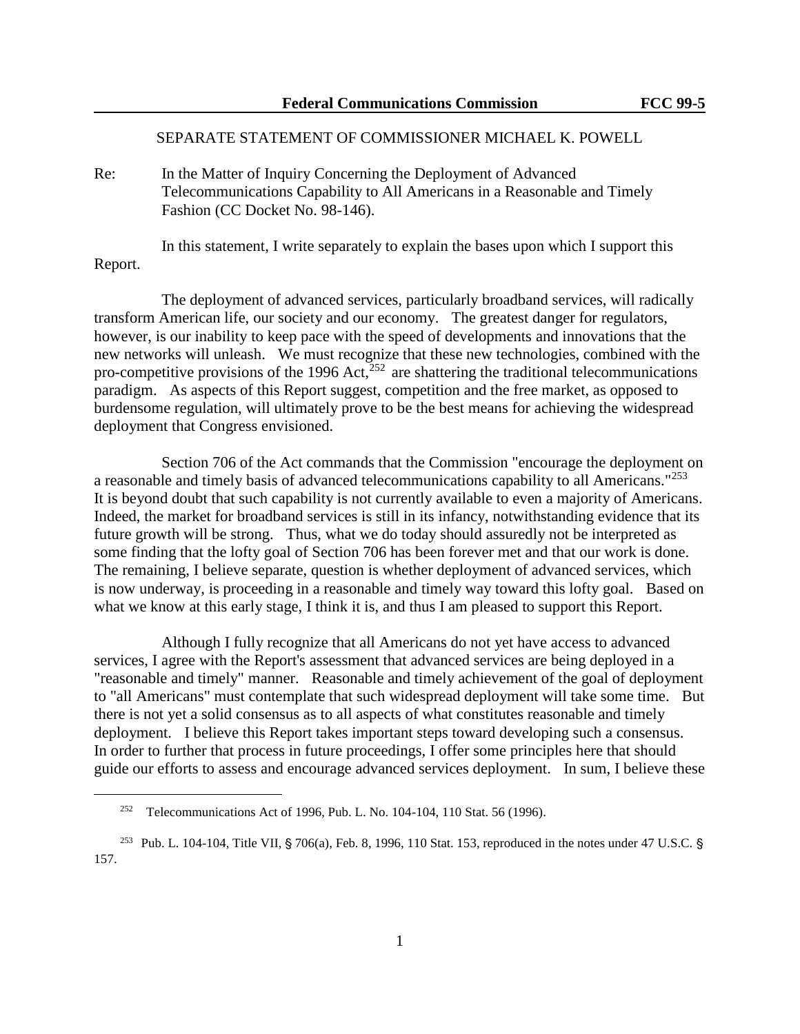SEPARATE STATEMENT OF COMMISSIONER MICHAEL K. POWELL

Re: In the Matter of Inquiry Concerning the Deployment of Advanced Telecommunications Capability to All Americans in a Reasonable and Timely Fashion (CC Docket No. 98-146).

In this statement, I write separately to explain the bases upon which I support this Report.

The deployment of advanced services, particularly broadband services, will radically transform American life, our society and our economy. The greatest danger for regulators, however, is our inability to keep pace with the speed of developments and innovations that the new networks will unleash. We must recognize that these new technologies, combined with the pro-competitive provisions of the 1996 Act,[252] are shattering the traditional telecommunications paradigm. As aspects of this Report suggest, competition and the free market, as opposed to burdensome regulation, will ultimately prove to be the best means for achieving the widespread deployment that Congress envisioned.

Section 706 of the Act commands that the Commission "encourage the deployment on a reasonable and timely basis of advanced telecommunications capability to all Americans."[253] It is beyond doubt that such capability is not currently available to even a majority of Americans. Indeed, the market for broadband services is still in its infancy, notwithstanding evidence that its future growth will be strong. Thus, what we do today should assuredly not be interpreted as some finding that the lofty goal of Section 706 has been forever met and that our work is done. The remaining, I believe separate, question is whether deployment of advanced services, which is now underway, is proceeding in a reasonable and timely way toward this lofty goal. Based on what we know at this early stage, I think it is, and thus I am pleased to support this Report.

Although I fully recognize that all Americans do not yet have access to advanced services, I agree with the Report's assessment that advanced services are being deployed in a "reasonable and timely" manner. Reasonable and timely achievement of the goal of deployment to "all Americans" must contemplate that such widespread deployment will take some time. But there is not yet a solid consensus as to all aspects of what constitutes reasonable and timely deployment. I believe this Report takes important steps toward developing such a consensus. In order to further that process in future proceedings, I offer some principles here that should guide our efforts to assess and encourage advanced services deployment. In sum, I believe these

---

[252] Telecommunications Act of 1996, Pub. L. No. 104-104, 110 Stat. 56 (1996).

[253] Pub. L. 104-104, Title VII, § 706(a), Feb. 8, 1996, 110 Stat. 153, reproduced in the notes under 47 U.S.C. § 157.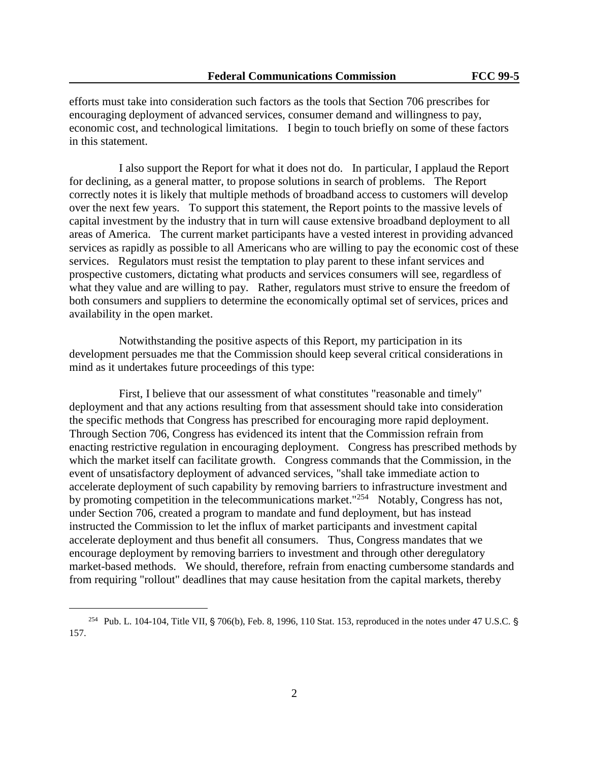efforts must take into consideration such factors as the tools that Section 706 prescribes for encouraging deployment of advanced services, consumer demand and willingness to pay, economic cost, and technological limitations. I begin to touch briefly on some of these factors in this statement.

I also support the Report for what it does not do. In particular, I applaud the Report for declining, as a general matter, to propose solutions in search of problems. The Report correctly notes it is likely that multiple methods of broadband access to customers will develop over the next few years. To support this statement, the Report points to the massive levels of capital investment by the industry that in turn will cause extensive broadband deployment to all areas of America. The current market participants have a vested interest in providing advanced services as rapidly as possible to all Americans who are willing to pay the economic cost of these services. Regulators must resist the temptation to play parent to these infant services and prospective customers, dictating what products and services consumers will see, regardless of what they value and are willing to pay. Rather, regulators must strive to ensure the freedom of both consumers and suppliers to determine the economically optimal set of services, prices and availability in the open market.

Notwithstanding the positive aspects of this Report, my participation in its development persuades me that the Commission should keep several critical considerations in mind as it undertakes future proceedings of this type:

First, I believe that our assessment of what constitutes "reasonable and timely" deployment and that any actions resulting from that assessment should take into consideration the specific methods that Congress has prescribed for encouraging more rapid deployment. Through Section 706, Congress has evidenced its intent that the Commission refrain from enacting restrictive regulation in encouraging deployment. Congress has prescribed methods by which the market itself can facilitate growth. Congress commands that the Commission, in the event of unsatisfactory deployment of advanced services, "shall take immediate action to accelerate deployment of such capability by removing barriers to infrastructure investment and by promoting competition in the telecommunications market."[254] Notably, Congress has not, under Section 706, created a program to mandate and fund deployment, but has instead instructed the Commission to let the influx of market participants and investment capital accelerate deployment and thus benefit all consumers. Thus, Congress mandates that we encourage deployment by removing barriers to investment and through other deregulatory market-based methods. We should, therefore, refrain from enacting cumbersome standards and from requiring "rollout" deadlines that may cause hesitation from the capital markets, thereby

[254] Pub. L. 104-104, Title VII, § 706(b), Feb. 8, 1996, 110 Stat. 153, reproduced in the notes under 47 U.S.C. § 157.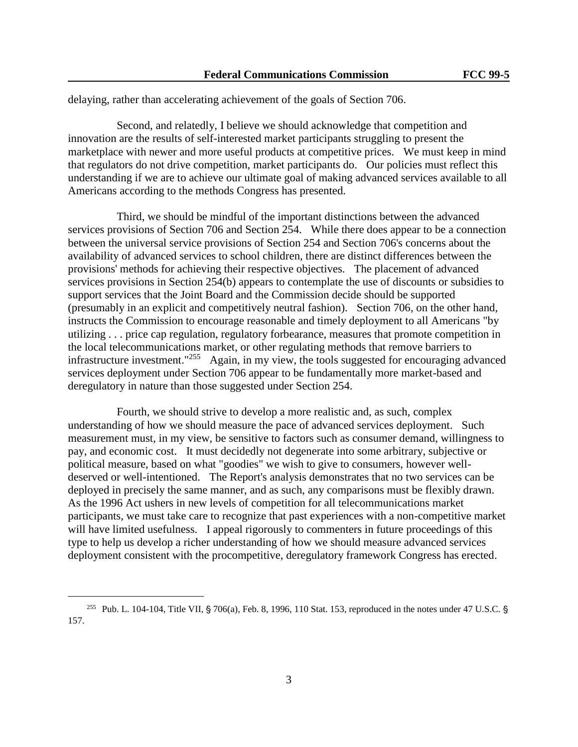delaying, rather than accelerating achievement of the goals of Section 706.

Second, and relatedly, I believe we should acknowledge that competition and innovation are the results of self-interested market participants struggling to present the marketplace with newer and more useful products at competitive prices. We must keep in mind that regulators do not drive competition, market participants do. Our policies must reflect this understanding if we are to achieve our ultimate goal of making advanced services available to all Americans according to the methods Congress has presented.

Third, we should be mindful of the important distinctions between the advanced services provisions of Section 706 and Section 254. While there does appear to be a connection between the universal service provisions of Section 254 and Section 706's concerns about the availability of advanced services to school children, there are distinct differences between the provisions' methods for achieving their respective objectives. The placement of advanced services provisions in Section 254(b) appears to contemplate the use of discounts or subsidies to support services that the Joint Board and the Commission decide should be supported (presumably in an explicit and competitively neutral fashion). Section 706, on the other hand, instructs the Commission to encourage reasonable and timely deployment to all Americans "by utilizing . . . price cap regulation, regulatory forbearance, measures that promote competition in the local telecommunications market, or other regulating methods that remove barriers to infrastructure investment."[255] Again, in my view, the tools suggested for encouraging advanced services deployment under Section 706 appear to be fundamentally more market-based and deregulatory in nature than those suggested under Section 254.

Fourth, we should strive to develop a more realistic and, as such, complex understanding of how we should measure the pace of advanced services deployment. Such measurement must, in my view, be sensitive to factors such as consumer demand, willingness to pay, and economic cost. It must decidedly not degenerate into some arbitrary, subjective or political measure, based on what "goodies" we wish to give to consumers, however well-deserved or well-intentioned. The Report's analysis demonstrates that no two services can be deployed in precisely the same manner, and as such, any comparisons must be flexibly drawn. As the 1996 Act ushers in new levels of competition for all telecommunications market participants, we must take care to recognize that past experiences with a non-competitive market will have limited usefulness. I appeal rigorously to commenters in future proceedings of this type to help us develop a richer understanding of how we should measure advanced services deployment consistent with the procompetitive, deregulatory framework Congress has erected.

---

[255] Pub. L. 104-104, Title VII, § 706(a), Feb. 8, 1996, 110 Stat. 153, reproduced in the notes under 47 U.S.C. § 157.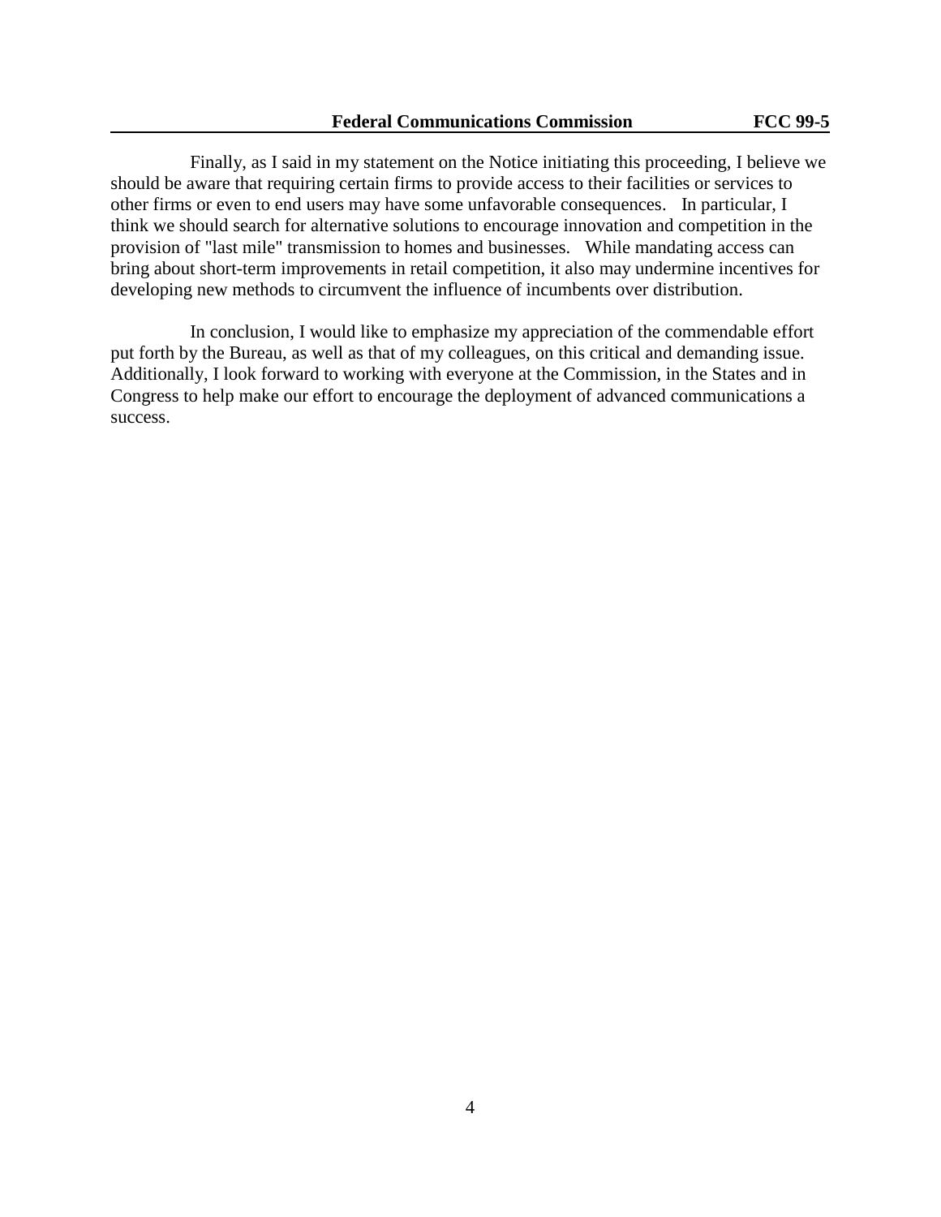Finally, as I said in my statement on the Notice initiating this proceeding, I believe we should be aware that requiring certain firms to provide access to their facilities or services to other firms or even to end users may have some unfavorable consequences. In particular, I think we should search for alternative solutions to encourage innovation and competition in the provision of "last mile" transmission to homes and businesses. While mandating access can bring about short-term improvements in retail competition, it also may undermine incentives for developing new methods to circumvent the influence of incumbents over distribution.

In conclusion, I would like to emphasize my appreciation of the commendable effort put forth by the Bureau, as well as that of my colleagues, on this critical and demanding issue. Additionally, I look forward to working with everyone at the Commission, in the States and in Congress to help make our effort to encourage the deployment of advanced communications a success.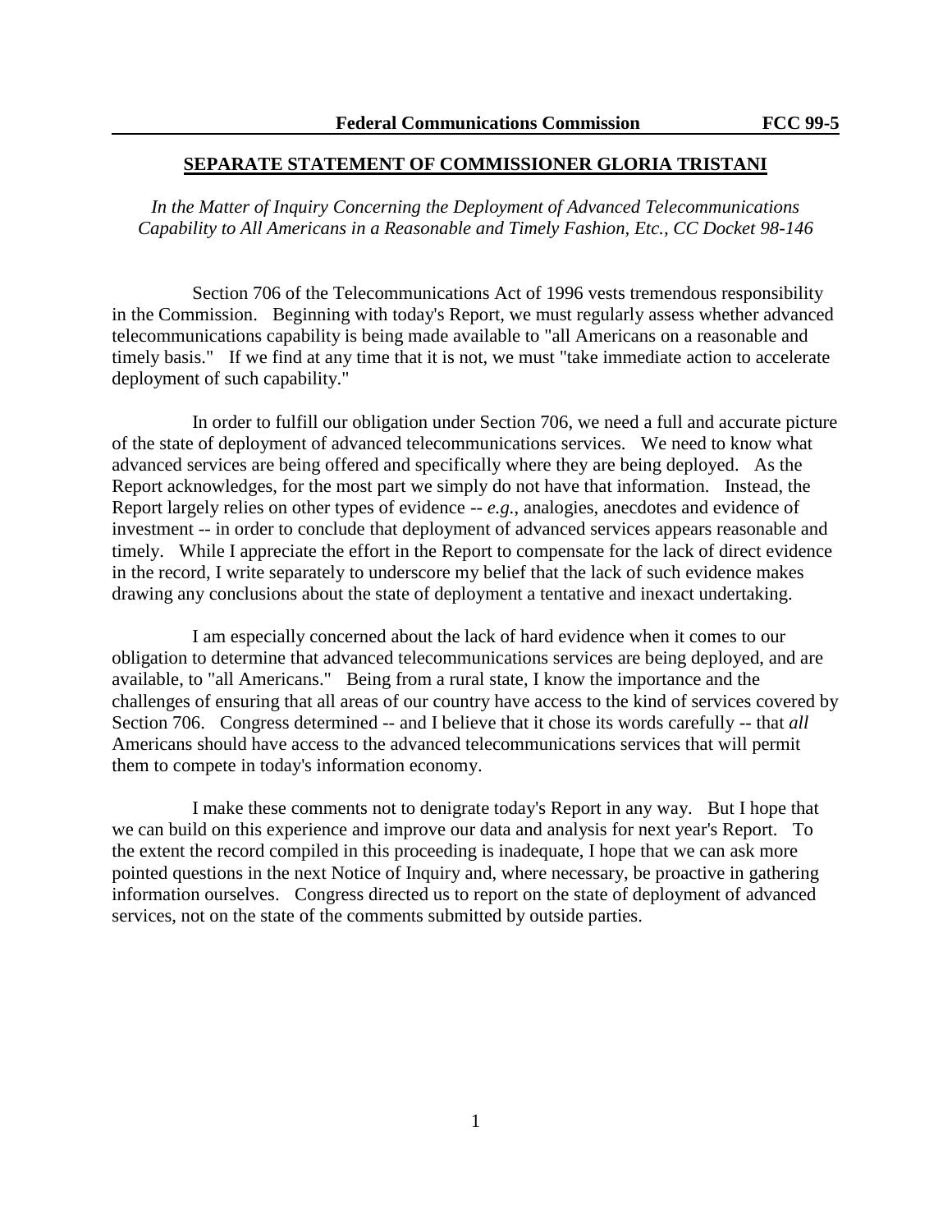## SEPARATE STATEMENT OF COMMISSIONER GLORIA TRISTANI

*In the Matter of Inquiry Concerning the Deployment of Advanced Telecommunications Capability to All Americans in a Reasonable and Timely Fashion, Etc., CC Docket 98-146*

Section 706 of the Telecommunications Act of 1996 vests tremendous responsibility in the Commission. Beginning with today's Report, we must regularly assess whether advanced telecommunications capability is being made available to "all Americans on a reasonable and timely basis." If we find at any time that it is not, we must "take immediate action to accelerate deployment of such capability."

In order to fulfill our obligation under Section 706, we need a full and accurate picture of the state of deployment of advanced telecommunications services. We need to know what advanced services are being offered and specifically where they are being deployed. As the Report acknowledges, for the most part we simply do not have that information. Instead, the Report largely relies on other types of evidence -- *e.g.*, analogies, anecdotes and evidence of investment -- in order to conclude that deployment of advanced services appears reasonable and timely. While I appreciate the effort in the Report to compensate for the lack of direct evidence in the record, I write separately to underscore my belief that the lack of such evidence makes drawing any conclusions about the state of deployment a tentative and inexact undertaking.

I am especially concerned about the lack of hard evidence when it comes to our obligation to determine that advanced telecommunications services are being deployed, and are available, to "all Americans." Being from a rural state, I know the importance and the challenges of ensuring that all areas of our country have access to the kind of services covered by Section 706. Congress determined -- and I believe that it chose its words carefully -- that *all* Americans should have access to the advanced telecommunications services that will permit them to compete in today's information economy.

I make these comments not to denigrate today's Report in any way. But I hope that we can build on this experience and improve our data and analysis for next year's Report. To the extent the record compiled in this proceeding is inadequate, I hope that we can ask more pointed questions in the next Notice of Inquiry and, where necessary, be proactive in gathering information ourselves. Congress directed us to report on the state of deployment of advanced services, not on the state of the comments submitted by outside parties.